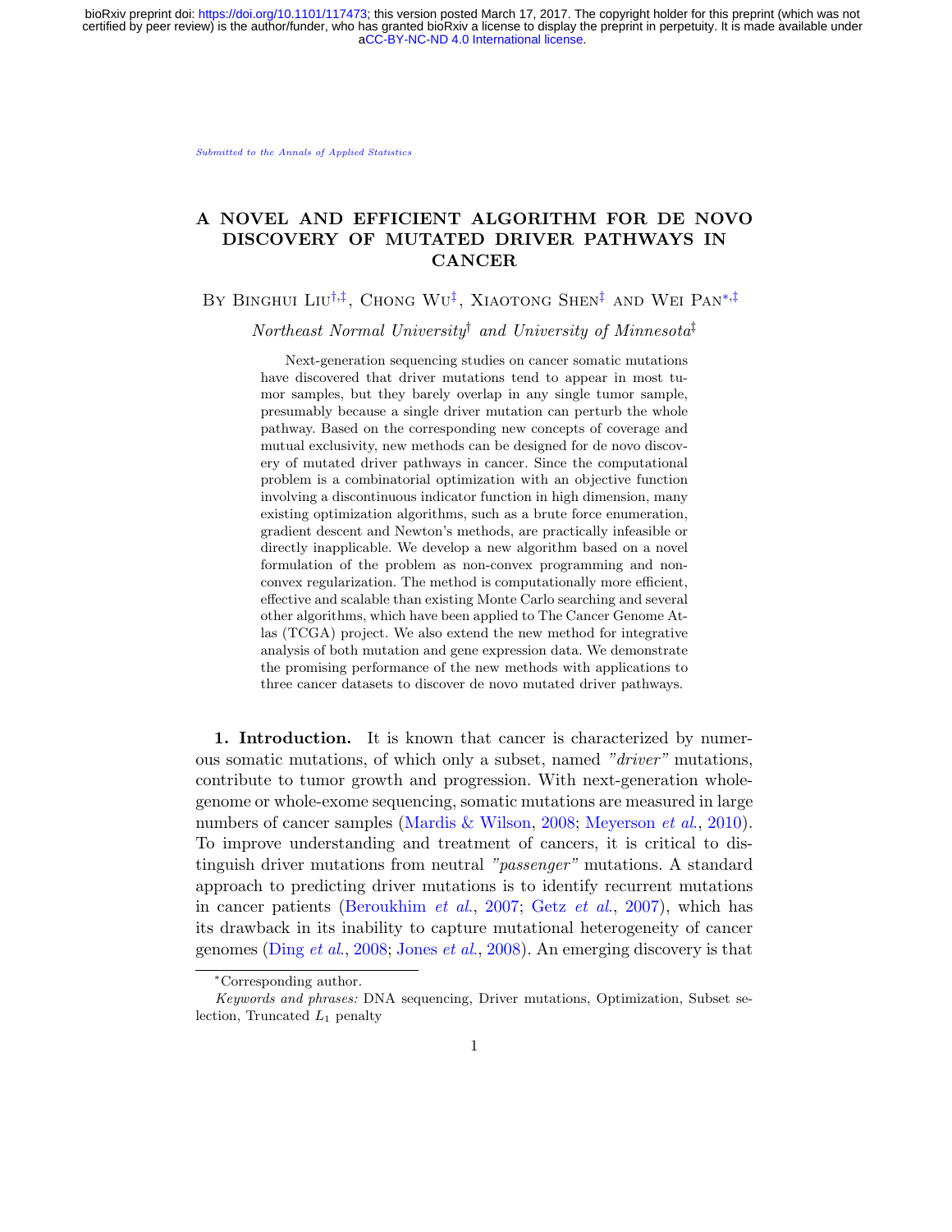*Submitted to the Annals of Applied Statistics*

# A NOVEL AND EFFICIENT ALGORITHM FOR DE NOVO DISCOVERY OF MUTATED DRIVER PATHWAYS IN CANCER

By Binghui Liu[†,‡], Chong Wu[‡], Xiaotong Shen[‡] and Wei Pan[*,‡]

*Northeast Normal University*[†] *and University of Minnesota*[‡]

Next-generation sequencing studies on cancer somatic mutations have discovered that driver mutations tend to appear in most tumor samples, but they barely overlap in any single tumor sample, presumably because a single driver mutation can perturb the whole pathway. Based on the corresponding new concepts of coverage and mutual exclusivity, new methods can be designed for de novo discovery of mutated driver pathways in cancer. Since the computational problem is a combinatorial optimization with an objective function involving a discontinuous indicator function in high dimension, many existing optimization algorithms, such as a brute force enumeration, gradient descent and Newton's methods, are practically infeasible or directly inapplicable. We develop a new algorithm based on a novel formulation of the problem as non-convex programming and non-convex regularization. The method is computationally more efficient, effective and scalable than existing Monte Carlo searching and several other algorithms, which have been applied to The Cancer Genome Atlas (TCGA) project. We also extend the new method for integrative analysis of both mutation and gene expression data. We demonstrate the promising performance of the new methods with applications to three cancer datasets to discover de novo mutated driver pathways.

**1. Introduction.** It is known that cancer is characterized by numerous somatic mutations, of which only a subset, named *"driver"* mutations, contribute to tumor growth and progression. With next-generation whole-genome or whole-exome sequencing, somatic mutations are measured in large numbers of cancer samples (Mardis & Wilson, 2008; Meyerson *et al.*, 2010). To improve understanding and treatment of cancers, it is critical to distinguish driver mutations from neutral *"passenger"* mutations. A standard approach to predicting driver mutations is to identify recurrent mutations in cancer patients (Beroukhim *et al.*, 2007; Getz *et al.*, 2007), which has its drawback in its inability to capture mutational heterogeneity of cancer genomes (Ding *et al.*, 2008; Jones *et al.*, 2008). An emerging discovery is that

---

*Corresponding author.

*Keywords and phrases:* DNA sequencing, Driver mutations, Optimization, Subset selection, Truncated $L_1$ penalty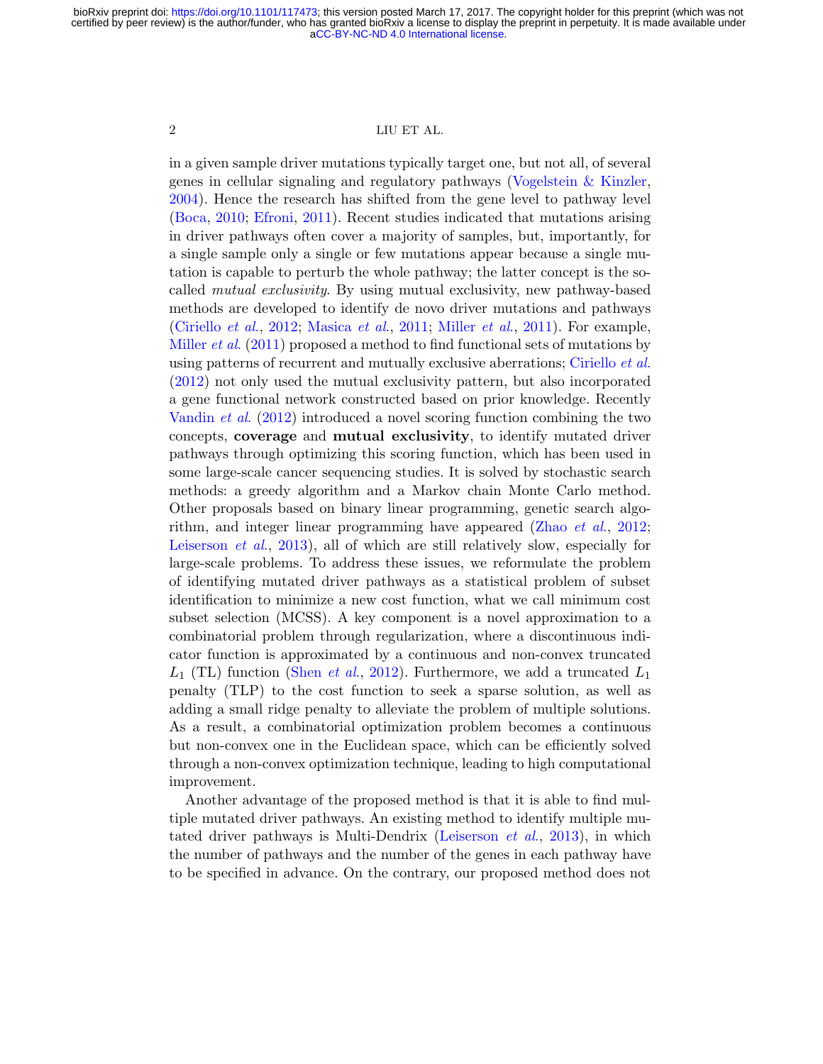in a given sample driver mutations typically target one, but not all, of several genes in cellular signaling and regulatory pathways (Vogelstein & Kinzler, 2004). Hence the research has shifted from the gene level to pathway level (Boca, 2010; Efroni, 2011). Recent studies indicated that mutations arising in driver pathways often cover a majority of samples, but, importantly, for a single sample only a single or few mutations appear because a single mutation is capable to perturb the whole pathway; the latter concept is the so-called *mutual exclusivity*. By using mutual exclusivity, new pathway-based methods are developed to identify de novo driver mutations and pathways (Ciriello *et al.*, 2012; Masica *et al.*, 2011; Miller *et al.*, 2011). For example, Miller *et al.* (2011) proposed a method to find functional sets of mutations by using patterns of recurrent and mutually exclusive aberrations; Ciriello *et al.* (2012) not only used the mutual exclusivity pattern, but also incorporated a gene functional network constructed based on prior knowledge. Recently Vandin *et al.* (2012) introduced a novel scoring function combining the two concepts, **coverage** and **mutual exclusivity**, to identify mutated driver pathways through optimizing this scoring function, which has been used in some large-scale cancer sequencing studies. It is solved by stochastic search methods: a greedy algorithm and a Markov chain Monte Carlo method. Other proposals based on binary linear programming, genetic search algorithm, and integer linear programming have appeared (Zhao *et al.*, 2012; Leiserson *et al.*, 2013), all of which are still relatively slow, especially for large-scale problems. To address these issues, we reformulate the problem of identifying mutated driver pathways as a statistical problem of subset identification to minimize a new cost function, what we call minimum cost subset selection (MCSS). A key component is a novel approximation to a combinatorial problem through regularization, where a discontinuous indicator function is approximated by a continuous and non-convex truncated $L_1$ (TL) function (Shen *et al.*, 2012). Furthermore, we add a truncated $L_1$ penalty (TLP) to the cost function to seek a sparse solution, as well as adding a small ridge penalty to alleviate the problem of multiple solutions. As a result, a combinatorial optimization problem becomes a continuous but non-convex one in the Euclidean space, which can be efficiently solved through a non-convex optimization technique, leading to high computational improvement.

Another advantage of the proposed method is that it is able to find multiple mutated driver pathways. An existing method to identify multiple mutated driver pathways is Multi-Dendrix (Leiserson *et al.*, 2013), in which the number of pathways and the number of the genes in each pathway have to be specified in advance. On the contrary, our proposed method does not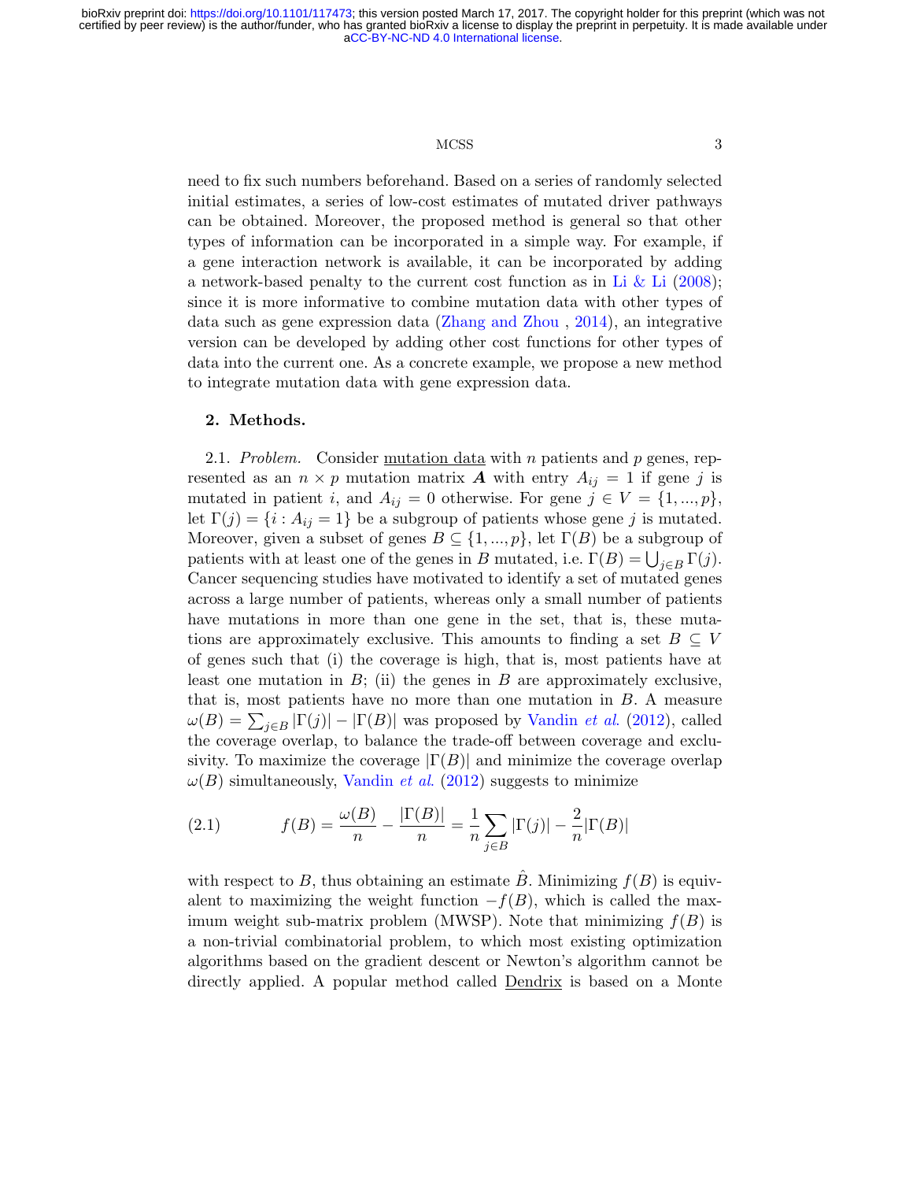need to fix such numbers beforehand. Based on a series of randomly selected initial estimates, a series of low-cost estimates of mutated driver pathways can be obtained. Moreover, the proposed method is general so that other types of information can be incorporated in a simple way. For example, if a gene interaction network is available, it can be incorporated by adding a network-based penalty to the current cost function as in Li & Li (2008); since it is more informative to combine mutation data with other types of data such as gene expression data (Zhang and Zhou , 2014), an integrative version can be developed by adding other cost functions for other types of data into the current one. As a concrete example, we propose a new method to integrate mutation data with gene expression data.

## 2. Methods.

2.1. *Problem.* Consider mutation data with $n$ patients and $p$ genes, represented as an $n \times p$ mutation matrix $\boldsymbol{A}$ with entry $A_{ij} = 1$ if gene $j$ is mutated in patient $i$, and $A_{ij} = 0$ otherwise. For gene $j \in V = \{1, ..., p\}$, let $\Gamma(j) = \{i : A_{ij} = 1\}$ be a subgroup of patients whose gene $j$ is mutated. Moreover, given a subset of genes $B \subseteq \{1, ..., p\}$, let $\Gamma(B)$ be a subgroup of patients with at least one of the genes in $B$ mutated, i.e. $\Gamma(B) = \bigcup_{j \in B} \Gamma(j)$. Cancer sequencing studies have motivated to identify a set of mutated genes across a large number of patients, whereas only a small number of patients have mutations in more than one gene in the set, that is, these mutations are approximately exclusive. This amounts to finding a set $B \subseteq V$ of genes such that (i) the coverage is high, that is, most patients have at least one mutation in $B$; (ii) the genes in $B$ are approximately exclusive, that is, most patients have no more than one mutation in $B$. A measure $\omega(B) = \sum_{j \in B} |\Gamma(j)| - |\Gamma(B)|$ was proposed by Vandin *et al.* (2012), called the coverage overlap, to balance the trade-off between coverage and exclusivity. To maximize the coverage $|\Gamma(B)|$ and minimize the coverage overlap $\omega(B)$ simultaneously, Vandin *et al.* (2012) suggests to minimize

$$f(B) = \frac{\omega(B)}{n} - \frac{|\Gamma(B)|}{n} = \frac{1}{n} \sum_{j \in B} |\Gamma(j)| - \frac{2}{n} |\Gamma(B)| \tag{2.1}$$

with respect to $B$, thus obtaining an estimate $\hat{B}$. Minimizing $f(B)$ is equivalent to maximizing the weight function $-f(B)$, which is called the maximum weight sub-matrix problem (MWSP). Note that minimizing $f(B)$ is a non-trivial combinatorial problem, to which most existing optimization algorithms based on the gradient descent or Newton's algorithm cannot be directly applied. A popular method called Dendrix is based on a Monte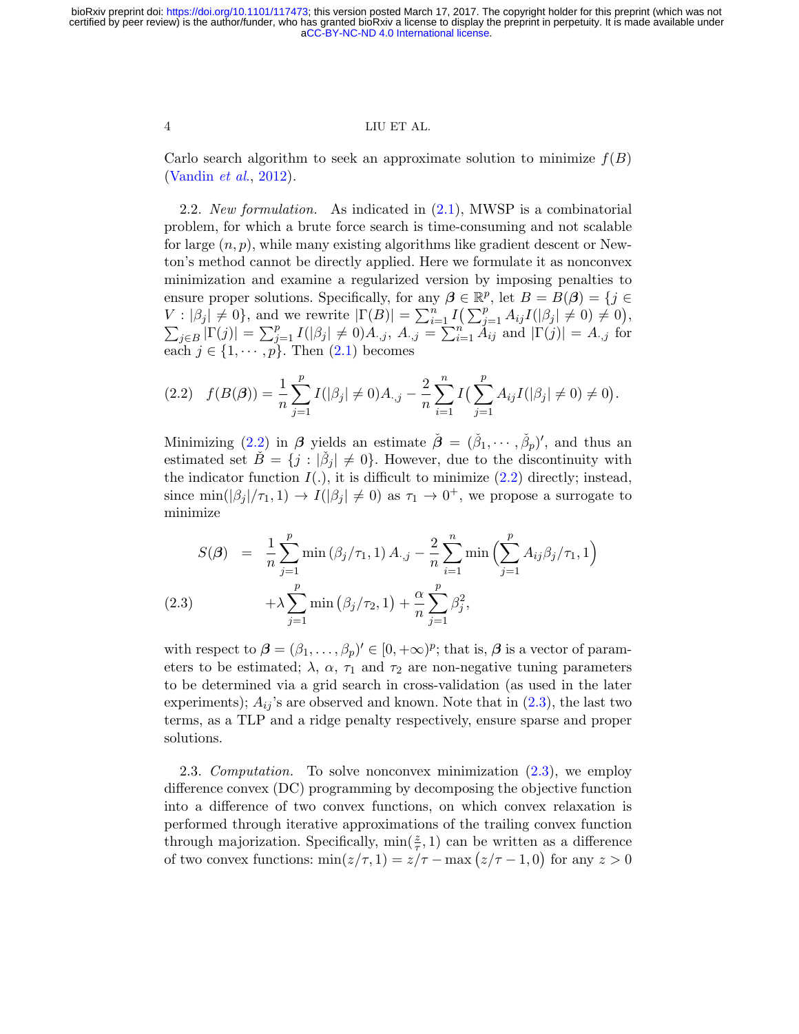Carlo search algorithm to seek an approximate solution to minimize $f(B)$ (Vandin *et al.*, 2012).

2.2. *New formulation.* As indicated in (2.1), MWSP is a combinatorial problem, for which a brute force search is time-consuming and not scalable for large $(n, p)$, while many existing algorithms like gradient descent or Newton's method cannot be directly applied. Here we formulate it as nonconvex minimization and examine a regularized version by imposing penalties to ensure proper solutions. Specifically, for any $\boldsymbol{\beta} \in \mathbb{R}^p$, let $B = B(\boldsymbol{\beta}) = \{j \in V : |\beta_j| \neq 0\}$, and we rewrite $|\Gamma(B)| = \sum_{i=1}^n I\big(\sum_{j=1}^p A_{ij} I(|\beta_j| \neq 0) \neq 0\big)$, $\sum_{j \in B} |\Gamma(j)| = \sum_{j=1}^p I(|\beta_j| \neq 0) A_{.,j}$, $A_{.,j} = \sum_{i=1}^n A_{ij}$ and $|\Gamma(j)| = A_{.,j}$ for each $j \in \{1, \cdots, p\}$. Then (2.1) becomes

$$f(B(\boldsymbol{\beta})) = \frac{1}{n} \sum_{j=1}^p I(|\beta_j| \neq 0) A_{.,j} - \frac{2}{n} \sum_{i=1}^n I\big(\sum_{j=1}^p A_{ij} I(|\beta_j| \neq 0) \neq 0\big). \tag{2.2}$$

Minimizing (2.2) in $\boldsymbol{\beta}$ yields an estimate $\check{\boldsymbol{\beta}} = (\check{\beta}_1, \cdots, \check{\beta}_p)'$, and thus an estimated set $\check{B} = \{j : |\check{\beta}_j| \neq 0\}$. However, due to the discontinuity with the indicator function $I(.)$, it is difficult to minimize (2.2) directly; instead, since $\min(|\beta_j|/\tau_1, 1) \to I(|\beta_j| \neq 0)$ as $\tau_1 \to 0^+$, we propose a surrogate to minimize

$$\begin{aligned} S(\boldsymbol{\beta}) \;=\; & \frac{1}{n} \sum_{j=1}^p \min\left(\beta_j/\tau_1, 1\right) A_{.,j} - \frac{2}{n} \sum_{i=1}^n \min\Big(\sum_{j=1}^p A_{ij}\beta_j/\tau_1, 1\Big) \\ & + \lambda \sum_{j=1}^p \min\left(\beta_j/\tau_2, 1\right) + \frac{\alpha}{n} \sum_{j=1}^p \beta_j^2, \end{aligned} \tag{2.3}$$

with respect to $\boldsymbol{\beta} = (\beta_1, \ldots, \beta_p)' \in [0, +\infty)^p$; that is, $\boldsymbol{\beta}$ is a vector of parameters to be estimated; $\lambda$, $\alpha$, $\tau_1$ and $\tau_2$ are non-negative tuning parameters to be determined via a grid search in cross-validation (as used in the later experiments); $A_{ij}$'s are observed and known. Note that in (2.3), the last two terms, as a TLP and a ridge penalty respectively, ensure sparse and proper solutions.

2.3. *Computation.* To solve nonconvex minimization (2.3), we employ difference convex (DC) programming by decomposing the objective function into a difference of two convex functions, on which convex relaxation is performed through iterative approximations of the trailing convex function through majorization. Specifically, $\min(\frac{z}{\tau}, 1)$ can be written as a difference of two convex functions: $\min(z/\tau, 1) = z/\tau - \max\left(z/\tau - 1, 0\right)$ for any $z > 0$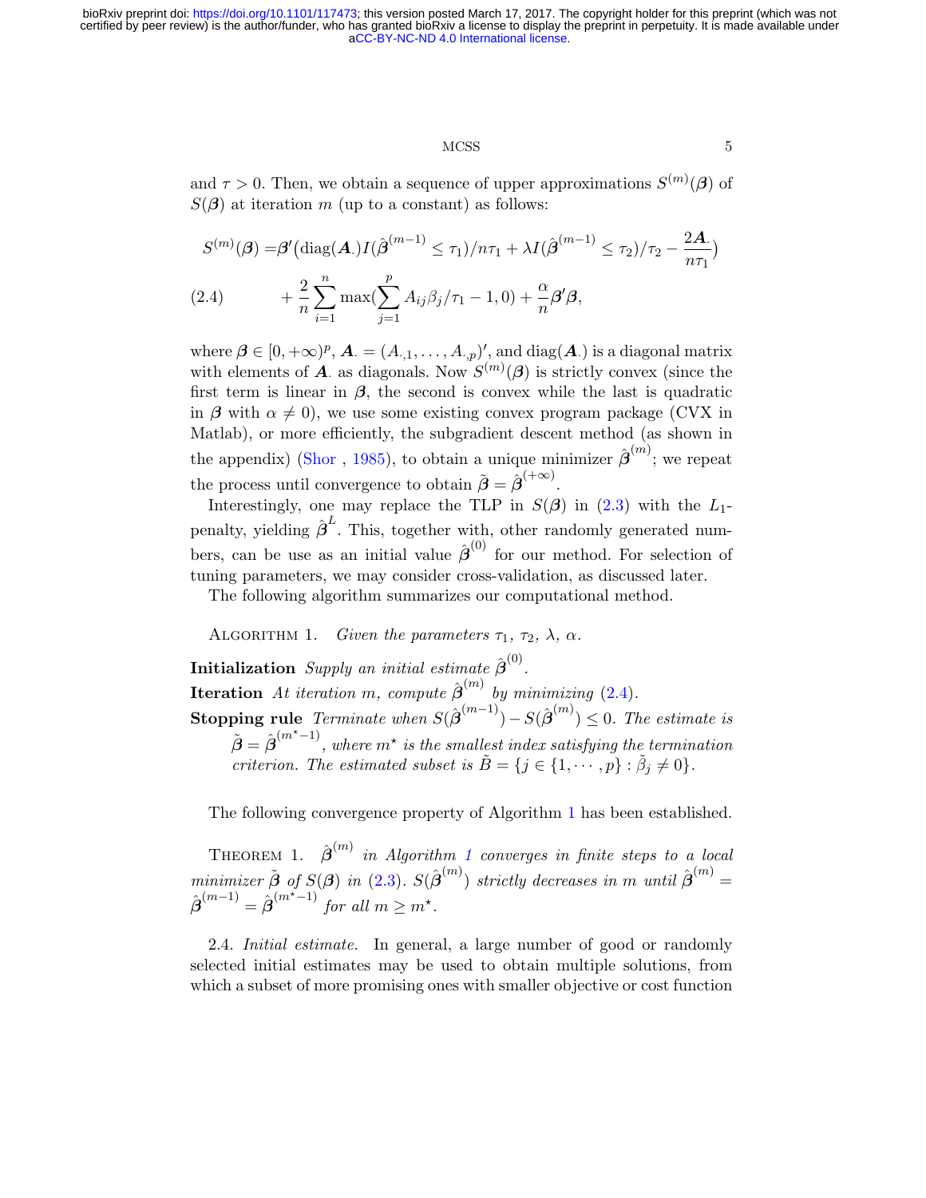and $\tau > 0$. Then, we obtain a sequence of upper approximations $S^{(m)}(\boldsymbol{\beta})$ of $S(\boldsymbol{\beta})$ at iteration $m$ (up to a constant) as follows:

$$
\begin{aligned}
S^{(m)}(\boldsymbol{\beta}) =& \boldsymbol{\beta}'\big(\mathrm{diag}(\boldsymbol{A}_{\cdot})I(\hat{\boldsymbol{\beta}}^{(m-1)} \le \tau_1)/n\tau_1 + \lambda I(\hat{\boldsymbol{\beta}}^{(m-1)} \le \tau_2)/\tau_2 - \frac{2\boldsymbol{A}_{\cdot}}{n\tau_1}\big) \\
&+ \frac{2}{n}\sum_{i=1}^{n}\max\Big(\sum_{j=1}^{p} A_{ij}\beta_j/\tau_1 - 1, 0\Big) + \frac{\alpha}{n}\boldsymbol{\beta}'\boldsymbol{\beta}, \qquad (2.4)
\end{aligned}
$$

where $\boldsymbol{\beta} \in [0, +\infty)^p$, $\boldsymbol{A}_{\cdot} = (A_{\cdot,1}, \ldots, A_{\cdot,p})'$, and $\mathrm{diag}(\boldsymbol{A}_{\cdot})$ is a diagonal matrix with elements of $\boldsymbol{A}_{\cdot}$ as diagonals. Now $S^{(m)}(\boldsymbol{\beta})$ is strictly convex (since the first term is linear in $\boldsymbol{\beta}$, the second is convex while the last is quadratic in $\boldsymbol{\beta}$ with $\alpha \neq 0$), we use some existing convex program package (CVX in Matlab), or more efficiently, the subgradient descent method (as shown in the appendix) (Shor , 1985), to obtain a unique minimizer $\hat{\boldsymbol{\beta}}^{(m)}$; we repeat the process until convergence to obtain $\tilde{\boldsymbol{\beta}} = \hat{\boldsymbol{\beta}}^{(+\infty)}$.

Interestingly, one may replace the TLP in $S(\boldsymbol{\beta})$ in (2.3) with the $L_1$-penalty, yielding $\hat{\boldsymbol{\beta}}^{L}$. This, together with, other randomly generated numbers, can be use as an initial value $\hat{\boldsymbol{\beta}}^{(0)}$ for our method. For selection of tuning parameters, we may consider cross-validation, as discussed later.

The following algorithm summarizes our computational method.

Algorithm 1. *Given the parameters $\tau_1$, $\tau_2$, $\lambda$, $\alpha$.*

**Initialization** *Supply an initial estimate $\hat{\boldsymbol{\beta}}^{(0)}$.*

**Iteration** *At iteration $m$, compute $\hat{\boldsymbol{\beta}}^{(m)}$ by minimizing (2.4).*

**Stopping rule** *Terminate when $S(\hat{\boldsymbol{\beta}}^{(m-1)}) - S(\hat{\boldsymbol{\beta}}^{(m)}) \le 0$. The estimate is $\tilde{\boldsymbol{\beta}} = \hat{\boldsymbol{\beta}}^{(m^\star-1)}$, where $m^\star$ is the smallest index satisfying the termination criterion. The estimated subset is $\tilde{B} = \{j \in \{1, \cdots, p\} : \tilde{\beta}_j \neq 0\}$.*

The following convergence property of Algorithm 1 has been established.

Theorem 1. *$\hat{\boldsymbol{\beta}}^{(m)}$ in Algorithm 1 converges in finite steps to a local minimizer $\tilde{\boldsymbol{\beta}}$ of $S(\boldsymbol{\beta})$ in (2.3). $S(\hat{\boldsymbol{\beta}}^{(m)})$ strictly decreases in $m$ until $\hat{\boldsymbol{\beta}}^{(m)} = \hat{\boldsymbol{\beta}}^{(m-1)} = \hat{\boldsymbol{\beta}}^{(m^\star-1)}$ for all $m \ge m^\star$.*

2.4. *Initial estimate.* In general, a large number of good or randomly selected initial estimates may be used to obtain multiple solutions, from which a subset of more promising ones with smaller objective or cost function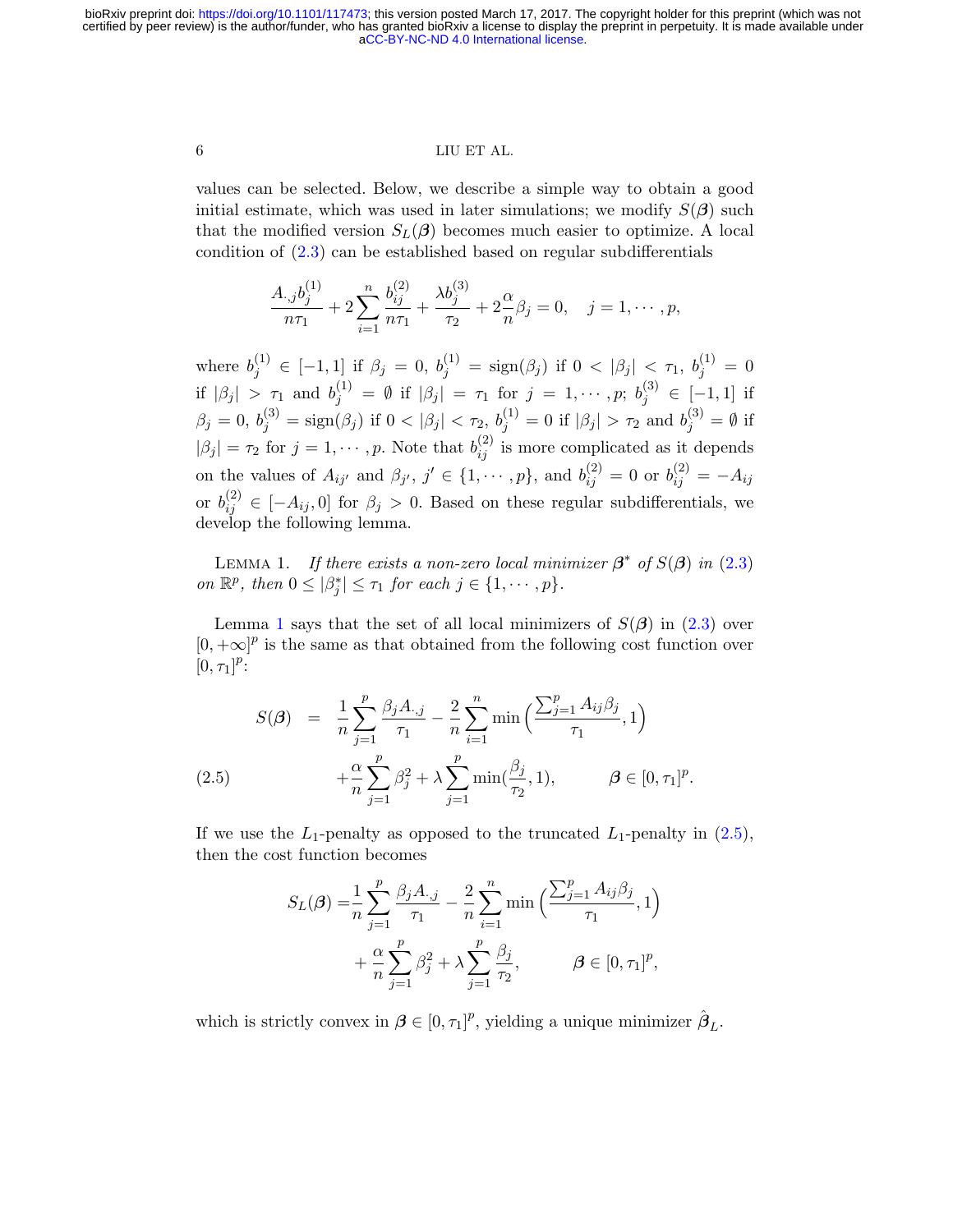values can be selected. Below, we describe a simple way to obtain a good initial estimate, which was used in later simulations; we modify $S(\boldsymbol{\beta})$ such that the modified version $S_L(\boldsymbol{\beta})$ becomes much easier to optimize. A local condition of (2.3) can be established based on regular subdifferentials

$$\frac{A_{\cdot,j} b_j^{(1)}}{n\tau_1} + 2\sum_{i=1}^{n} \frac{b_{ij}^{(2)}}{n\tau_1} + \frac{\lambda b_j^{(3)}}{\tau_2} + 2\frac{\alpha}{n}\beta_j = 0, \quad j = 1, \cdots, p,$$

where $b_j^{(1)} \in [-1, 1]$ if $\beta_j = 0$, $b_j^{(1)} = \text{sign}(\beta_j)$ if $0 < |\beta_j| < \tau_1$, $b_j^{(1)} = 0$ if $|\beta_j| > \tau_1$ and $b_j^{(1)} = \emptyset$ if $|\beta_j| = \tau_1$ for $j = 1, \cdots, p$; $b_j^{(3)} \in [-1, 1]$ if $\beta_j = 0$, $b_j^{(3)} = \text{sign}(\beta_j)$ if $0 < |\beta_j| < \tau_2$, $b_j^{(1)} = 0$ if $|\beta_j| > \tau_2$ and $b_j^{(3)} = \emptyset$ if $|\beta_j| = \tau_2$ for $j = 1, \cdots, p$. Note that $b_{ij}^{(2)}$ is more complicated as it depends on the values of $A_{ij'}$ and $\beta_{j'}$, $j' \in \{1, \cdots, p\}$, and $b_{ij}^{(2)} = 0$ or $b_{ij}^{(2)} = -A_{ij}$ or $b_{ij}^{(2)} \in [-A_{ij}, 0]$ for $\beta_j > 0$. Based on these regular subdifferentials, we develop the following lemma.

LEMMA 1. *If there exists a non-zero local minimizer $\boldsymbol{\beta}^*$ of $S(\boldsymbol{\beta})$ in (2.3) on $\mathbb{R}^p$, then $0 \leq |\beta_j^*| \leq \tau_1$ for each $j \in \{1, \cdots, p\}$.*

Lemma 1 says that the set of all local minimizers of $S(\boldsymbol{\beta})$ in (2.3) over $[0, +\infty]^p$ is the same as that obtained from the following cost function over $[0, \tau_1]^p$:

$$\begin{aligned} S(\boldsymbol{\beta}) \;=\; & \frac{1}{n}\sum_{j=1}^{p} \frac{\beta_j A_{\cdot,j}}{\tau_1} - \frac{2}{n}\sum_{i=1}^{n} \min\Big(\frac{\sum_{j=1}^{p} A_{ij}\beta_j}{\tau_1}, 1\Big) \\ & + \frac{\alpha}{n}\sum_{j=1}^{p} \beta_j^2 + \lambda \sum_{j=1}^{p} \min(\frac{\beta_j}{\tau_2}, 1), \qquad \boldsymbol{\beta} \in [0, \tau_1]^p. \end{aligned} \tag{2.5}$$

If we use the $L_1$-penalty as opposed to the truncated $L_1$-penalty in (2.5), then the cost function becomes

$$\begin{aligned} S_L(\boldsymbol{\beta}) =& \frac{1}{n}\sum_{j=1}^{p} \frac{\beta_j A_{\cdot,j}}{\tau_1} - \frac{2}{n}\sum_{i=1}^{n} \min\Big(\frac{\sum_{j=1}^{p} A_{ij}\beta_j}{\tau_1}, 1\Big) \\ & + \frac{\alpha}{n}\sum_{j=1}^{p} \beta_j^2 + \lambda \sum_{j=1}^{p} \frac{\beta_j}{\tau_2}, \qquad \boldsymbol{\beta} \in [0, \tau_1]^p, \end{aligned}$$

which is strictly convex in $\boldsymbol{\beta} \in [0, \tau_1]^p$, yielding a unique minimizer $\hat{\boldsymbol{\beta}}_L$.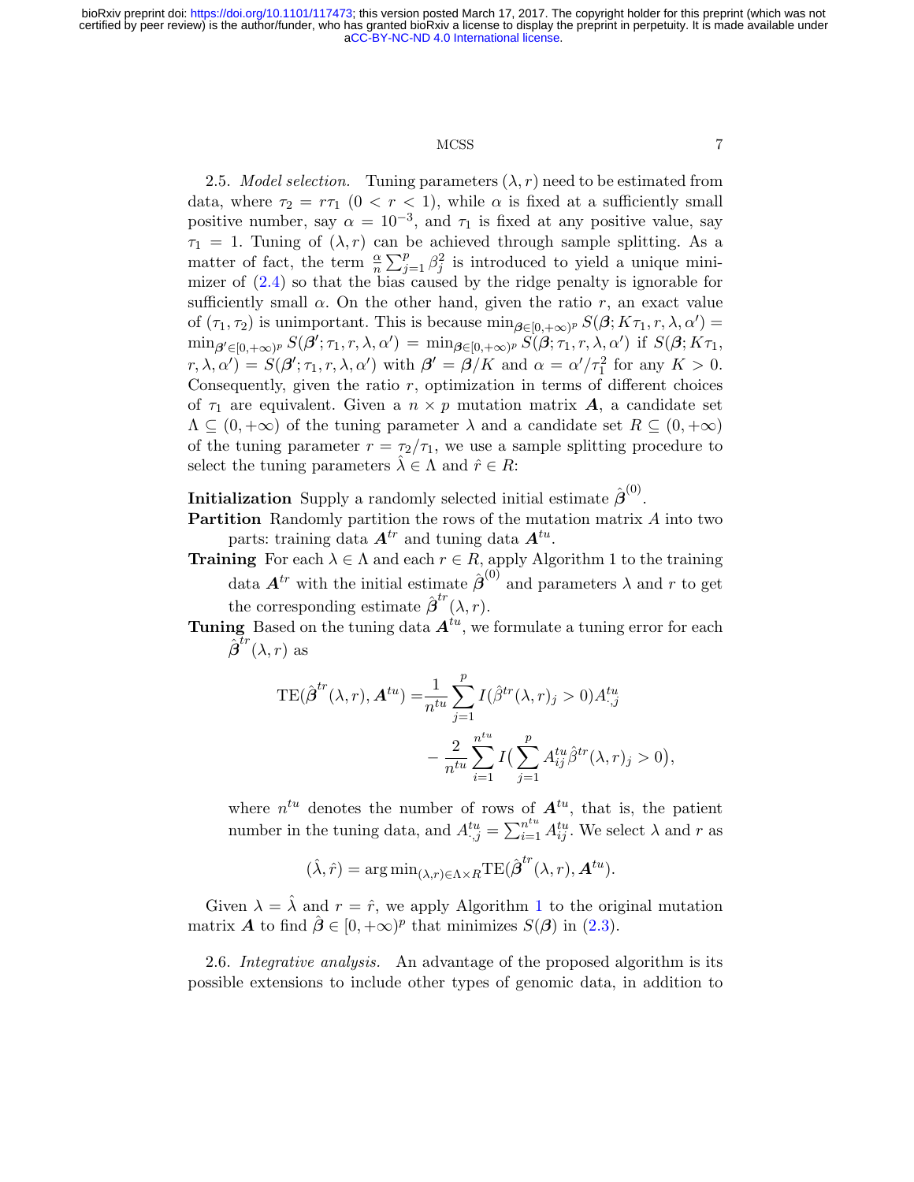2.5. *Model selection.* Tuning parameters $(\lambda, r)$ need to be estimated from data, where $\tau_2 = r\tau_1$ $(0 < r < 1)$, while $\alpha$ is fixed at a sufficiently small positive number, say $\alpha = 10^{-3}$, and $\tau_1$ is fixed at any positive value, say $\tau_1 = 1$. Tuning of $(\lambda, r)$ can be achieved through sample splitting. As a matter of fact, the term $\frac{\alpha}{n}\sum_{j=1}^{p}\beta_j^2$ is introduced to yield a unique minimizer of (2.4) so that the bias caused by the ridge penalty is ignorable for sufficiently small $\alpha$. On the other hand, given the ratio $r$, an exact value of $(\tau_1, \tau_2)$ is unimportant. This is because $\min_{\boldsymbol{\beta}\in[0,+\infty)^p} S(\boldsymbol{\beta}; K\tau_1, r, \lambda, \alpha') = \min_{\boldsymbol{\beta}'\in[0,+\infty)^p} S(\boldsymbol{\beta}'; \tau_1, r, \lambda, \alpha') = \min_{\boldsymbol{\beta}\in[0,+\infty)^p} S(\boldsymbol{\beta}; \tau_1, r, \lambda, \alpha')$ if $S(\boldsymbol{\beta}; K\tau_1, r, \lambda, \alpha') = S(\boldsymbol{\beta}'; \tau_1, r, \lambda, \alpha')$ with $\boldsymbol{\beta}' = \boldsymbol{\beta}/K$ and $\alpha = \alpha'/\tau_1^2$ for any $K > 0$. Consequently, given the ratio $r$, optimization in terms of different choices of $\tau_1$ are equivalent. Given a $n \times p$ mutation matrix $\boldsymbol{A}$, a candidate set $\Lambda \subseteq (0, +\infty)$ of the tuning parameter $\lambda$ and a candidate set $R \subseteq (0, +\infty)$ of the tuning parameter $r = \tau_2/\tau_1$, we use a sample splitting procedure to select the tuning parameters $\hat{\lambda} \in \Lambda$ and $\hat{r} \in R$:

**Initialization** Supply a randomly selected initial estimate $\hat{\boldsymbol{\beta}}^{(0)}$.

**Partition** Randomly partition the rows of the mutation matrix $A$ into two parts: training data $\boldsymbol{A}^{tr}$ and tuning data $\boldsymbol{A}^{tu}$.

**Training** For each $\lambda \in \Lambda$ and each $r \in R$, apply Algorithm 1 to the training data $\boldsymbol{A}^{tr}$ with the initial estimate $\hat{\boldsymbol{\beta}}^{(0)}$ and parameters $\lambda$ and $r$ to get the corresponding estimate $\hat{\boldsymbol{\beta}}^{tr}(\lambda, r)$.

**Tuning** Based on the tuning data $\boldsymbol{A}^{tu}$, we formulate a tuning error for each $\hat{\boldsymbol{\beta}}^{tr}(\lambda, r)$ as

$$
\begin{aligned}
\mathrm{TE}(\hat{\boldsymbol{\beta}}^{tr}(\lambda, r), \boldsymbol{A}^{tu}) =& \frac{1}{n^{tu}}\sum_{j=1}^{p} I(\hat{\beta}^{tr}(\lambda, r)_j > 0)A^{tu}_{\cdot j} \\
& - \frac{2}{n^{tu}}\sum_{i=1}^{n^{tu}} I\big(\sum_{j=1}^{p} A^{tu}_{ij}\hat{\beta}^{tr}(\lambda, r)_j > 0\big),
\end{aligned}
$$

where $n^{tu}$ denotes the number of rows of $\boldsymbol{A}^{tu}$, that is, the patient number in the tuning data, and $A^{tu}_{\cdot j} = \sum_{i=1}^{n^{tu}} A^{tu}_{ij}$. We select $\lambda$ and $r$ as

$$
(\hat{\lambda}, \hat{r}) = \arg\min\nolimits_{(\lambda, r)\in\Lambda\times R} \mathrm{TE}(\hat{\boldsymbol{\beta}}^{tr}(\lambda, r), \boldsymbol{A}^{tu}).
$$

Given $\lambda = \hat{\lambda}$ and $r = \hat{r}$, we apply Algorithm 1 to the original mutation matrix $\boldsymbol{A}$ to find $\hat{\boldsymbol{\beta}} \in [0, +\infty)^p$ that minimizes $S(\boldsymbol{\beta})$ in (2.3).

2.6. *Integrative analysis.* An advantage of the proposed algorithm is its possible extensions to include other types of genomic data, in addition to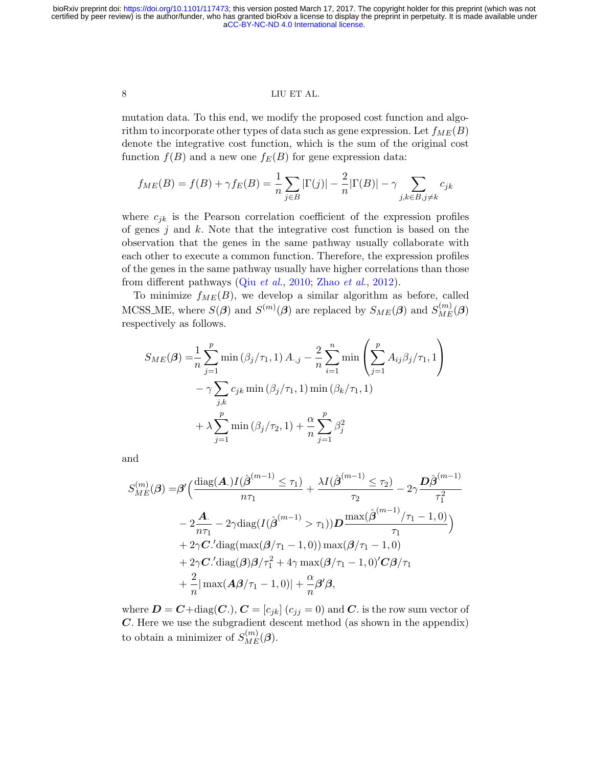mutation data. To this end, we modify the proposed cost function and algorithm to incorporate other types of data such as gene expression. Let $f_{ME}(B)$ denote the integrative cost function, which is the sum of the original cost function $f(B)$ and a new one $f_E(B)$ for gene expression data:

$$f_{ME}(B) = f(B) + \gamma f_E(B) = \frac{1}{n}\sum_{j \in B} |\Gamma(j)| - \frac{2}{n}|\Gamma(B)| - \gamma \sum_{j,k \in B, j \neq k} c_{jk}$$

where $c_{jk}$ is the Pearson correlation coefficient of the expression profiles of genes $j$ and $k$. Note that the integrative cost function is based on the observation that the genes in the same pathway usually collaborate with each other to execute a common function. Therefore, the expression profiles of the genes in the same pathway usually have higher correlations than those from different pathways (Qiu *et al.*, 2010; Zhao *et al.*, 2012).

To minimize $f_{ME}(B)$, we develop a similar algorithm as before, called MCSS_ME, where $S(\boldsymbol{\beta})$ and $S^{(m)}(\boldsymbol{\beta})$ are replaced by $S_{ME}(\boldsymbol{\beta})$ and $S_{ME}^{(m)}(\boldsymbol{\beta})$ respectively as follows.

$$\begin{aligned}
S_{ME}(\boldsymbol{\beta}) =& \frac{1}{n}\sum_{j=1}^{p} \min\left(\beta_j/\tau_1, 1\right) A_{\cdot,j} - \frac{2}{n}\sum_{i=1}^{n} \min\left(\sum_{j=1}^{p} A_{ij}\beta_j/\tau_1, 1\right) \\
& - \gamma \sum_{j,k} c_{jk} \min\left(\beta_j/\tau_1, 1\right) \min\left(\beta_k/\tau_1, 1\right) \\
& + \lambda \sum_{j=1}^{p} \min\left(\beta_j/\tau_2, 1\right) + \frac{\alpha}{n}\sum_{j=1}^{p} \beta_j^2
\end{aligned}$$

and

$$\begin{aligned}
S_{ME}^{(m)}(\boldsymbol{\beta}) =& \boldsymbol{\beta}'\Big(\frac{\mathrm{diag}(\boldsymbol{A}_{\cdot})I(\hat{\boldsymbol{\beta}}^{(m-1)} \leq \tau_1)}{n\tau_1} + \frac{\lambda I(\hat{\boldsymbol{\beta}}^{(m-1)} \leq \tau_2)}{\tau_2} - 2\gamma\frac{\boldsymbol{D}\hat{\boldsymbol{\beta}}^{(m-1)}}{\tau_1^2} \\
& - 2\frac{\boldsymbol{A}_{\cdot}}{n\tau_1} - 2\gamma \mathrm{diag}(I(\hat{\boldsymbol{\beta}}^{(m-1)} > \tau_1))\boldsymbol{D}\frac{\max(\hat{\boldsymbol{\beta}}^{(m-1)}/\tau_1 - 1, 0)}{\tau_1}\Big) \\
& + 2\gamma \boldsymbol{C}_{\cdot}'\mathrm{diag}(\max(\boldsymbol{\beta}/\tau_1 - 1, 0))\max(\boldsymbol{\beta}/\tau_1 - 1, 0) \\
& + 2\gamma \boldsymbol{C}_{\cdot}'\mathrm{diag}(\boldsymbol{\beta})\boldsymbol{\beta}/\tau_1^2 + 4\gamma \max(\boldsymbol{\beta}/\tau_1 - 1, 0)'\boldsymbol{C}\boldsymbol{\beta}/\tau_1 \\
& + \frac{2}{n}|\max(\boldsymbol{A}\boldsymbol{\beta}/\tau_1 - 1, 0)| + \frac{\alpha}{n}\boldsymbol{\beta}'\boldsymbol{\beta},
\end{aligned}$$

where $\boldsymbol{D} = \boldsymbol{C} + \mathrm{diag}(\boldsymbol{C}_{\cdot})$, $\boldsymbol{C} = [c_{jk}]$ ($c_{jj} = 0$) and $\boldsymbol{C}_{\cdot}$ is the row sum vector of $\boldsymbol{C}$. Here we use the subgradient descent method (as shown in the appendix) to obtain a minimizer of $S_{ME}^{(m)}(\boldsymbol{\beta})$.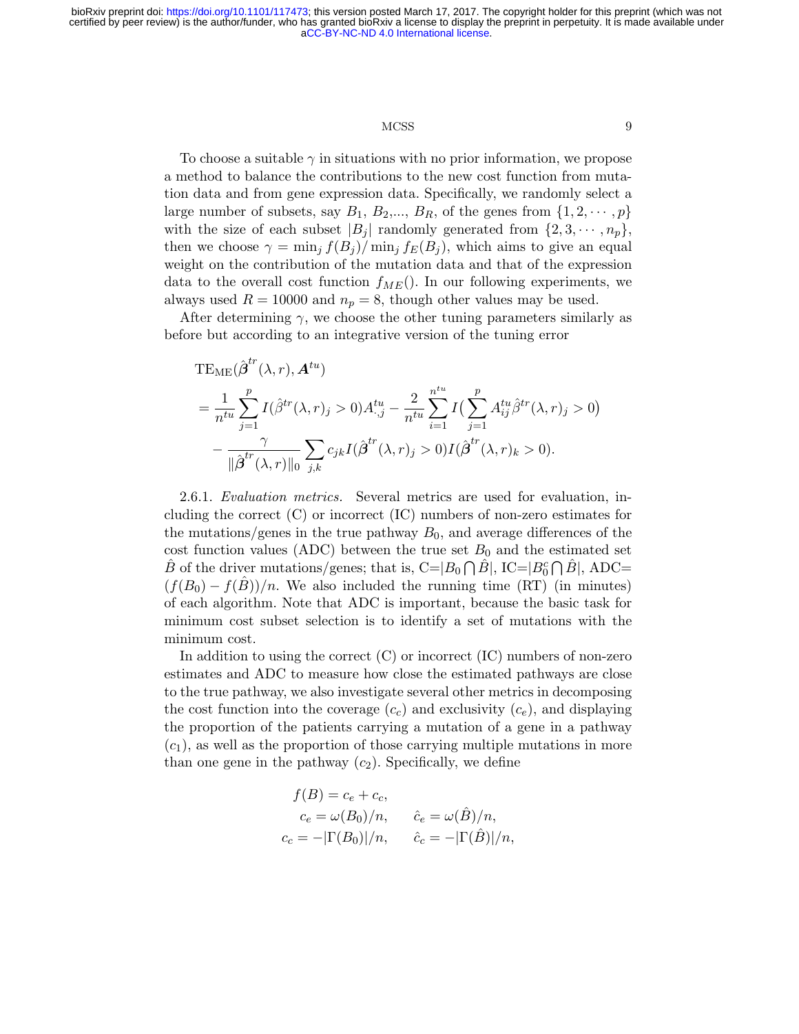To choose a suitable $\gamma$ in situations with no prior information, we propose a method to balance the contributions to the new cost function from mutation data and from gene expression data. Specifically, we randomly select a large number of subsets, say $B_1$, $B_2$,..., $B_R$, of the genes from $\{1, 2, \cdots, p\}$ with the size of each subset $|B_j|$ randomly generated from $\{2, 3, \cdots, n_p\}$, then we choose $\gamma = \min_j f(B_j)/\min_j f_E(B_j)$, which aims to give an equal weight on the contribution of the mutation data and that of the expression data to the overall cost function $f_{ME}()$. In our following experiments, we always used $R = 10000$ and $n_p = 8$, though other values may be used.

After determining $\gamma$, we choose the other tuning parameters similarly as before but according to an integrative version of the tuning error

$$
\begin{aligned}
&\text{TE}_{\text{ME}}(\hat{\boldsymbol{\beta}}^{tr}(\lambda, r), \boldsymbol{A}^{tu}) \\
&= \frac{1}{n^{tu}} \sum_{j=1}^{p} I(\hat{\beta}^{tr}(\lambda, r)_j > 0) A^{tu}_{\cdot,j} - \frac{2}{n^{tu}} \sum_{i=1}^{n^{tu}} I\big(\sum_{j=1}^{p} A^{tu}_{ij} \hat{\beta}^{tr}(\lambda, r)_j > 0\big) \\
&\quad - \frac{\gamma}{\|\hat{\boldsymbol{\beta}}^{tr}(\lambda, r)\|_0} \sum_{j,k} c_{jk} I(\hat{\boldsymbol{\beta}}^{tr}(\lambda, r)_j > 0) I(\hat{\boldsymbol{\beta}}^{tr}(\lambda, r)_k > 0).
\end{aligned}
$$

2.6.1. *Evaluation metrics.* Several metrics are used for evaluation, including the correct (C) or incorrect (IC) numbers of non-zero estimates for the mutations/genes in the true pathway $B_0$, and average differences of the cost function values (ADC) between the true set $B_0$ and the estimated set $\hat{B}$ of the driver mutations/genes; that is, C$=|B_0 \bigcap \hat{B}|$, IC$=|B_0^c \bigcap \hat{B}|$, ADC$=(f(B_0) - f(\hat{B}))/n$. We also included the running time (RT) (in minutes) of each algorithm. Note that ADC is important, because the basic task for minimum cost subset selection is to identify a set of mutations with the minimum cost.

In addition to using the correct (C) or incorrect (IC) numbers of non-zero estimates and ADC to measure how close the estimated pathways are close to the true pathway, we also investigate several other metrics in decomposing the cost function into the coverage ($c_c$) and exclusivity ($c_e$), and displaying the proportion of the patients carrying a mutation of a gene in a pathway ($c_1$), as well as the proportion of those carrying multiple mutations in more than one gene in the pathway ($c_2$). Specifically, we define

$$
\begin{aligned}
f(B) &= c_e + c_c, \\
c_e &= \omega(B_0)/n, \qquad \hat{c}_e = \omega(\hat{B})/n, \\
c_c &= -|\Gamma(B_0)|/n, \qquad \hat{c}_c = -|\Gamma(\hat{B})|/n,
\end{aligned}
$$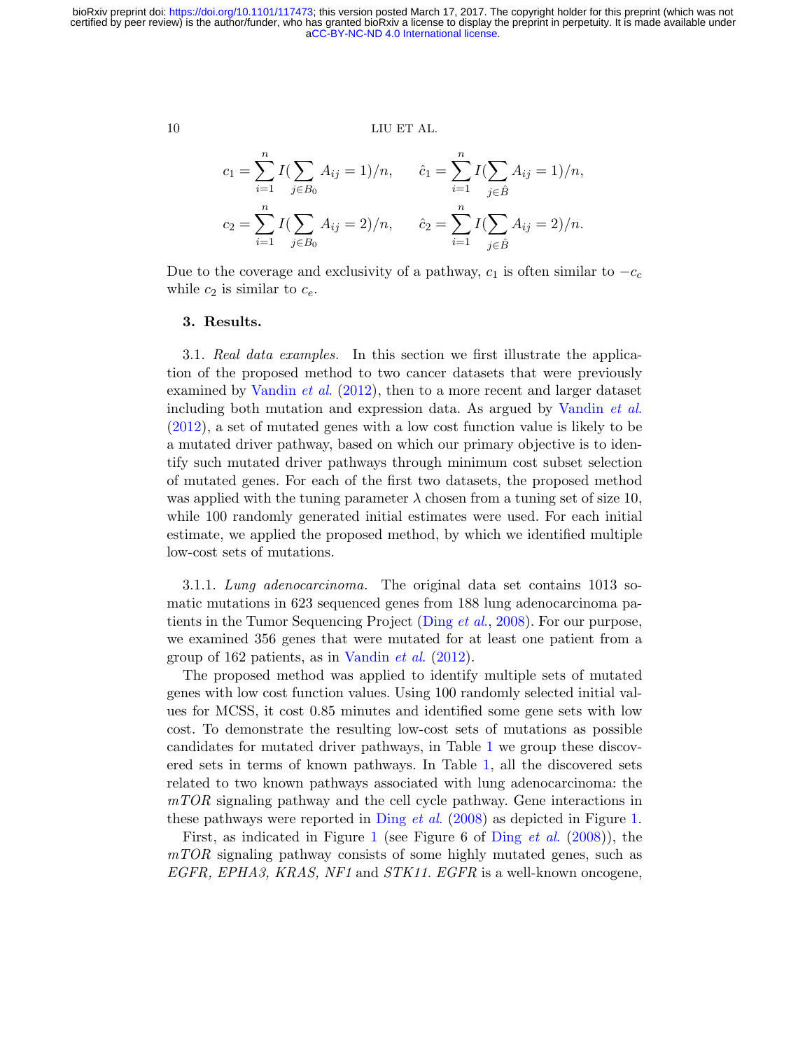$$c_1 = \sum_{i=1}^{n} I(\sum_{j \in B_0} A_{ij} = 1)/n, \qquad \hat{c}_1 = \sum_{i=1}^{n} I(\sum_{j \in \hat{B}} A_{ij} = 1)/n,$$

$$c_2 = \sum_{i=1}^{n} I(\sum_{j \in B_0} A_{ij} = 2)/n, \qquad \hat{c}_2 = \sum_{i=1}^{n} I(\sum_{j \in \hat{B}} A_{ij} = 2)/n.$$

Due to the coverage and exclusivity of a pathway, $c_1$ is often similar to $-c_c$ while $c_2$ is similar to $c_e$.

## 3. Results.

3.1. *Real data examples.* In this section we first illustrate the application of the proposed method to two cancer datasets that were previously examined by Vandin *et al.* (2012), then to a more recent and larger dataset including both mutation and expression data. As argued by Vandin *et al.* (2012), a set of mutated genes with a low cost function value is likely to be a mutated driver pathway, based on which our primary objective is to identify such mutated driver pathways through minimum cost subset selection of mutated genes. For each of the first two datasets, the proposed method was applied with the tuning parameter $\lambda$ chosen from a tuning set of size 10, while 100 randomly generated initial estimates were used. For each initial estimate, we applied the proposed method, by which we identified multiple low-cost sets of mutations.

3.1.1. *Lung adenocarcinoma.* The original data set contains 1013 somatic mutations in 623 sequenced genes from 188 lung adenocarcinoma patients in the Tumor Sequencing Project (Ding *et al.*, 2008). For our purpose, we examined 356 genes that were mutated for at least one patient from a group of 162 patients, as in Vandin *et al.* (2012).

The proposed method was applied to identify multiple sets of mutated genes with low cost function values. Using 100 randomly selected initial values for MCSS, it cost 0.85 minutes and identified some gene sets with low cost. To demonstrate the resulting low-cost sets of mutations as possible candidates for mutated driver pathways, in Table 1 we group these discovered sets in terms of known pathways. In Table 1, all the discovered sets related to two known pathways associated with lung adenocarcinoma: the *mTOR* signaling pathway and the cell cycle pathway. Gene interactions in these pathways were reported in Ding *et al.* (2008) as depicted in Figure 1.

First, as indicated in Figure 1 (see Figure 6 of Ding *et al.* (2008)), the *mTOR* signaling pathway consists of some highly mutated genes, such as *EGFR, EPHA3, KRAS, NF1* and *STK11*. *EGFR* is a well-known oncogene,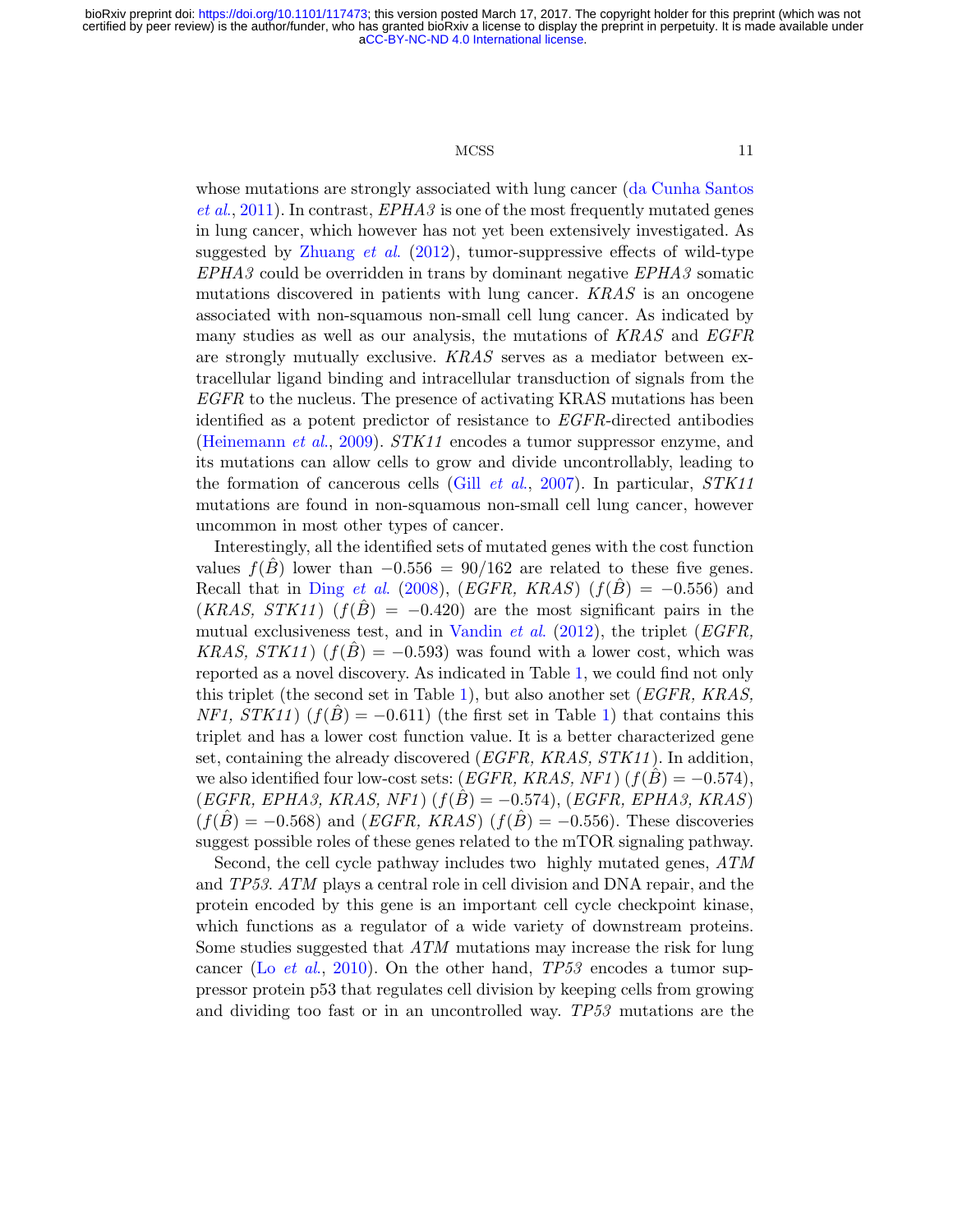whose mutations are strongly associated with lung cancer (da Cunha Santos *et al.*, 2011). In contrast, *EPHA3* is one of the most frequently mutated genes in lung cancer, which however has not yet been extensively investigated. As suggested by Zhuang *et al.* (2012), tumor-suppressive effects of wild-type *EPHA3* could be overridden in trans by dominant negative *EPHA3* somatic mutations discovered in patients with lung cancer. *KRAS* is an oncogene associated with non-squamous non-small cell lung cancer. As indicated by many studies as well as our analysis, the mutations of *KRAS* and *EGFR* are strongly mutually exclusive. *KRAS* serves as a mediator between extracellular ligand binding and intracellular transduction of signals from the *EGFR* to the nucleus. The presence of activating KRAS mutations has been identified as a potent predictor of resistance to *EGFR*-directed antibodies (Heinemann *et al.*, 2009). *STK11* encodes a tumor suppressor enzyme, and its mutations can allow cells to grow and divide uncontrollably, leading to the formation of cancerous cells (Gill *et al.*, 2007). In particular, *STK11* mutations are found in non-squamous non-small cell lung cancer, however uncommon in most other types of cancer.

Interestingly, all the identified sets of mutated genes with the cost function values $f(\hat{B})$ lower than $-0.556 = 90/162$ are related to these five genes. Recall that in Ding *et al.* (2008), (*EGFR, KRAS*) ($f(\hat{B}) = -0.556$) and (*KRAS, STK11*) ($f(\hat{B}) = -0.420$) are the most significant pairs in the mutual exclusiveness test, and in Vandin *et al.* (2012), the triplet (*EGFR, KRAS, STK11*) ($f(\hat{B}) = -0.593$) was found with a lower cost, which was reported as a novel discovery. As indicated in Table 1, we could find not only this triplet (the second set in Table 1), but also another set (*EGFR, KRAS, NF1, STK11*) ($f(\hat{B}) = -0.611$) (the first set in Table 1) that contains this triplet and has a lower cost function value. It is a better characterized gene set, containing the already discovered (*EGFR, KRAS, STK11*). In addition, we also identified four low-cost sets: (*EGFR, KRAS, NF1*) ($f(\hat{B}) = -0.574$), (*EGFR, EPHA3, KRAS, NF1*) ($f(\hat{B}) = -0.574$), (*EGFR, EPHA3, KRAS*) ($f(\hat{B}) = -0.568$) and (*EGFR, KRAS*) ($f(\hat{B}) = -0.556$). These discoveries suggest possible roles of these genes related to the mTOR signaling pathway.

Second, the cell cycle pathway includes two highly mutated genes, *ATM* and *TP53*. *ATM* plays a central role in cell division and DNA repair, and the protein encoded by this gene is an important cell cycle checkpoint kinase, which functions as a regulator of a wide variety of downstream proteins. Some studies suggested that *ATM* mutations may increase the risk for lung cancer (Lo *et al.*, 2010). On the other hand, *TP53* encodes a tumor suppressor protein p53 that regulates cell division by keeping cells from growing and dividing too fast or in an uncontrolled way. *TP53* mutations are the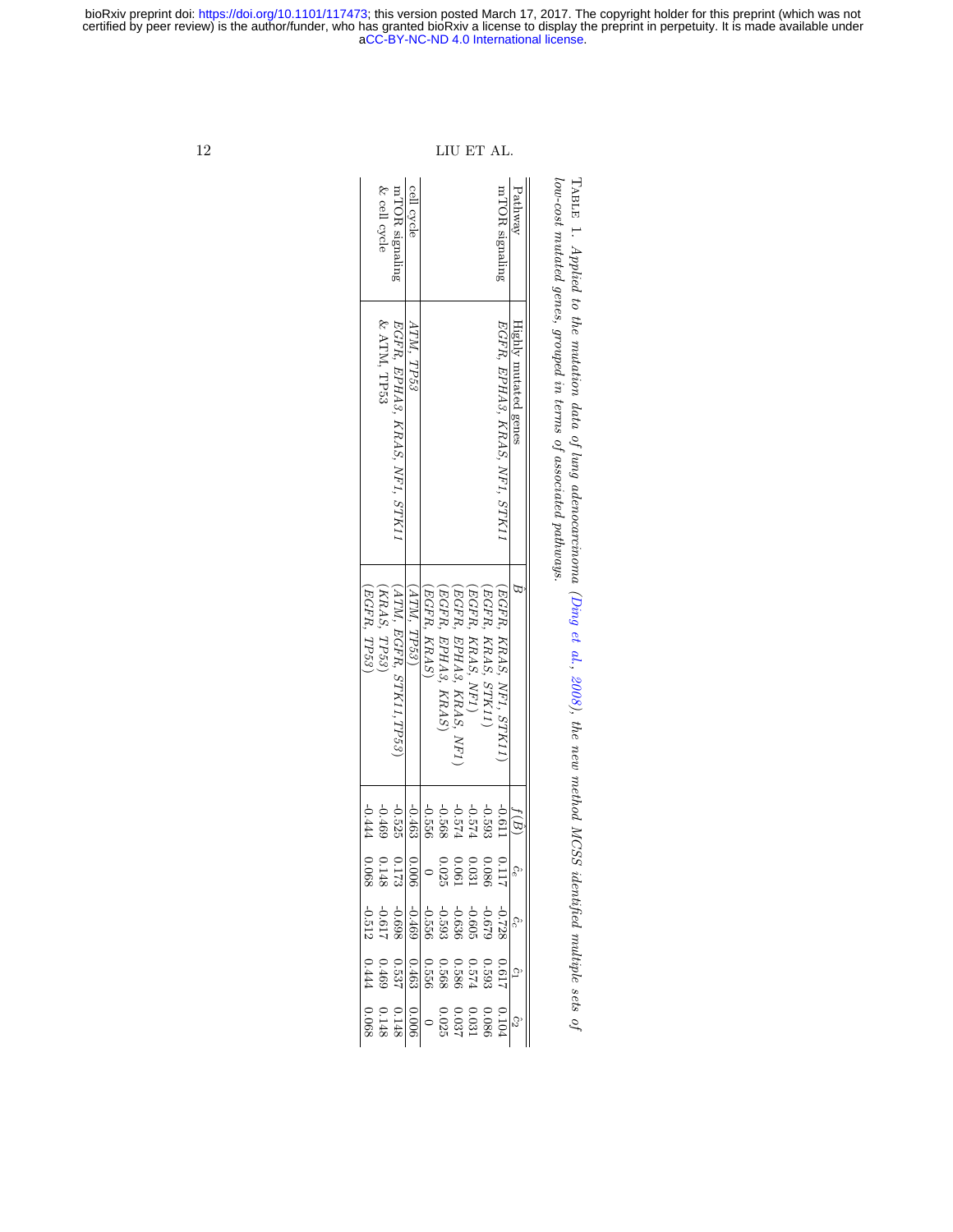Table 1. *Applied to the mutation data of lung adenocarcinoma (Ding et al., 2008), the new method MCSS identified multiple sets of low-cost mutated genes, grouped in terms of associated pathways.*

| Pathway | Highly mutated genes | $B$ | $f(B)$ | $\hat{c}_e$ | $\hat{c}_c$ | $\hat{c}_1$ | $\hat{c}_2$ |
|---|---|---|---|---|---|---|---|
| mTOR signaling | *EGFR, EPHA3, KRAS, NF1, STK11* | (*EGFR, KRAS, NF1, STK11*) | -0.611 | 0.117 | -0.728 | 0.617 | 0.104 |
| | | (*EGFR, KRAS, STK11*) | -0.593 | 0.086 | -0.679 | 0.593 | 0.086 |
| | | (*EGFR, KRAS, NF1*) | -0.574 | 0.031 | -0.605 | 0.574 | 0.031 |
| | | (*EGFR, EPHA3, KRAS, NF1*) | -0.574 | 0.061 | -0.636 | 0.586 | 0.037 |
| | | (*EGFR, EPHA3, KRAS*) | -0.568 | 0.025 | -0.593 | 0.568 | 0.025 |
| | | (*EGFR, KRAS*) | -0.556 | 0 | -0.556 | 0.556 | 0 |
| cell cycle | *ATM, TP53* | (*ATM, TP53*) | -0.463 | 0.006 | -0.469 | 0.463 | 0.006 |
| mTOR signaling & cell cycle | *EGFR, EPHA3, KRAS, NF1, STK11* & ATM, TP53 | (*ATM, EGFR, STK11, TP53*) | -0.525 | 0.173 | -0.698 | 0.537 | 0.148 |
| | | (*KRAS, TP53*) | -0.469 | 0.148 | -0.617 | 0.469 | 0.148 |
| | | (*EGFR, TP53*) | -0.444 | 0.068 | -0.512 | 0.444 | 0.068 |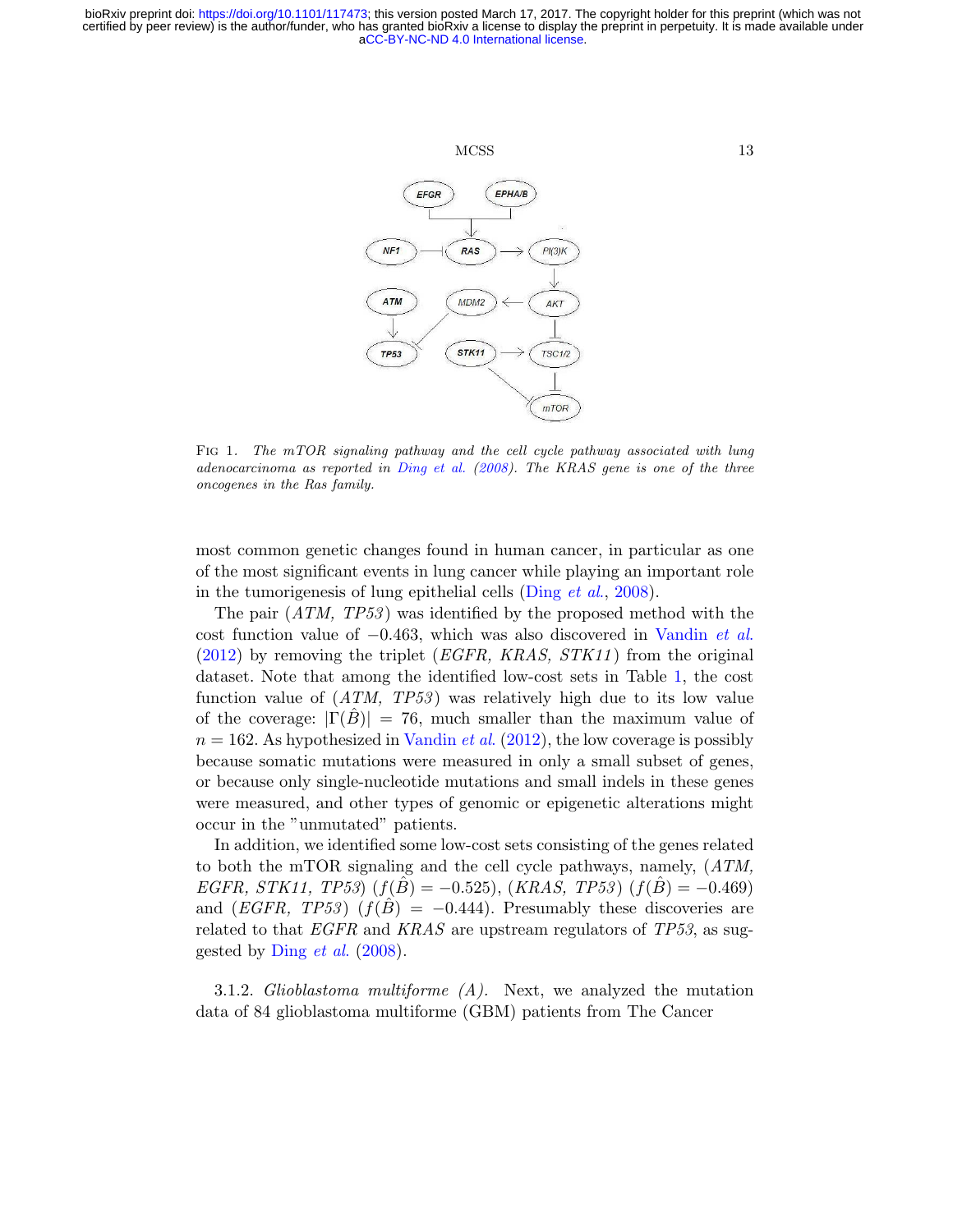FIG 1. *The mTOR signaling pathway and the cell cycle pathway associated with lung adenocarcinoma as reported in Ding et al. (2008). The KRAS gene is one of the three oncogenes in the Ras family.*

most common genetic changes found in human cancer, in particular as one of the most significant events in lung cancer while playing an important role in the tumorigenesis of lung epithelial cells (Ding *et al.*, 2008).

The pair (*ATM, TP53*) was identified by the proposed method with the cost function value of $-0.463$, which was also discovered in Vandin *et al.* (2012) by removing the triplet (*EGFR, KRAS, STK11*) from the original dataset. Note that among the identified low-cost sets in Table 1, the cost function value of (*ATM, TP53*) was relatively high due to its low value of the coverage: $|\Gamma(\hat{B})| = 76$, much smaller than the maximum value of $n = 162$. As hypothesized in Vandin *et al.* (2012), the low coverage is possibly because somatic mutations were measured in only a small subset of genes, or because only single-nucleotide mutations and small indels in these genes were measured, and other types of genomic or epigenetic alterations might occur in the "unmutated" patients.

In addition, we identified some low-cost sets consisting of the genes related to both the mTOR signaling and the cell cycle pathways, namely, (*ATM, EGFR, STK11, TP53*) ($f(\hat{B}) = -0.525$), (*KRAS, TP53*) ($f(\hat{B}) = -0.469$) and (*EGFR, TP53*) ($f(\hat{B}) = -0.444$). Presumably these discoveries are related to that *EGFR* and *KRAS* are upstream regulators of *TP53*, as suggested by Ding *et al.* (2008).

3.1.2. *Glioblastoma multiforme (A).* Next, we analyzed the mutation data of 84 glioblastoma multiforme (GBM) patients from The Cancer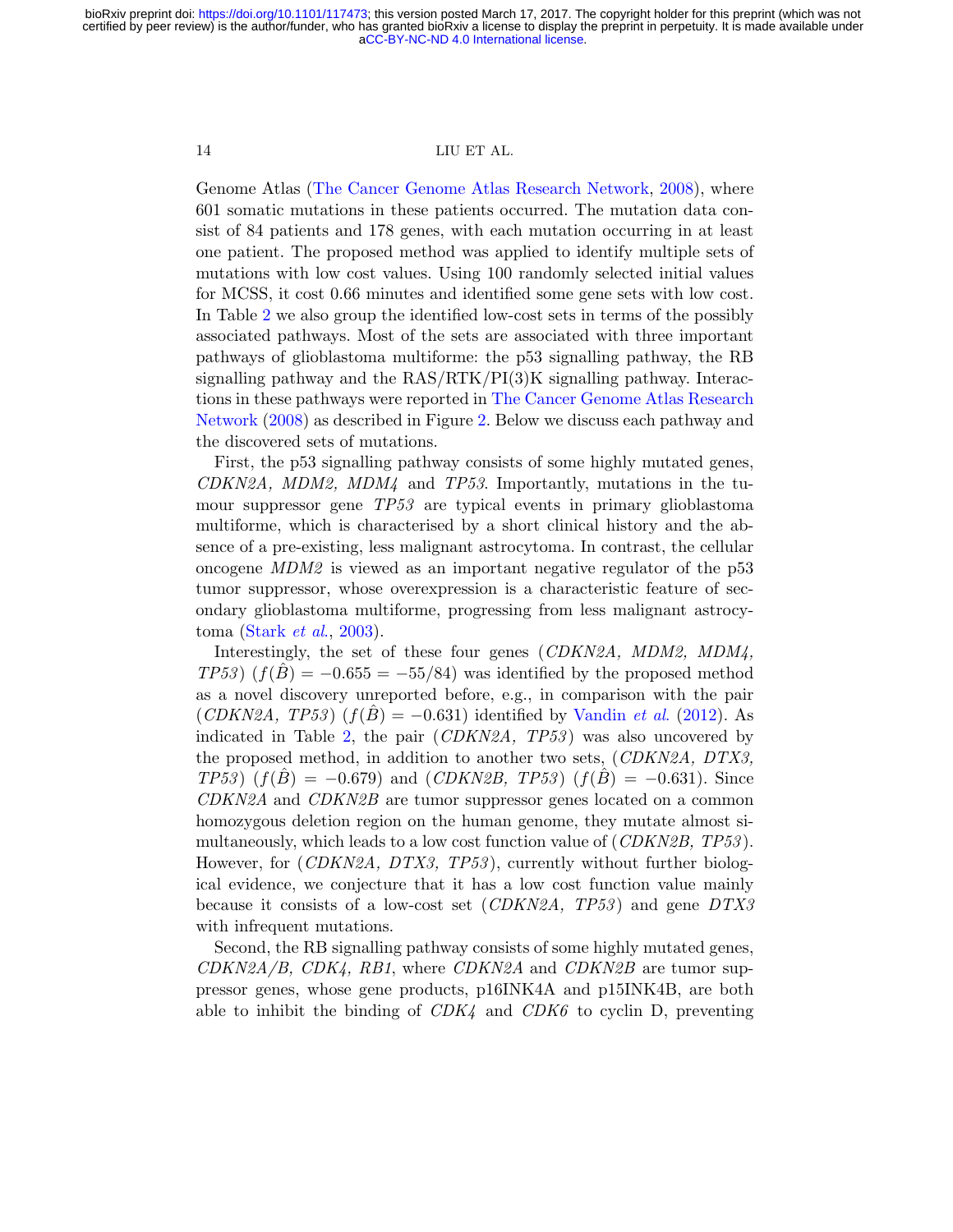Genome Atlas (The Cancer Genome Atlas Research Network, 2008), where 601 somatic mutations in these patients occurred. The mutation data consist of 84 patients and 178 genes, with each mutation occurring in at least one patient. The proposed method was applied to identify multiple sets of mutations with low cost values. Using 100 randomly selected initial values for MCSS, it cost 0.66 minutes and identified some gene sets with low cost. In Table 2 we also group the identified low-cost sets in terms of the possibly associated pathways. Most of the sets are associated with three important pathways of glioblastoma multiforme: the p53 signalling pathway, the RB signalling pathway and the RAS/RTK/PI(3)K signalling pathway. Interactions in these pathways were reported in The Cancer Genome Atlas Research Network (2008) as described in Figure 2. Below we discuss each pathway and the discovered sets of mutations.

First, the p53 signalling pathway consists of some highly mutated genes, *CDKN2A, MDM2, MDM4* and *TP53*. Importantly, mutations in the tumour suppressor gene *TP53* are typical events in primary glioblastoma multiforme, which is characterised by a short clinical history and the absence of a pre-existing, less malignant astrocytoma. In contrast, the cellular oncogene *MDM2* is viewed as an important negative regulator of the p53 tumor suppressor, whose overexpression is a characteristic feature of secondary glioblastoma multiforme, progressing from less malignant astrocytoma (Stark *et al.*, 2003).

Interestingly, the set of these four genes (*CDKN2A, MDM2, MDM4, TP53*) ($f(\hat{B}) = -0.655 = -55/84$) was identified by the proposed method as a novel discovery unreported before, e.g., in comparison with the pair (*CDKN2A, TP53*) ($f(\hat{B}) = -0.631$) identified by Vandin *et al.* (2012). As indicated in Table 2, the pair (*CDKN2A, TP53*) was also uncovered by the proposed method, in addition to another two sets, (*CDKN2A, DTX3, TP53*) ($f(\hat{B}) = -0.679$) and (*CDKN2B, TP53*) ($f(\hat{B}) = -0.631$). Since *CDKN2A* and *CDKN2B* are tumor suppressor genes located on a common homozygous deletion region on the human genome, they mutate almost simultaneously, which leads to a low cost function value of (*CDKN2B, TP53*). However, for (*CDKN2A, DTX3, TP53*), currently without further biological evidence, we conjecture that it has a low cost function value mainly because it consists of a low-cost set (*CDKN2A, TP53*) and gene *DTX3* with infrequent mutations.

Second, the RB signalling pathway consists of some highly mutated genes, *CDKN2A/B, CDK4, RB1*, where *CDKN2A* and *CDKN2B* are tumor suppressor genes, whose gene products, p16INK4A and p15INK4B, are both able to inhibit the binding of *CDK4* and *CDK6* to cyclin D, preventing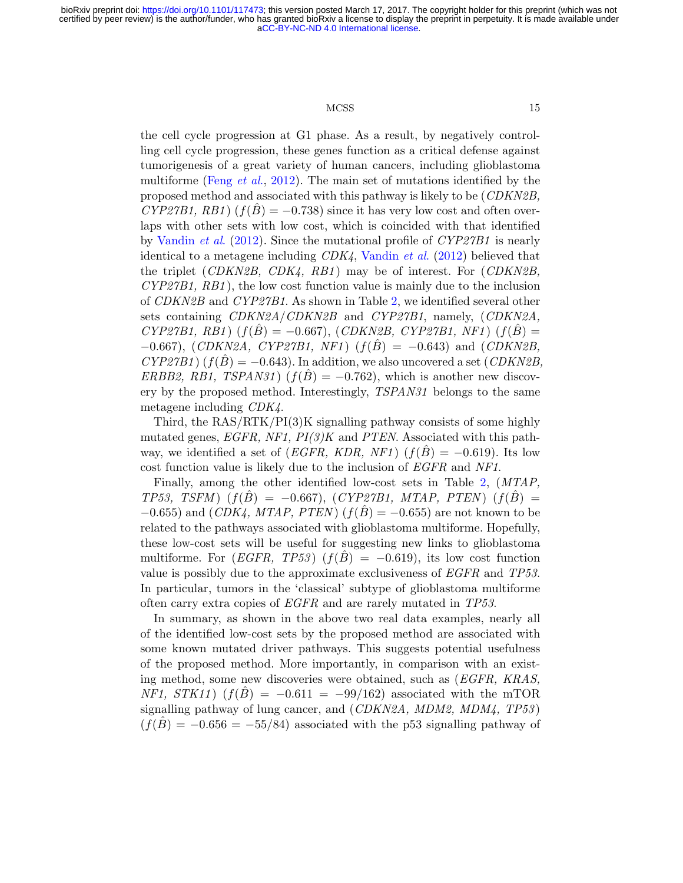the cell cycle progression at G1 phase. As a result, by negatively controlling cell cycle progression, these genes function as a critical defense against tumorigenesis of a great variety of human cancers, including glioblastoma multiforme (Feng *et al.*, 2012). The main set of mutations identified by the proposed method and associated with this pathway is likely to be (*CDKN2B, CYP27B1, RB1*) ($f(\hat{B}) = -0.738$) since it has very low cost and often overlaps with other sets with low cost, which is coincided with that identified by Vandin *et al.* (2012). Since the mutational profile of *CYP27B1* is nearly identical to a metagene including *CDK4*, Vandin *et al.* (2012) believed that the triplet (*CDKN2B, CDK4, RB1*) may be of interest. For (*CDKN2B, CYP27B1, RB1*), the low cost function value is mainly due to the inclusion of *CDKN2B* and *CYP27B1*. As shown in Table 2, we identified several other sets containing *CDKN2A*/*CDKN2B* and *CYP27B1*, namely, (*CDKN2A, CYP27B1, RB1*) ($f(\hat{B}) = -0.667$), (*CDKN2B, CYP27B1, NF1*) ($f(\hat{B}) = -0.667$), (*CDKN2A, CYP27B1, NF1*) ($f(\hat{B}) = -0.643$) and (*CDKN2B, CYP27B1*) ($f(\hat{B}) = -0.643$). In addition, we also uncovered a set (*CDKN2B, ERBB2, RB1, TSPAN31*) ($f(\hat{B}) = -0.762$), which is another new discovery by the proposed method. Interestingly, *TSPAN31* belongs to the same metagene including *CDK4*.

Third, the RAS/RTK/PI(3)K signalling pathway consists of some highly mutated genes, *EGFR, NF1, PI(3)K* and *PTEN*. Associated with this pathway, we identified a set of (*EGFR, KDR, NF1*) ($f(\hat{B}) = -0.619$). Its low cost function value is likely due to the inclusion of *EGFR* and *NF1*.

Finally, among the other identified low-cost sets in Table 2, (*MTAP, TP53, TSFM*) ($f(\hat{B}) = -0.667$), (*CYP27B1, MTAP, PTEN*) ($f(\hat{B}) = -0.655$) and (*CDK4, MTAP, PTEN*) ($f(\hat{B}) = -0.655$) are not known to be related to the pathways associated with glioblastoma multiforme. Hopefully, these low-cost sets will be useful for suggesting new links to glioblastoma multiforme. For (*EGFR, TP53*) ($f(\hat{B}) = -0.619$), its low cost function value is possibly due to the approximate exclusiveness of *EGFR* and *TP53*. In particular, tumors in the 'classical' subtype of glioblastoma multiforme often carry extra copies of *EGFR* and are rarely mutated in *TP53*.

In summary, as shown in the above two real data examples, nearly all of the identified low-cost sets by the proposed method are associated with some known mutated driver pathways. This suggests potential usefulness of the proposed method. More importantly, in comparison with an existing method, some new discoveries were obtained, such as (*EGFR, KRAS, NF1, STK11*) ($f(\hat{B}) = -0.611 = -99/162$) associated with the mTOR signalling pathway of lung cancer, and (*CDKN2A, MDM2, MDM4, TP53*) ($f(\hat{B}) = -0.656 = -55/84$) associated with the p53 signalling pathway of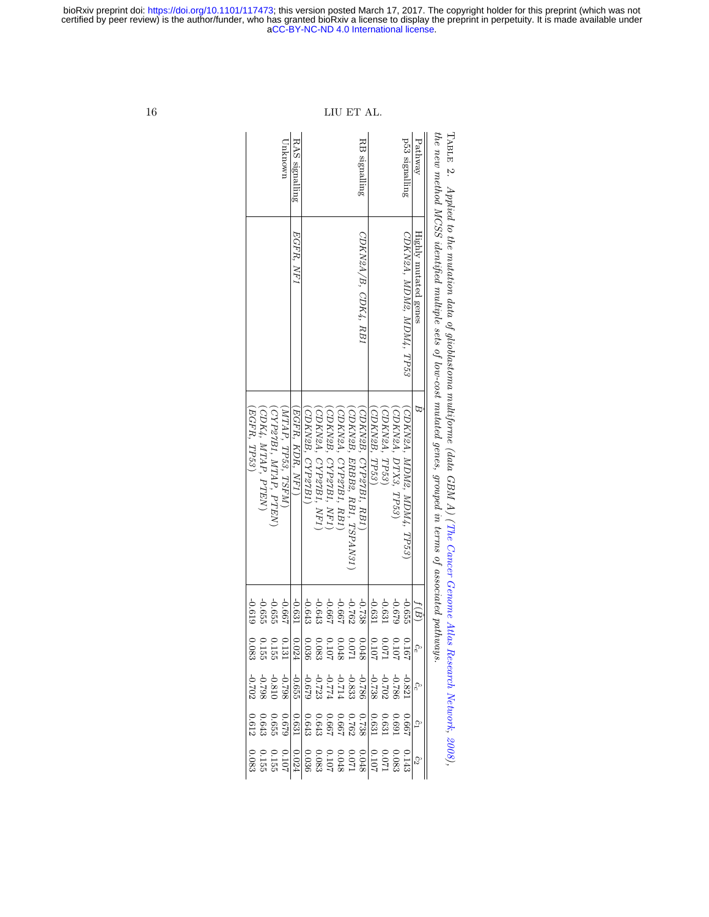TABLE 2. *Applied to the mutation data of glioblastoma multiforme (data GBM A) (The Cancer Genome Atlas Research Network, 2008), the new method MCSS identified multiple sets of low-cost mutated genes, grouped in terms of associated pathways.*

| Pathway | Highly mutated genes | $B$ | $f(B)$ | $\hat{c}_e$ | $\hat{c}_c$ | $\hat{c}_1$ | $\hat{c}_2$ |
|---|---|---|---|---|---|---|---|
| p53 signalling | *CDKN2A, MDM2, MDM4, TP53* | (*CDKN2A, MDM2, MDM4, TP53*) | -0.655 | 0.167 | -0.821 | 0.667 | 0.143 |
| | | (*CDKN2A, DTX3, TP53*) | -0.679 | 0.107 | -0.786 | 0.691 | 0.083 |
| | | (*CDKN2A, TP53*) | -0.631 | 0.071 | -0.702 | 0.631 | 0.071 |
| | | (*CDKN2B, TP53*) | -0.631 | 0.107 | -0.738 | 0.631 | 0.107 |
| RB signalling | *CDKN2A/B, CDK4, RB1* | (*CDKN2B, CYP27B1, RB1*) | -0.738 | 0.048 | -0.786 | 0.738 | 0.048 |
| | | (*CDKN2B, ERBB2, RB1, TSPAN31*) | -0.762 | 0.071 | -0.833 | 0.762 | 0.071 |
| | | (*CDKN2A, CYP27B1, RB1*) | -0.667 | 0.048 | -0.714 | 0.667 | 0.048 |
| | | (*CDKN2B, CYP27B1, NF1*) | -0.667 | 0.107 | -0.774 | 0.667 | 0.107 |
| | | (*CDKN2A, CYP27B1, NF1*) | -0.643 | 0.083 | -0.723 | 0.643 | 0.083 |
| | | (*CDKN2B, CYP27B1*) | -0.643 | 0.036 | -0.679 | 0.643 | 0.036 |
| RAS signalling | *EGFR, NF1* | (*EGFR, KDR, NF1*) | -0.631 | 0.024 | -0.655 | 0.631 | 0.024 |
| Unknown | | (*MTAP, TP53, TSFM*) | -0.667 | 0.131 | -0.798 | 0.679 | 0.107 |
| | | (*CYP27B1, MTAP, PTEN*) | -0.655 | 0.155 | -0.810 | 0.655 | 0.155 |
| | | (*CDK4, MTAP, PTEN*) | -0.655 | 0.155 | -0.798 | 0.643 | 0.155 |
| | | (*EGFR, TP53*) | -0.619 | 0.083 | -0.702 | 0.612 | 0.083 |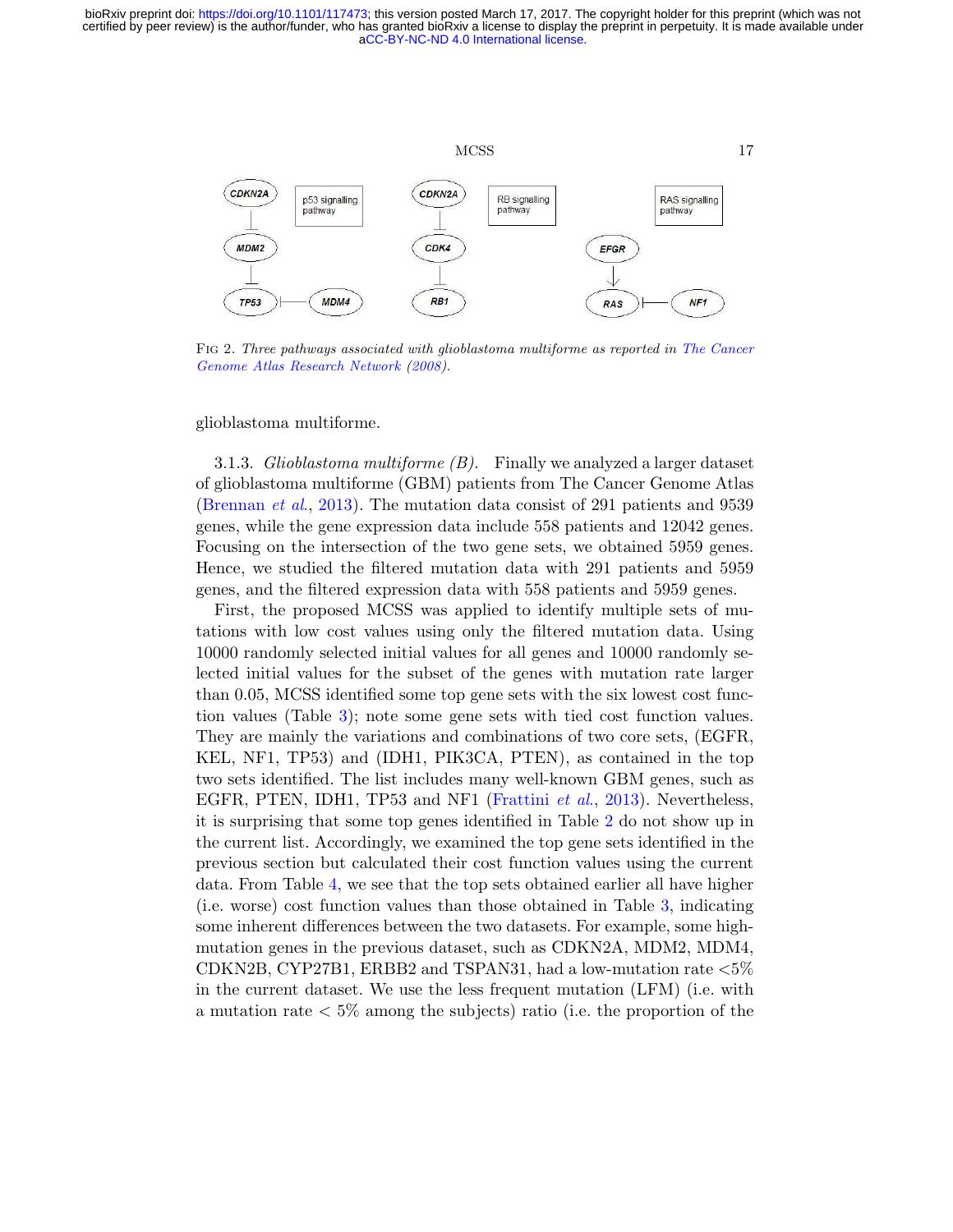FIG 2. *Three pathways associated with glioblastoma multiforme as reported in The Cancer Genome Atlas Research Network (2008).*

glioblastoma multiforme.

3.1.3. *Glioblastoma multiforme (B).* Finally we analyzed a larger dataset of glioblastoma multiforme (GBM) patients from The Cancer Genome Atlas (Brennan *et al.*, 2013). The mutation data consist of 291 patients and 9539 genes, while the gene expression data include 558 patients and 12042 genes. Focusing on the intersection of the two gene sets, we obtained 5959 genes. Hence, we studied the filtered mutation data with 291 patients and 5959 genes, and the filtered expression data with 558 patients and 5959 genes.

First, the proposed MCSS was applied to identify multiple sets of mutations with low cost values using only the filtered mutation data. Using 10000 randomly selected initial values for all genes and 10000 randomly selected initial values for the subset of the genes with mutation rate larger than 0.05, MCSS identified some top gene sets with the six lowest cost function values (Table 3); note some gene sets with tied cost function values. They are mainly the variations and combinations of two core sets, (EGFR, KEL, NF1, TP53) and (IDH1, PIK3CA, PTEN), as contained in the top two sets identified. The list includes many well-known GBM genes, such as EGFR, PTEN, IDH1, TP53 and NF1 (Frattini *et al.*, 2013). Nevertheless, it is surprising that some top genes identified in Table 2 do not show up in the current list. Accordingly, we examined the top gene sets identified in the previous section but calculated their cost function values using the current data. From Table 4, we see that the top sets obtained earlier all have higher (i.e. worse) cost function values than those obtained in Table 3, indicating some inherent differences between the two datasets. For example, some high-mutation genes in the previous dataset, such as CDKN2A, MDM2, MDM4, CDKN2B, CYP27B1, ERBB2 and TSPAN31, had a low-mutation rate <5% in the current dataset. We use the less frequent mutation (LFM) (i.e. with a mutation rate < 5% among the subjects) ratio (i.e. the proportion of the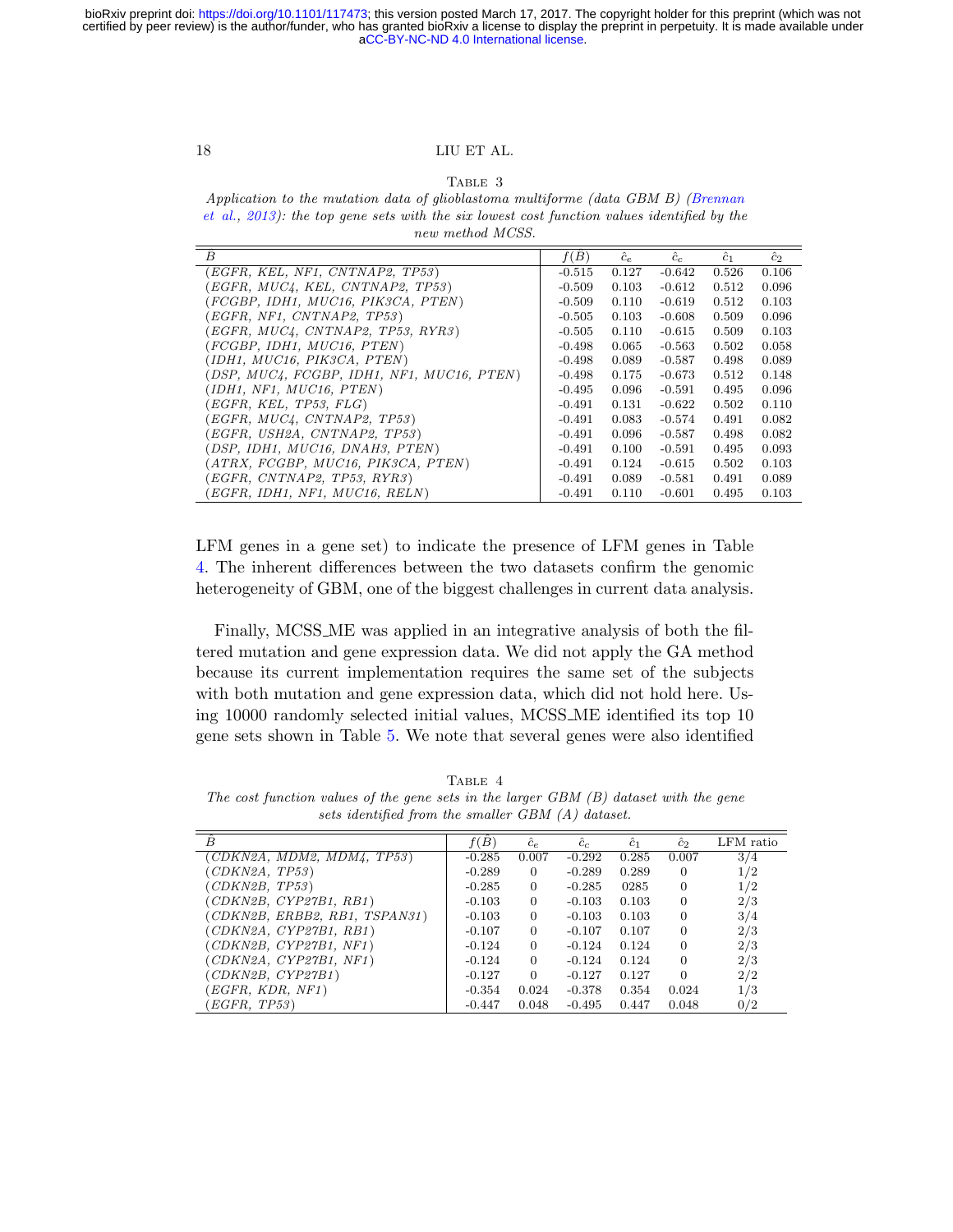Table 3

*Application to the mutation data of glioblastoma multiforme (data GBM B) (Brennan et al., 2013): the top gene sets with the six lowest cost function values identified by the new method MCSS.*

| $\hat{B}$ | $f(\hat{B})$ | $\hat{c}_e$ | $\hat{c}_c$ | $\hat{c}_1$ | $\hat{c}_2$ |
|---|---|---|---|---|---|
| (*EGFR, KEL, NF1, CNTNAP2, TP53*) | -0.515 | 0.127 | -0.642 | 0.526 | 0.106 |
| (*EGFR, MUC4, KEL, CNTNAP2, TP53*) | -0.509 | 0.103 | -0.612 | 0.512 | 0.096 |
| (*FCGBP, IDH1, MUC16, PIK3CA, PTEN*) | -0.509 | 0.110 | -0.619 | 0.512 | 0.103 |
| (*EGFR, NF1, CNTNAP2, TP53*) | -0.505 | 0.103 | -0.608 | 0.509 | 0.096 |
| (*EGFR, MUC4, CNTNAP2, TP53, RYR3*) | -0.505 | 0.110 | -0.615 | 0.509 | 0.103 |
| (*FCGBP, IDH1, MUC16, PTEN*) | -0.498 | 0.065 | -0.563 | 0.502 | 0.058 |
| (*IDH1, MUC16, PIK3CA, PTEN*) | -0.498 | 0.089 | -0.587 | 0.498 | 0.089 |
| (*DSP, MUC4, FCGBP, IDH1, NF1, MUC16, PTEN*) | -0.498 | 0.175 | -0.673 | 0.512 | 0.148 |
| (*IDH1, NF1, MUC16, PTEN*) | -0.495 | 0.096 | -0.591 | 0.495 | 0.096 |
| (*EGFR, KEL, TP53, FLG*) | -0.491 | 0.131 | -0.622 | 0.502 | 0.110 |
| (*EGFR, MUC4, CNTNAP2, TP53*) | -0.491 | 0.083 | -0.574 | 0.491 | 0.082 |
| (*EGFR, USH2A, CNTNAP2, TP53*) | -0.491 | 0.096 | -0.587 | 0.498 | 0.082 |
| (*DSP, IDH1, MUC16, DNAH3, PTEN*) | -0.491 | 0.100 | -0.591 | 0.495 | 0.093 |
| (*ATRX, FCGBP, MUC16, PIK3CA, PTEN*) | -0.491 | 0.124 | -0.615 | 0.502 | 0.103 |
| (*EGFR, CNTNAP2, TP53, RYR3*) | -0.491 | 0.089 | -0.581 | 0.491 | 0.089 |
| (*EGFR, IDH1, NF1, MUC16, RELN*) | -0.491 | 0.110 | -0.601 | 0.495 | 0.103 |

LFM genes in a gene set) to indicate the presence of LFM genes in Table 4. The inherent differences between the two datasets confirm the genomic heterogeneity of GBM, one of the biggest challenges in current data analysis.

Finally, MCSS_ME was applied in an integrative analysis of both the filtered mutation and gene expression data. We did not apply the GA method because its current implementation requires the same set of the subjects with both mutation and gene expression data, which did not hold here. Using 10000 randomly selected initial values, MCSS_ME identified its top 10 gene sets shown in Table 5. We note that several genes were also identified

Table 4

*The cost function values of the gene sets in the larger GBM (B) dataset with the gene sets identified from the smaller GBM (A) dataset.*

| $\hat{B}$ | $f(\hat{B})$ | $\hat{c}_e$ | $\hat{c}_c$ | $\hat{c}_1$ | $\hat{c}_2$ | LFM ratio |
|---|---|---|---|---|---|---|
| (*CDKN2A, MDM2, MDM4, TP53*) | -0.285 | 0.007 | -0.292 | 0.285 | 0.007 | 3/4 |
| (*CDKN2A, TP53*) | -0.289 | 0 | -0.289 | 0.289 | 0 | 1/2 |
| (*CDKN2B, TP53*) | -0.285 | 0 | -0.285 | 0285 | 0 | 1/2 |
| (*CDKN2B, CYP27B1, RB1*) | -0.103 | 0 | -0.103 | 0.103 | 0 | 2/3 |
| (*CDKN2B, ERBB2, RB1, TSPAN31*) | -0.103 | 0 | -0.103 | 0.103 | 0 | 3/4 |
| (*CDKN2A, CYP27B1, RB1*) | -0.107 | 0 | -0.107 | 0.107 | 0 | 2/3 |
| (*CDKN2B, CYP27B1, NF1*) | -0.124 | 0 | -0.124 | 0.124 | 0 | 2/3 |
| (*CDKN2A, CYP27B1, NF1*) | -0.124 | 0 | -0.124 | 0.124 | 0 | 2/3 |
| (*CDKN2B, CYP27B1*) | -0.127 | 0 | -0.127 | 0.127 | 0 | 2/2 |
| (*EGFR, KDR, NF1*) | -0.354 | 0.024 | -0.378 | 0.354 | 0.024 | 1/3 |
| (*EGFR, TP53*) | -0.447 | 0.048 | -0.495 | 0.447 | 0.048 | 0/2 |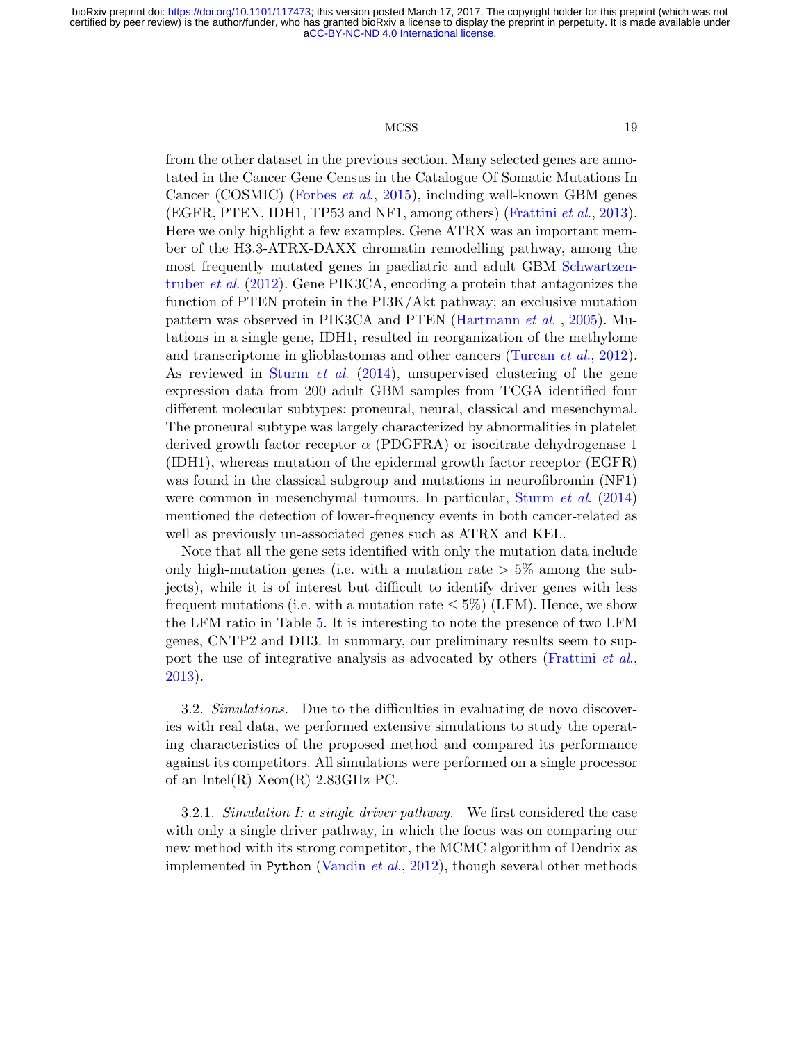from the other dataset in the previous section. Many selected genes are annotated in the Cancer Gene Census in the Catalogue Of Somatic Mutations In Cancer (COSMIC) (Forbes *et al.*, 2015), including well-known GBM genes (EGFR, PTEN, IDH1, TP53 and NF1, among others) (Frattini *et al.*, 2013). Here we only highlight a few examples. Gene ATRX was an important member of the H3.3-ATRX-DAXX chromatin remodelling pathway, among the most frequently mutated genes in paediatric and adult GBM Schwartzentruber *et al.* (2012). Gene PIK3CA, encoding a protein that antagonizes the function of PTEN protein in the PI3K/Akt pathway; an exclusive mutation pattern was observed in PIK3CA and PTEN (Hartmann *et al.* , 2005). Mutations in a single gene, IDH1, resulted in reorganization of the methylome and transcriptome in glioblastomas and other cancers (Turcan *et al.*, 2012). As reviewed in Sturm *et al.* (2014), unsupervised clustering of the gene expression data from 200 adult GBM samples from TCGA identified four different molecular subtypes: proneural, neural, classical and mesenchymal. The proneural subtype was largely characterized by abnormalities in platelet derived growth factor receptor $\alpha$ (PDGFRA) or isocitrate dehydrogenase 1 (IDH1), whereas mutation of the epidermal growth factor receptor (EGFR) was found in the classical subgroup and mutations in neurofibromin (NF1) were common in mesenchymal tumours. In particular, Sturm *et al.* (2014) mentioned the detection of lower-frequency events in both cancer-related as well as previously un-associated genes such as ATRX and KEL.

Note that all the gene sets identified with only the mutation data include only high-mutation genes (i.e. with a mutation rate $> 5\%$ among the subjects), while it is of interest but difficult to identify driver genes with less frequent mutations (i.e. with a mutation rate $\leq 5\%$) (LFM). Hence, we show the LFM ratio in Table 5. It is interesting to note the presence of two LFM genes, CNTP2 and DH3. In summary, our preliminary results seem to support the use of integrative analysis as advocated by others (Frattini *et al.*, 2013).

3.2. *Simulations.* Due to the difficulties in evaluating de novo discoveries with real data, we performed extensive simulations to study the operating characteristics of the proposed method and compared its performance against its competitors. All simulations were performed on a single processor of an Intel(R) Xeon(R) 2.83GHz PC.

3.2.1. *Simulation I: a single driver pathway.* We first considered the case with only a single driver pathway, in which the focus was on comparing our new method with its strong competitor, the MCMC algorithm of Dendrix as implemented in `Python` (Vandin *et al.*, 2012), though several other methods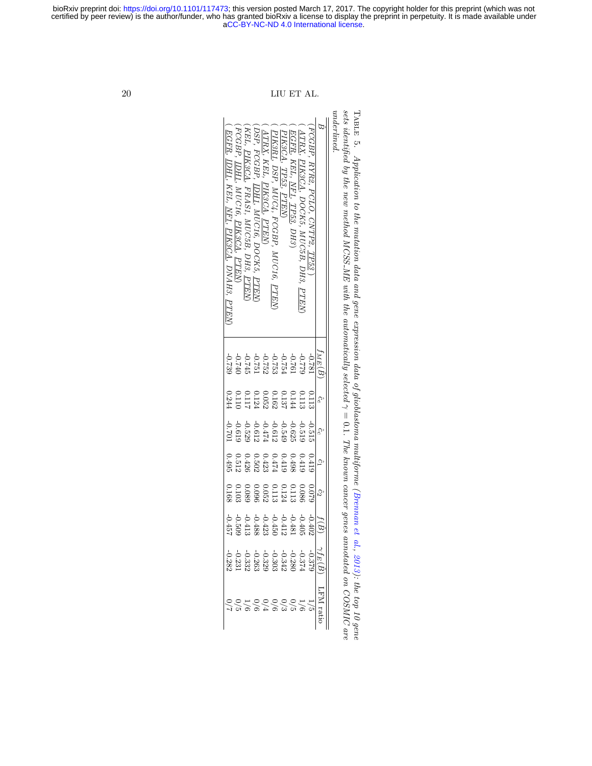TABLE 5. *Application to the mutation data and gene expression data of glioblastoma multiforme (Brennan et al., 2013): the top 10 gene sets identified by the new method MCSS_ME with the automatically selected $\gamma = 0.1$. The known cancer genes annotated on COSMIC are underlined.*

| $\hat{B}$ | $f_{ME}(\hat{B})$ | $\hat{c}_e$ | $\hat{c}_c$ | $\hat{c}_1$ | $\hat{c}_2$ | $f(\hat{B})$ | $\gamma f_E(\hat{B})$ | LFM ratio |
|---|---|---|---|---|---|---|---|---|
| (FCGBP, RYR2, PCLO, CNTP2, <u>TP53</u>) | -0.781 | 0.113 | -0.515 | 0.419 | 0.079 | -0.402 | -0.379 | 1/5 |
| (<u>ATRX</u>, <u>PIK3CA</u>, DOCK5, MUC5B, DH3, <u>PTEN</u>) | -0.779 | 0.113 | -0.519 | 0.419 | 0.086 | -0.405 | -0.374 | 1/6 |
| (<u>EGFR</u>, KEL, <u>NF1</u>, <u>TP53</u>, DH3) | -0.761 | 0.144 | -0.625 | 0.498 | 0.113 | -0.481 | -0.280 | 0/5 |
| (<u>PIK3CA</u>, <u>TP53</u>, <u>PTEN</u>) | -0.754 | 0.137 | -0.549 | 0.419 | 0.124 | -0.412 | -0.342 | 0/3 |
| (<u>PIK3R1</u>, DSP, MUC4, FCGBP, MUC16, <u>PTEN</u>) | -0.753 | 0.162 | -0.612 | 0.474 | 0.113 | -0.450 | -0.303 | 0/6 |
| (<u>ATRX</u>, KEL, <u>PIK3CA</u>, <u>PTEN</u>) | -0.752 | 0.052 | -0.474 | 0.423 | 0.052 | -0.423 | -0.329 | 0/4 |
| (DSP, FCGBP, <u>IDH1</u>, MUC16, DOCK5, <u>PTEN</u>) | -0.751 | 0.124 | -0.612 | 0.502 | 0.096 | -0.488 | -0.263 | 0/6 |
| (KEL, <u>PIK3CA</u>, FRAS1, MUC5B, DH3, <u>PTEN</u>) | -0.745 | 0.117 | -0.529 | 0.426 | 0.089 | -0.413 | -0.332 | 1/6 |
| (FCGBP, <u>IDH1</u>, MUC16, <u>PIK3CA</u>, <u>PTEN</u>) | -0.740 | 0.110 | -0.619 | 0.512 | 0.103 | -0.509 | -0.231 | 0/5 |
| (<u>EGFR</u>, <u>IDH1</u>, KEL, <u>NF1</u>, <u>PIK3CA</u>, DNAH3, <u>PTEN</u>) | -0.739 | 0.244 | -0.701 | 0.495 | 0.168 | -0.457 | -0.282 | 0/7 |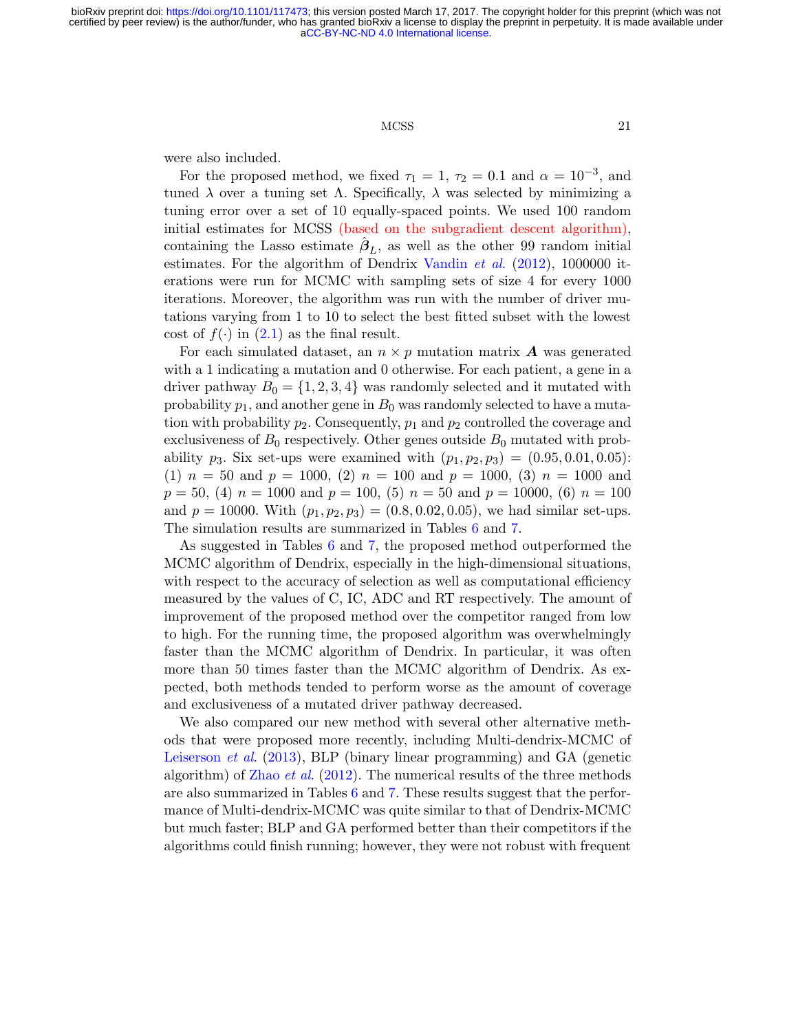were also included.

For the proposed method, we fixed $\tau_1 = 1$, $\tau_2 = 0.1$ and $\alpha = 10^{-3}$, and tuned $\lambda$ over a tuning set $\Lambda$. Specifically, $\lambda$ was selected by minimizing a tuning error over a set of 10 equally-spaced points. We used 100 random initial estimates for MCSS (based on the subgradient descent algorithm), containing the Lasso estimate $\hat{\boldsymbol{\beta}}_L$, as well as the other 99 random initial estimates. For the algorithm of Dendrix Vandin *et al.* (2012), 1000000 iterations were run for MCMC with sampling sets of size 4 for every 1000 iterations. Moreover, the algorithm was run with the number of driver mutations varying from 1 to 10 to select the best fitted subset with the lowest cost of $f(\cdot)$ in (2.1) as the final result.

For each simulated dataset, an $n \times p$ mutation matrix $\boldsymbol{A}$ was generated with a 1 indicating a mutation and 0 otherwise. For each patient, a gene in a driver pathway $B_0 = \{1, 2, 3, 4\}$ was randomly selected and it mutated with probability $p_1$, and another gene in $B_0$ was randomly selected to have a mutation with probability $p_2$. Consequently, $p_1$ and $p_2$ controlled the coverage and exclusiveness of $B_0$ respectively. Other genes outside $B_0$ mutated with probability $p_3$. Six set-ups were examined with $(p_1, p_2, p_3) = (0.95, 0.01, 0.05)$: (1) $n = 50$ and $p = 1000$, (2) $n = 100$ and $p = 1000$, (3) $n = 1000$ and $p = 50$, (4) $n = 1000$ and $p = 100$, (5) $n = 50$ and $p = 10000$, (6) $n = 100$ and $p = 10000$. With $(p_1, p_2, p_3) = (0.8, 0.02, 0.05)$, we had similar set-ups. The simulation results are summarized in Tables 6 and 7.

As suggested in Tables 6 and 7, the proposed method outperformed the MCMC algorithm of Dendrix, especially in the high-dimensional situations, with respect to the accuracy of selection as well as computational efficiency measured by the values of C, IC, ADC and RT respectively. The amount of improvement of the proposed method over the competitor ranged from low to high. For the running time, the proposed algorithm was overwhelmingly faster than the MCMC algorithm of Dendrix. In particular, it was often more than 50 times faster than the MCMC algorithm of Dendrix. As expected, both methods tended to perform worse as the amount of coverage and exclusiveness of a mutated driver pathway decreased.

We also compared our new method with several other alternative methods that were proposed more recently, including Multi-dendrix-MCMC of Leiserson *et al.* (2013), BLP (binary linear programming) and GA (genetic algorithm) of Zhao *et al.* (2012). The numerical results of the three methods are also summarized in Tables 6 and 7. These results suggest that the performance of Multi-dendrix-MCMC was quite similar to that of Dendrix-MCMC but much faster; BLP and GA performed better than their competitors if the algorithms could finish running; however, they were not robust with frequent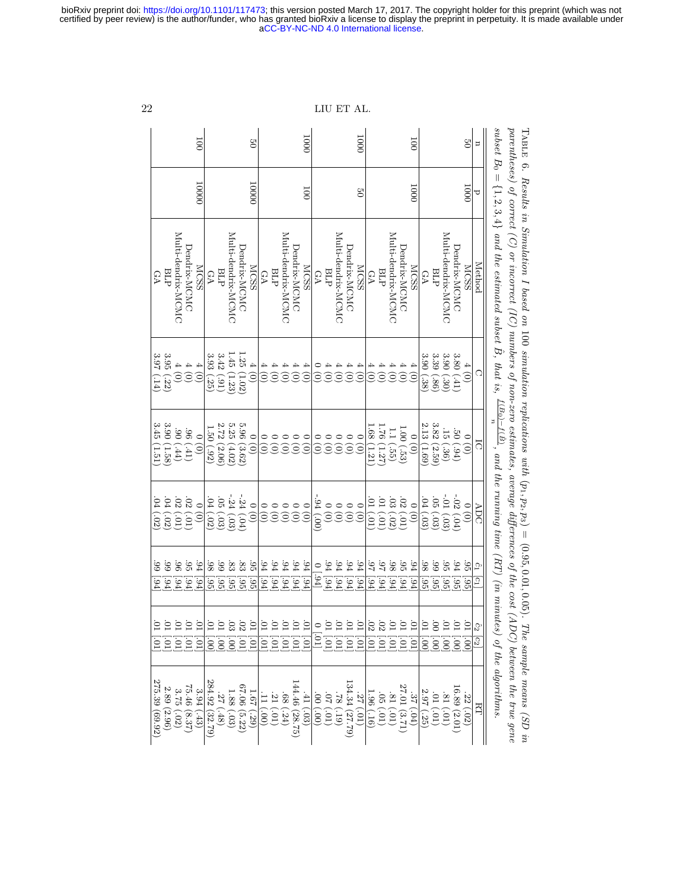TABLE 6. *Results in Simulation I based on 100 simulation replications with* $(p_1, p_2, p_3) = (0.95, 0.01, 0.05)$. *The sample means (SD in parentheses) of correct (C) or incorrect (IC) numbers of non-zero estimates, average differences of the cost (ADC) between the true gene subset* $B_0 = \{1, 2, 3, 4\}$ *and the estimated subset* $\hat{B}$, *that is,* $\frac{f(B_0) - f(\hat{B})}{n}$, *and the running time (RT) (in minutes) of the algorithms.*

| n | p | Method | C | IC | ADC | $\hat{c}_1$ [$c_1$] | $\hat{c}_2$ [$c_2$] | RT |
|---|---|---|---|---|---|---|---|---|
| 50 | 1000 | MCSS | 4 (0) | 0 (0) | 0 (0) | .95 [.95] | .01 [.00] | .22 (.02) |
| | | Dendrix-MCMC | 3.80 (.41) | .50 (.94) | -.02 (.04) | .94 [.95] | .01 [.00] | 16.89 (2.01) |
| | | Multi-dendrix-MCMC | 3.90 (.30) | .15 (.36) | -.01 (.03) | .95 [.95] | .01 [.00] | .81 (.01) |
| | | BLP | 3.39 (.86) | 3.82 (2.59) | .05 (.03) | .99 [.95] | .00 [.00] | .01 (.01) |
| | | GA | 3.90 (.38) | 2.13 (1.69) | .04 (.03) | .98 [.95] | .01 [.00] | 2.97 (.25) |
| 100 | 1000 | MCSS | 4 (0) | 0 (0) | 0 (0) | .94 [.94] | .01 [.01] | .37 (.04) |
| | | Dendrix-MCMC | 4 (0) | 1.00 (.53) | .02 (.01) | .95 [.94] | .01 [.01] | 27.01 (3.71) |
| | | Multi-dendrix-MCMC | 4 (0) | 1.1 (.55) | .03 (.02) | .98 [.94] | .01 [.01] | .81 (.01) |
| | | BLP | 4 (0) | 1.76 (1.27) | .01 (.01) | .97 [.94] | .02 [.01] | .05 (.01) |
| | | GA | 4 (0) | 1.68 (1.21) | .01 (.01) | .97 [.94] | .02 [.01] | 1.96 (.16) |
| 1000 | 50 | MCSS | 4 (0) | 0 (0) | 0 (0) | .94 [.94] | .01 [.01] | .27 (.01) |
| | | Dendrix-MCMC | 4 (0) | 0 (0) | 0 (0) | .94 [.94] | .01 [.01] | 134.34 (27.79) |
| | | Multi-dendrix-MCMC | 4 (0) | 0 (0) | 0 (0) | .94 [.94] | .01 [.01] | .78 (.19) |
| | | BLP | 4 (0) | 0 (0) | 0 (0) | .94 [.94] | .01 [.01] | .07 (.01) |
| | | GA | 0 (0) | 0 (0) | -.94 (.00) | 0 [.94] | 0 [.01] | .00 (.00) |
| 1000 | 100 | MCSS | 4 (0) | 0 (0) | 0 (0) | .94 [.94] | .01 [.01] | .41 (.03) |
| | | Dendrix-MCMC | 4 (0) | 0 (0) | 0 (0) | .94 [.94] | .01 [.01] | 144.46 (28.75) |
| | | Multi-dendrix-MCMC | 4 (0) | 0 (0) | 0 (0) | .94 [.94] | .01 [.01] | .68 (.24) |
| | | BLP | 4 (0) | 0 (0) | 0 (0) | .94 [.94] | .01 [.01] | .21 (.01) |
| | | GA | 4 (0) | 0 (0) | 0 (0) | .94 [.94] | .01 [.01] | .11 (.00) |
| 50 | 10000 | MCSS | 4 (0) | 0 (0) | 0 (0) | .95 [.95] | .01 [.01] | 1.67 (.29) |
| | | Dendrix-MCMC | 1.25 (1.02) | 5.96 (3.62) | -.24 (.04) | .83 [.95] | .02 [.01] | 67.06 (5.22) |
| | | Multi-dendrix-MCMC | 1.45 (1.23) | 5.25 (4.02) | -.24 (.03) | .83 [.95] | .03 [.00] | 1.88 (.03) |
| | | BLP | 3.42 (.91) | 2.72 (2.06) | .05 (.03) | .99 [.95] | .01 [.00] | .27 (.48) |
| | | GA | 3.93 (.25) | 1.50 (.92) | .04 (.02) | .98 [.95] | .01 [.00] | 284.92 (32.79) |
| 100 | 10000 | MCSS | 4 (0) | 0 (0) | 0 (0) | .94 [.94] | .01 [.01] | 3.94 (.43) |
| | | Dendrix-MCMC | 4 (0) | .96 (.41) | .02 (.01) | .95 [.94] | .01 [.01] | 75.46 (8.37) |
| | | Multi-dendrix-MCMC | 4 (0) | .90 (.44) | .02 (.01) | .96 [.94] | .01 [.01] | 3.75 (.02) |
| | | BLP | 3.95 (.22) | 3.90 (1.58) | .04 (.02) | .99 [.94] | .01 [.01] | 2.89 (2.96) |
| | | GA | 3.97 (.14) | 3.45 (1.51) | .04 (.02) | .99 [.94] | .01 [.01] | 275.39 (69.92) |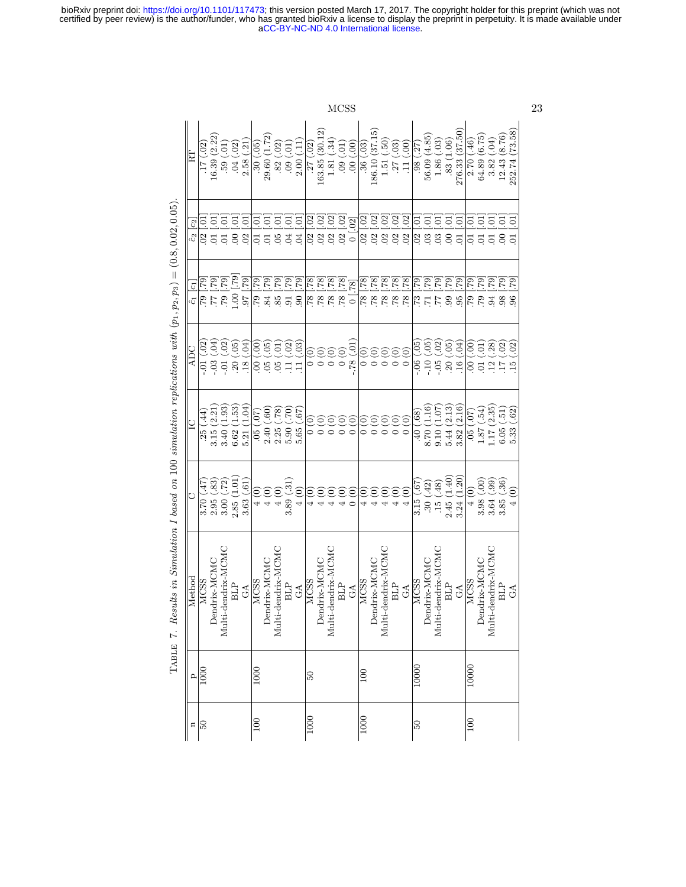Table 7. *Results in Simulation I based on 100 simulation replications with $(p_1, p_2, p_3) = (0.8, 0.02, 0.05)$.*

| n | p | Method | C | IC | ADC | $\hat{c}_1$ $[c_1]$ | $\hat{c}_2$ $[c_2]$ | RT |
|---|---|---|---|---|---|---|---|---|
| 50 | 1000 | MCSS | 3.70 (.47) | .25 (.44) | -.01 (.02) | .79 [.79] | .02 [.01] | .17 (.02) |
| | | Dendrix-MCMC | 2.95 (.83) | 3.15 (2.21) | -.03 (.04) | .77 [.79] | .01 [.01] | 16.39 (2.22) |
| | | Multi-dendrix-MCMC | 3.00 (.72) | 3.40 (1.93) | -.01 (.02) | .79 [.79] | .01 [.01] | .59 (.01) |
| | | BLP | 2.85 (1.01) | 6.62 (1.53) | .20 (.05) | 1.00 [.79] | .00 [.01] | .04 (.02) |
| | | GA | 3.63 (.61) | 5.21 (1.04) | .18 (.04) | .97 [.79] | .02 [.01] | 2.58 (.21) |
| 100 | 1000 | MCSS | 4 (0) | .05 (.07) | .00 (.00) | .79 [.79] | .01 [.01] | .30 (.05) |
| | | Dendrix-MCMC | 4 (0) | 2.40 (.60) | .05 (.05) | .84 [.79] | .01 [.01] | 29.60 (1.72) |
| | | Multi-dendrix-MCMC | 4 (0) | 2.25 (.78) | .05 (.01) | .85 [.79] | .05 [.01] | .82 (.02) |
| | | BLP | 3.89 (.31) | 5.90 (.70) | .11 (.02) | .91 [.79] | .04 [.01] | .09 (.01) |
| | | GA | 4 (0) | 5.65 (.67) | .11 (.03) | .90 [.79] | .04 [.01] | 2.00 (.11) |
| 1000 | 50 | MCSS | 4 (0) | 0 (0) | 0 (0) | .78 [.78] | .02 [.02] | .27 (.02) |
| | | Dendrix-MCMC | 4 (0) | 0 (0) | 0 (0) | .78 [.78] | .02 [.02] | 163.85 (30.12) |
| | | Multi-dendrix-MCMC | 4 (0) | 0 (0) | 0 (0) | .78 [.78] | .02 [.02] | 1.81 (.34) |
| | | BLP | 4 (0) | 0 (0) | 0 (0) | .78 [.78] | .02 [.02] | .09 (.01) |
| | | GA | 0 (0) | 0 (0) | -.78 (.01) | 0 [.78] | 0 [.02] | .00 (.00) |
| 1000 | 100 | MCSS | 4 (0) | 0 (0) | 0 (0) | .78 [.78] | .02 [.02] | .36 (.03) |
| | | Dendrix-MCMC | 4 (0) | 0 (0) | 0 (0) | .78 [.78] | .02 [.02] | 186.10 (37.15) |
| | | Multi-dendrix-MCMC | 4 (0) | 0 (0) | 0 (0) | .78 [.78] | .02 [.02] | 1.51 (.50) |
| | | BLP | 4 (0) | 0 (0) | 0 (0) | .78 [.78] | .02 [.02] | .27 (.03) |
| | | GA | 4 (0) | 0 (0) | 0 (0) | .78 [.78] | .02 [.02] | .11 (.00) |
| 50 | 10000 | MCSS | 3.15 (.67) | .40 (.68) | -.06 (.05) | .73 [.79] | .02 [.01] | .98 (.27) |
| | | Dendrix-MCMC | .30 (.42) | 8.70 (1.16) | -.10 (.05) | .71 [.79] | .03 [.01] | 56.09 (4.85) |
| | | Multi-dendrix-MCMC | .15 (.48) | 9.10 (1.07) | -.05 (.02) | .77 [.79] | .03 [.01] | 1.86 (.03) |
| | | BLP | 2.45 (1.40) | 5.44 (2.13) | .20 (.05) | .99 [.79] | .00 [.01] | .83 (1.06) |
| | | GA | 3.24 (1.20) | 3.82 (2.16) | .16 (.04) | .95 [.79] | .01 [.01] | 276.33 (37.50) |
| 100 | 10000 | MCSS | 4 (0) | .05 (.07) | .00 (.00) | .79 [.79] | .01 [.01] | 2.70 (.46) |
| | | Dendrix-MCMC | 3.98 (.00) | 1.87 (.54) | .01 (.01) | .79 [.79] | .01 [.01] | 64.89 (6.75) |
| | | Multi-dendrix-MCMC | 3.64 (.99) | 1.17 (2.35) | .12 (.28) | .94 [.79] | .01 [.01] | 3.82 (.04) |
| | | BLP | 3.85 (.36) | 6.05 (.51) | .17 (.02) | .98 [.79] | .00 [.01] | 12.43 (8.76) |
| | | GA | 4 (0) | 5.33 (.62) | .15 (.02) | .96 [.79] | .01 [.01] | 252.74 (73.58) |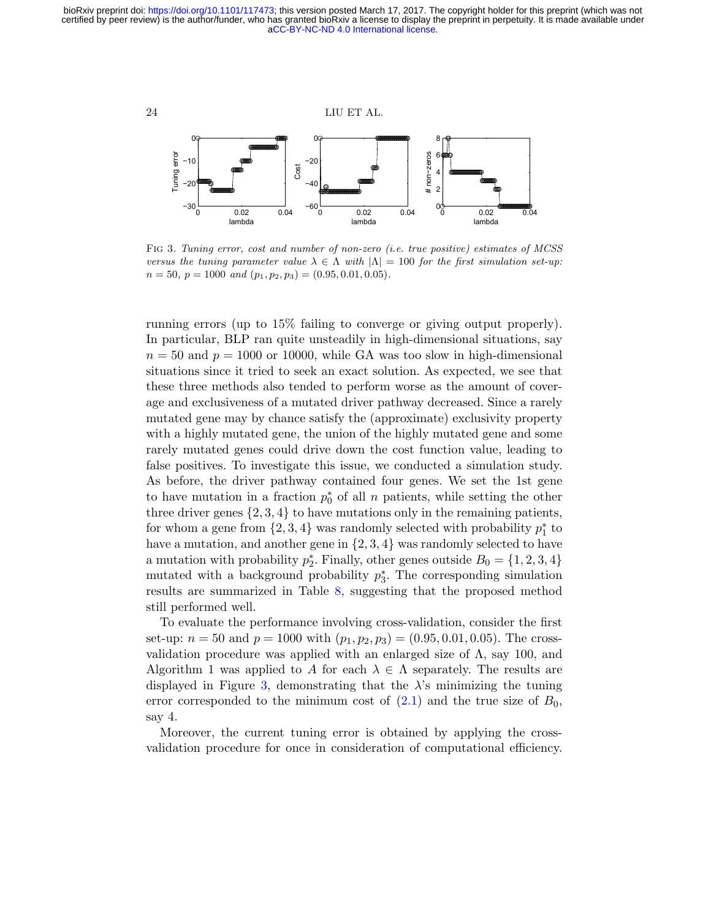FIG 3. *Tuning error, cost and number of non-zero (i.e. true positive) estimates of MCSS versus the tuning parameter value $\lambda \in \Lambda$ with $|\Lambda| = 100$ for the first simulation set-up: $n = 50$, $p = 1000$ and $(p_1, p_2, p_3) = (0.95, 0.01, 0.05)$.*

running errors (up to 15% failing to converge or giving output properly). In particular, BLP ran quite unsteadily in high-dimensional situations, say $n = 50$ and $p = 1000$ or 10000, while GA was too slow in high-dimensional situations since it tried to seek an exact solution. As expected, we see that these three methods also tended to perform worse as the amount of coverage and exclusiveness of a mutated driver pathway decreased. Since a rarely mutated gene may by chance satisfy the (approximate) exclusivity property with a highly mutated gene, the union of the highly mutated gene and some rarely mutated genes could drive down the cost function value, leading to false positives. To investigate this issue, we conducted a simulation study. As before, the driver pathway contained four genes. We set the 1st gene to have mutation in a fraction $p_0^*$ of all $n$ patients, while setting the other three driver genes $\{2, 3, 4\}$ to have mutations only in the remaining patients, for whom a gene from $\{2, 3, 4\}$ was randomly selected with probability $p_1^*$ to have a mutation, and another gene in $\{2, 3, 4\}$ was randomly selected to have a mutation with probability $p_2^*$. Finally, other genes outside $B_0 = \{1, 2, 3, 4\}$ mutated with a background probability $p_3^*$. The corresponding simulation results are summarized in Table 8, suggesting that the proposed method still performed well.

To evaluate the performance involving cross-validation, consider the first set-up: $n = 50$ and $p = 1000$ with $(p_1, p_2, p_3) = (0.95, 0.01, 0.05)$. The cross-validation procedure was applied with an enlarged size of $\Lambda$, say 100, and Algorithm 1 was applied to $A$ for each $\lambda \in \Lambda$ separately. The results are displayed in Figure 3, demonstrating that the $\lambda$'s minimizing the tuning error corresponded to the minimum cost of (2.1) and the true size of $B_0$, say 4.

Moreover, the current tuning error is obtained by applying the cross-validation procedure for once in consideration of computational efficiency.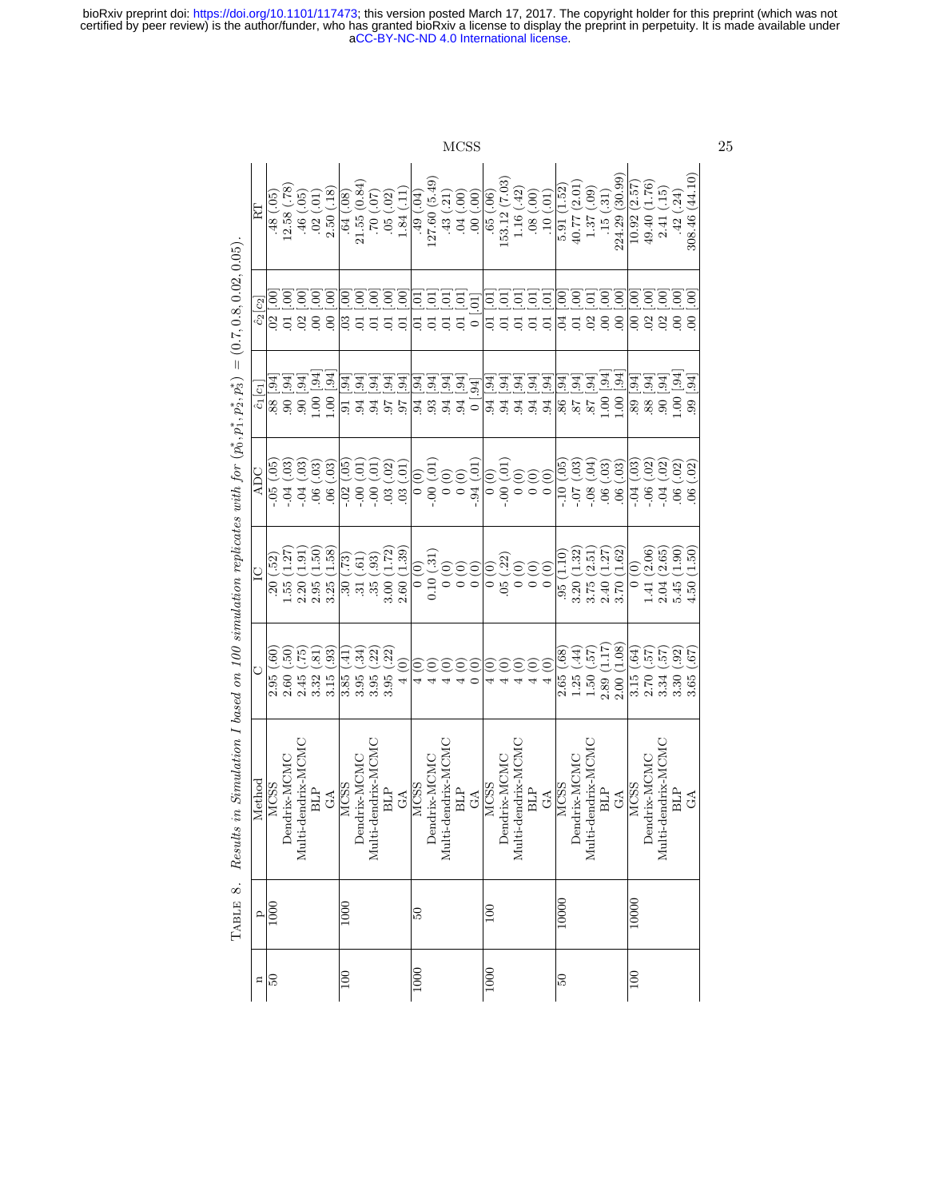TABLE 8. *Results in Simulation I based on 100 simulation replicates with for* $(p_0^*, p_1^*, p_2^*, p_3^*) = (0.7, 0.8, 0.02, 0.05)$.

| n | p | Method | C | IC | ADC | $\hat{c}_1$ [$c_1$] | $\hat{c}_2$ [$c_2$] | RT |
|---|---|---|---|---|---|---|---|---|
| 50 | 1000 | MCSS | 2.95 (.60) | .20 (.52) | -.05 (.05) | .88 [.94] | .02 [.00] | .48 (.05) |
| | | Dendrix-MCMC | 2.60 (.50) | 1.55 (1.27) | -.04 (.03) | .90 [.94] | .01 [.00] | 12.58 (.78) |
| | | Multi-dendrix-MCMC | 2.45 (.75) | 2.20 (1.91) | -.04 (.03) | .90 [.94] | .02 [.00] | .46 (.05) |
| | | BLP | 3.32 (.81) | 2.95 (1.50) | .06 (.03) | 1.00 [.94] | .00 [.00] | .02 (.01) |
| | | GA | 3.15 (.93) | 3.25 (1.58) | .06 (.03) | 1.00 [.94] | .00 [.00] | 2.50 (.18) |
| 100 | 1000 | MCSS | 3.85 (.41) | .30 (.73) | -.02 (.05) | .91 [.94] | .03 [.00] | .64 (.08) |
| | | Dendrix-MCMC | 3.95 (.34) | .31 (.61) | -.00 (.01) | .94 [.94] | .01 [.00] | 21.55 (0.84) |
| | | Multi-dendrix-MCMC | 3.95 (.22) | .35 (.93) | -.00 (.01) | .94 [.94] | .01 [.00] | .70 (.07) |
| | | BLP | 3.95 (.22) | 3.00 (1.72) | .03 (.02) | .97 [.94] | .01 [.00] | .05 (.02) |
| | | GA | 4 (0) | 2.60 (1.39) | .03 (.01) | .97 [.94] | .01 [.00] | 1.84 (.11) |
| 1000 | 50 | MCSS | 4 (0) | 0 (0) | 0 (0) | .94 [.94] | .01 [.01] | .49 (.04) |
| | | Dendrix-MCMC | 4 (0) | 0.10 (.31) | -.00 (.01) | .93 [.94] | .01 [.01] | 127.60 (5.49) |
| | | Multi-dendrix-MCMC | 4 (0) | 0 (0) | 0 (0) | .94 [.94] | .01 [.01] | .43 (.21) |
| | | BLP | 4 (0) | 0 (0) | 0 (0) | .94 [.94] | .01 [.01] | .04 (.00) |
| | | GA | 0 (0) | 0 (0) | -.94 (.01) | 0 [.94] | 0 [.01] | .00 (.00) |
| 1000 | 100 | MCSS | 4 (0) | 0 (0) | 0 (0) | .94 [.94] | .01 [.01] | .65 (.06) |
| | | Dendrix-MCMC | 4 (0) | .05 (.22) | -.00 (.01) | .94 [.94] | .01 [.01] | 153.12 (7.03) |
| | | Multi-dendrix-MCMC | 4 (0) | 0 (0) | 0 (0) | .94 [.94] | .01 [.01] | 1.16 (.42) |
| | | BLP | 4 (0) | 0 (0) | 0 (0) | .94 [.94] | .01 [.01] | .08 (.00) |
| | | GA | 4 (0) | 0 (0) | 0 (0) | .94 [.94] | .01 [.01] | .10 (.01) |
| 50 | 10000 | MCSS | 2.65 (.68) | .95 (1.10) | -.10 (.05) | .86 [.94] | .04 [.00] | 5.91 (1.52) |
| | | Dendrix-MCMC | 1.25 (.44) | 3.20 (1.32) | -.07 (.03) | .87 [.94] | .01 [.00] | 40.77 (2.01) |
| | | Multi-dendrix-MCMC | 1.50 (.57) | 3.75 (2.51) | -.08 (.04) | .87 [.94] | .02 [.01] | 1.37 (.09) |
| | | BLP | 2.89 (1.17) | 2.40 (1.27) | .06 (.03) | 1.00 [.94] | .00 [.00] | .15 (.31) |
| | | GA | 2.00 (1.08) | 3.70 (1.62) | .06 (.03) | 1.00 [.94] | .00 [.00] | 224.29 (30.99) |
| 100 | 10000 | MCSS | 3.15 (.64) | 0 (0) | -.04 (.03) | .89 [.94] | .00 [.00] | 10.92 (2.57) |
| | | Dendrix-MCMC | 2.70 (.57) | 1.41 (2.06) | -.06 (.02) | .88 [.94] | .02 [.00] | 49.40 (1.76) |
| | | Multi-dendrix-MCMC | 3.34 (.57) | 2.04 (2.65) | -.04 (.02) | .90 [.94] | .02 [.00] | 2.41 (.15) |
| | | BLP | 3.30 (.92) | 5.45 (1.90) | .06 (.02) | 1.00 [.94] | .00 [.00] | .42 (.24) |
| | | GA | 3.65 (.67) | 4.50 (1.50) | .06 (.02) | .99 [.94] | .00 [.00] | 308.46 (44.10) |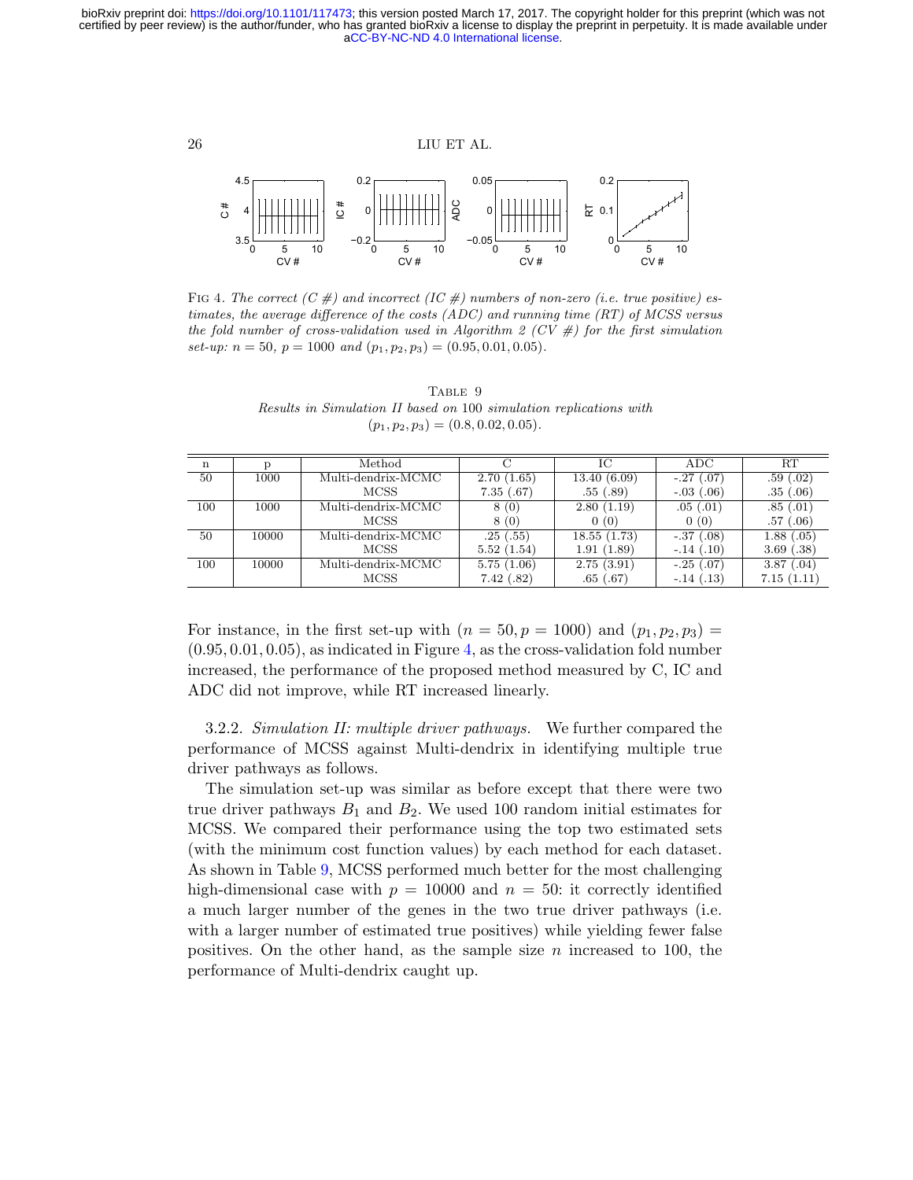Fig 4. *The correct (C #) and incorrect (IC #) numbers of non-zero (i.e. true positive) estimates, the average difference of the costs (ADC) and running time (RT) of MCSS versus the fold number of cross-validation used in Algorithm 2 (CV #) for the first simulation set-up:* $n = 50$*,* $p = 1000$ *and* $(p_1, p_2, p_3) = (0.95, 0.01, 0.05)$*.*

Table 9
*Results in Simulation II based on* 100 *simulation replications with* $(p_1, p_2, p_3) = (0.8, 0.02, 0.05)$*.*

| n | p | Method | C | IC | ADC | RT |
|---|---|---|---|---|---|---|
| 50 | 1000 | Multi-dendrix-MCMC | 2.70 (1.65) | 13.40 (6.09) | -.27 (.07) | .59 (.02) |
| | | MCSS | 7.35 (.67) | .55 (.89) | -.03 (.06) | .35 (.06) |
| 100 | 1000 | Multi-dendrix-MCMC | 8 (0) | 2.80 (1.19) | .05 (.01) | .85 (.01) |
| | | MCSS | 8 (0) | 0 (0) | 0 (0) | .57 (.06) |
| 50 | 10000 | Multi-dendrix-MCMC | .25 (.55) | 18.55 (1.73) | -.37 (.08) | 1.88 (.05) |
| | | MCSS | 5.52 (1.54) | 1.91 (1.89) | -.14 (.10) | 3.69 (.38) |
| 100 | 10000 | Multi-dendrix-MCMC | 5.75 (1.06) | 2.75 (3.91) | -.25 (.07) | 3.87 (.04) |
| | | MCSS | 7.42 (.82) | .65 (.67) | -.14 (.13) | 7.15 (1.11) |

For instance, in the first set-up with $(n = 50, p = 1000)$ and $(p_1, p_2, p_3) = (0.95, 0.01, 0.05)$, as indicated in Figure 4, as the cross-validation fold number increased, the performance of the proposed method measured by C, IC and ADC did not improve, while RT increased linearly.

3.2.2. *Simulation II: multiple driver pathways.* We further compared the performance of MCSS against Multi-dendrix in identifying multiple true driver pathways as follows.

The simulation set-up was similar as before except that there were two true driver pathways $B_1$ and $B_2$. We used 100 random initial estimates for MCSS. We compared their performance using the top two estimated sets (with the minimum cost function values) by each method for each dataset. As shown in Table 9, MCSS performed much better for the most challenging high-dimensional case with $p = 10000$ and $n = 50$: it correctly identified a much larger number of the genes in the two true driver pathways (i.e. with a larger number of estimated true positives) while yielding fewer false positives. On the other hand, as the sample size $n$ increased to 100, the performance of Multi-dendrix caught up.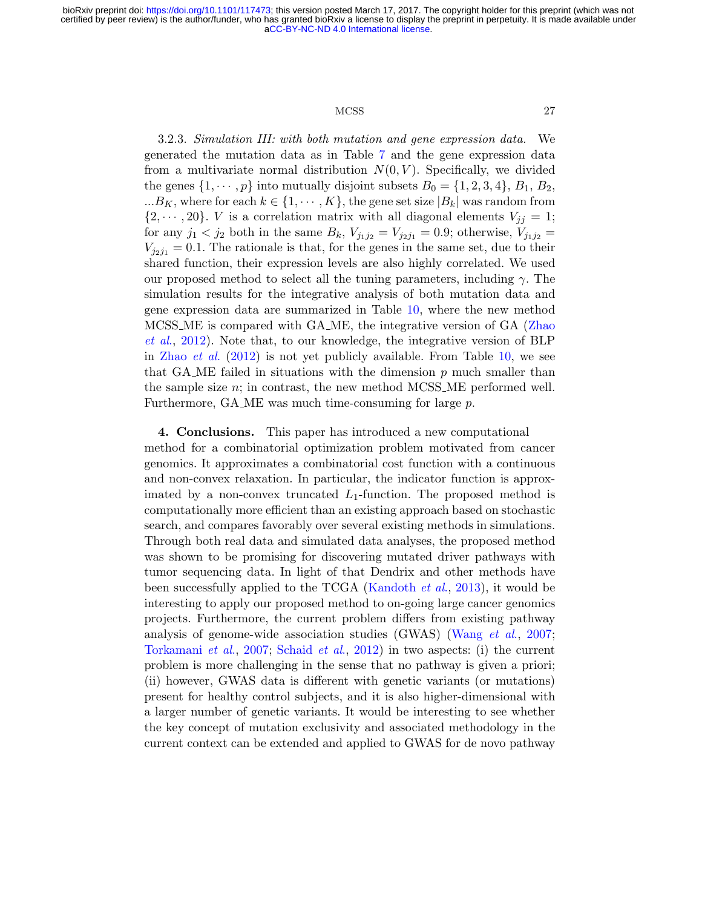3.2.3. *Simulation III: with both mutation and gene expression data.* We generated the mutation data as in Table 7 and the gene expression data from a multivariate normal distribution $N(0, V)$. Specifically, we divided the genes $\{1, \cdots, p\}$ into mutually disjoint subsets $B_0 = \{1, 2, 3, 4\}$, $B_1$, $B_2$, ...$B_K$, where for each $k \in \{1, \cdots, K\}$, the gene set size $|B_k|$ was random from $\{2, \cdots, 20\}$. $V$ is a correlation matrix with all diagonal elements $V_{jj} = 1$; for any $j_1 < j_2$ both in the same $B_k$, $V_{j_1 j_2} = V_{j_2 j_1} = 0.9$; otherwise, $V_{j_1 j_2} = V_{j_2 j_1} = 0.1$. The rationale is that, for the genes in the same set, due to their shared function, their expression levels are also highly correlated. We used our proposed method to select all the tuning parameters, including $\gamma$. The simulation results for the integrative analysis of both mutation data and gene expression data are summarized in Table 10, where the new method MCSS_ME is compared with GA_ME, the integrative version of GA (Zhao *et al.*, 2012). Note that, to our knowledge, the integrative version of BLP in Zhao *et al.* (2012) is not yet publicly available. From Table 10, we see that GA_ME failed in situations with the dimension $p$ much smaller than the sample size $n$; in contrast, the new method MCSS_ME performed well. Furthermore, GA_ME was much time-consuming for large $p$.

**4. Conclusions.** This paper has introduced a new computational method for a combinatorial optimization problem motivated from cancer genomics. It approximates a combinatorial cost function with a continuous and non-convex relaxation. In particular, the indicator function is approximated by a non-convex truncated $L_1$-function. The proposed method is computationally more efficient than an existing approach based on stochastic search, and compares favorably over several existing methods in simulations. Through both real data and simulated data analyses, the proposed method was shown to be promising for discovering mutated driver pathways with tumor sequencing data. In light of that Dendrix and other methods have been successfully applied to the TCGA (Kandoth *et al.*, 2013), it would be interesting to apply our proposed method to on-going large cancer genomics projects. Furthermore, the current problem differs from existing pathway analysis of genome-wide association studies (GWAS) (Wang *et al.*, 2007; Torkamani *et al.*, 2007; Schaid *et al.*, 2012) in two aspects: (i) the current problem is more challenging in the sense that no pathway is given a priori; (ii) however, GWAS data is different with genetic variants (or mutations) present for healthy control subjects, and it is also higher-dimensional with a larger number of genetic variants. It would be interesting to see whether the key concept of mutation exclusivity and associated methodology in the current context can be extended and applied to GWAS for de novo pathway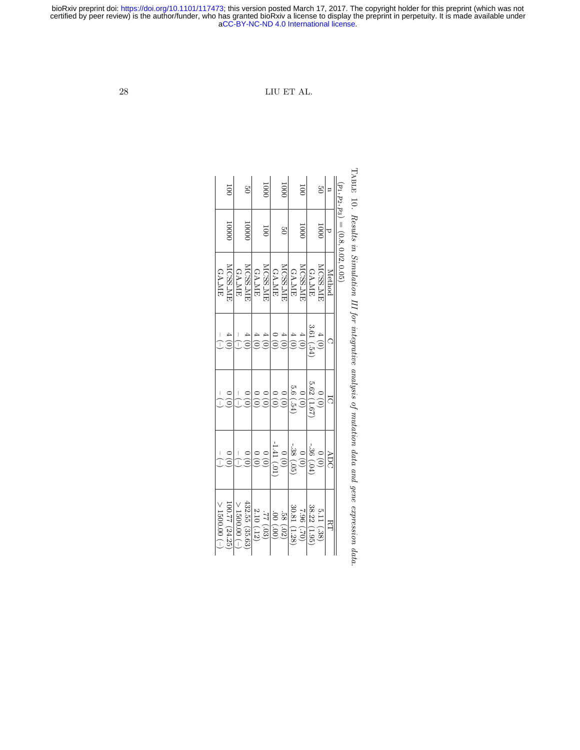Table 10. *Results in Simulation III for integrative analysis of mutation data and gene expression data.*

$(p_1, p_2, p_3) = (0.8, 0.02, 0.05)$

| n | p | Method | C | IC | ADC | RT |
|---|---|---|---|---|---|---|
| 50 | 1000 | MCSS_ME | 4 (0) | 0 (0) | 0 (0) | 5.11 (.38) |
| | | GA_ME | 3.61 (.54) | 5.62 (1.67) | -.36 (.04) | 38.22 (1.95) |
| 100 | 1000 | MCSS_ME | 4 (0) | 0 (0) | 0 (0) | 7.96 (.70) |
| | | GA_ME | 4 (0) | 5.6 (.54) | -.38 (.05) | 30.81 (1.28) |
| 1000 | 50 | MCSS_ME | 4 (0) | 0 (0) | 0 (0) | .58 (.02) |
| | | GA_ME | 0 (0) | 0 (0) | -1.41 (.01) | .00 (.00) |
| 1000 | 100 | MCSS_ME | 4 (0) | 0 (0) | 0 (0) | .77 (.03) |
| | | GA_ME | 4 (0) | 0 (0) | 0 (0) | 2.10 (.12) |
| 50 | 10000 | MCSS_ME | 4 (0) | 0 (0) | 0 (0) | 432.55 (35.63) |
| | | GA_ME | – (–) | – (–) | – (–) | > 1500.00 (–) |
| 100 | 10000 | MCSS_ME | 4 (0) | 0 (0) | 0 (0) | 100.77 (24.25) |
| | | GA_ME | – (–) | – (–) | – (–) | > 1500.00 (–) |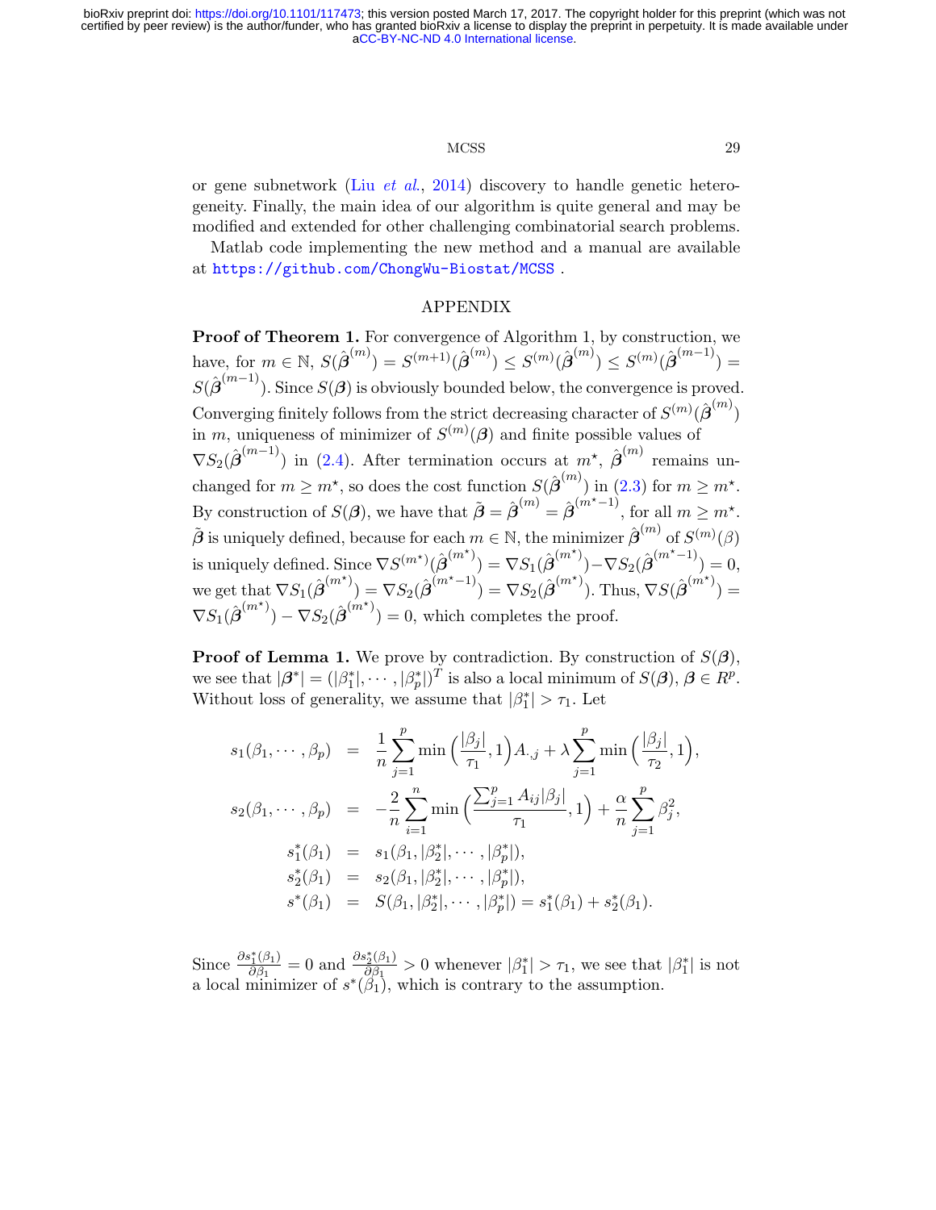or gene subnetwork (Liu *et al.*, 2014) discovery to handle genetic heterogeneity. Finally, the main idea of our algorithm is quite general and may be modified and extended for other challenging combinatorial search problems.

Matlab code implementing the new method and a manual are available at https://github.com/ChongWu-Biostat/MCSS .

## APPENDIX

**Proof of Theorem 1.** For convergence of Algorithm 1, by construction, we have, for $m \in \mathbb{N}$, $S(\hat{\boldsymbol{\beta}}^{(m)}) = S^{(m+1)}(\hat{\boldsymbol{\beta}}^{(m)}) \le S^{(m)}(\hat{\boldsymbol{\beta}}^{(m)}) \le S^{(m)}(\hat{\boldsymbol{\beta}}^{(m-1)}) = S(\hat{\boldsymbol{\beta}}^{(m-1)})$. Since $S(\boldsymbol{\beta})$ is obviously bounded below, the convergence is proved. Converging finitely follows from the strict decreasing character of $S^{(m)}(\hat{\boldsymbol{\beta}}^{(m)})$ in $m$, uniqueness of minimizer of $S^{(m)}(\boldsymbol{\beta})$ and finite possible values of $\nabla S_2(\hat{\boldsymbol{\beta}}^{(m-1)})$ in (2.4). After termination occurs at $m^\star$, $\hat{\boldsymbol{\beta}}^{(m)}$ remains unchanged for $m \ge m^\star$, so does the cost function $S(\hat{\boldsymbol{\beta}}^{(m)})$ in (2.3) for $m \ge m^\star$. By construction of $S(\boldsymbol{\beta})$, we have that $\tilde{\boldsymbol{\beta}} = \hat{\boldsymbol{\beta}}^{(m)} = \hat{\boldsymbol{\beta}}^{(m^\star-1)}$, for all $m \ge m^\star$. $\tilde{\boldsymbol{\beta}}$ is uniquely defined, because for each $m \in \mathbb{N}$, the minimizer $\hat{\boldsymbol{\beta}}^{(m)}$ of $S^{(m)}(\beta)$ is uniquely defined. Since $\nabla S^{(m^\star)}(\hat{\boldsymbol{\beta}}^{(m^\star)}) = \nabla S_1(\hat{\boldsymbol{\beta}}^{(m^\star)}) - \nabla S_2(\hat{\boldsymbol{\beta}}^{(m^\star-1)}) = 0$, we get that $\nabla S_1(\hat{\boldsymbol{\beta}}^{(m^\star)}) = \nabla S_2(\hat{\boldsymbol{\beta}}^{(m^\star-1)}) = \nabla S_2(\hat{\boldsymbol{\beta}}^{(m^\star)})$. Thus, $\nabla S(\hat{\boldsymbol{\beta}}^{(m^\star)}) = \nabla S_1(\hat{\boldsymbol{\beta}}^{(m^\star)}) - \nabla S_2(\hat{\boldsymbol{\beta}}^{(m^\star)}) = 0$, which completes the proof.

**Proof of Lemma 1.** We prove by contradiction. By construction of $S(\boldsymbol{\beta})$, we see that $|\boldsymbol{\beta}^*| = (|\beta_1^*|, \cdots, |\beta_p^*|)^T$ is also a local minimum of $S(\boldsymbol{\beta})$, $\boldsymbol{\beta} \in R^p$. Without loss of generality, we assume that $|\beta_1^*| > \tau_1$. Let

$$
\begin{aligned}
s_1(\beta_1, \cdots, \beta_p) &= \frac{1}{n}\sum_{j=1}^{p} \min\Big(\frac{|\beta_j|}{\tau_1}, 1\Big) A_{\cdot,j} + \lambda \sum_{j=1}^{p} \min\Big(\frac{|\beta_j|}{\tau_2}, 1\Big), \\
s_2(\beta_1, \cdots, \beta_p) &= -\frac{2}{n}\sum_{i=1}^{n} \min\Big(\frac{\sum_{j=1}^{p} A_{ij}|\beta_j|}{\tau_1}, 1\Big) + \frac{\alpha}{n}\sum_{j=1}^{p} \beta_j^2, \\
s_1^*(\beta_1) &= s_1(\beta_1, |\beta_2^*|, \cdots, |\beta_p^*|), \\
s_2^*(\beta_1) &= s_2(\beta_1, |\beta_2^*|, \cdots, |\beta_p^*|), \\
s^*(\beta_1) &= S(\beta_1, |\beta_2^*|, \cdots, |\beta_p^*|) = s_1^*(\beta_1) + s_2^*(\beta_1).
\end{aligned}
$$

Since $\frac{\partial s_1^*(\beta_1)}{\partial \beta_1} = 0$ and $\frac{\partial s_2^*(\beta_1)}{\partial \beta_1} > 0$ whenever $|\beta_1^*| > \tau_1$, we see that $|\beta_1^*|$ is not a local minimizer of $s^*(\beta_1)$, which is contrary to the assumption.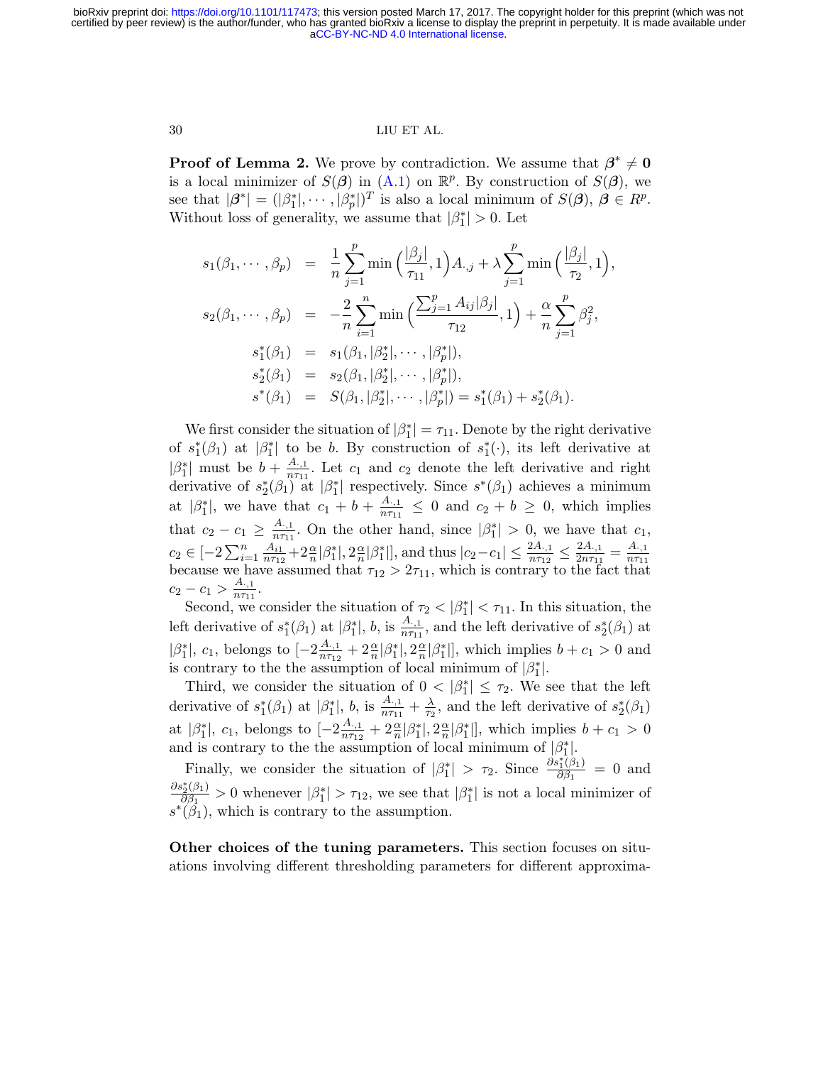**Proof of Lemma 2.** We prove by contradiction. We assume that $\boldsymbol{\beta}^* \neq \mathbf{0}$ is a local minimizer of $S(\boldsymbol{\beta})$ in (A.1) on $\mathbb{R}^p$. By construction of $S(\boldsymbol{\beta})$, we see that $|\boldsymbol{\beta}^*| = (|\beta_1^*|, \cdots, |\beta_p^*|)^T$ is also a local minimum of $S(\boldsymbol{\beta})$, $\boldsymbol{\beta} \in R^p$. Without loss of generality, we assume that $|\beta_1^*| > 0$. Let

$$
\begin{aligned}
s_1(\beta_1, \cdots, \beta_p) &= \frac{1}{n}\sum_{j=1}^{p} \min\Big(\frac{|\beta_j|}{\tau_{11}}, 1\Big) A_{\cdot,j} + \lambda \sum_{j=1}^{p} \min\Big(\frac{|\beta_j|}{\tau_2}, 1\Big), \\
s_2(\beta_1, \cdots, \beta_p) &= -\frac{2}{n}\sum_{i=1}^{n} \min\Big(\frac{\sum_{j=1}^{p} A_{ij}|\beta_j|}{\tau_{12}}, 1\Big) + \frac{\alpha}{n}\sum_{j=1}^{p} \beta_j^2, \\
s_1^*(\beta_1) &= s_1(\beta_1, |\beta_2^*|, \cdots, |\beta_p^*|), \\
s_2^*(\beta_1) &= s_2(\beta_1, |\beta_2^*|, \cdots, |\beta_p^*|), \\
s^*(\beta_1) &= S(\beta_1, |\beta_2^*|, \cdots, |\beta_p^*|) = s_1^*(\beta_1) + s_2^*(\beta_1).
\end{aligned}
$$

We first consider the situation of $|\beta_1^*| = \tau_{11}$. Denote by the right derivative of $s_1^*(\beta_1)$ at $|\beta_1^*|$ to be $b$. By construction of $s_1^*(\cdot)$, its left derivative at $|\beta_1^*|$ must be $b + \frac{A_{\cdot,1}}{n\tau_{11}}$. Let $c_1$ and $c_2$ denote the left derivative and right derivative of $s_2^*(\beta_1)$ at $|\beta_1^*|$ respectively. Since $s^*(\beta_1)$ achieves a minimum at $|\beta_1^*|$, we have that $c_1 + b + \frac{A_{\cdot,1}}{n\tau_{11}} \leq 0$ and $c_2 + b \geq 0$, which implies that $c_2 - c_1 \geq \frac{A_{\cdot,1}}{n\tau_{11}}$. On the other hand, since $|\beta_1^*| > 0$, we have that $c_1$, $c_2 \in [-2\sum_{i=1}^{n} \frac{A_{i1}}{n\tau_{12}} + 2\frac{\alpha}{n}|\beta_1^*|, 2\frac{\alpha}{n}|\beta_1^*|]$, and thus $|c_2 - c_1| \leq \frac{2A_{\cdot,1}}{n\tau_{12}} \leq \frac{2A_{\cdot,1}}{2n\tau_{11}} = \frac{A_{\cdot,1}}{n\tau_{11}}$ because we have assumed that $\tau_{12} > 2\tau_{11}$, which is contrary to the fact that $c_2 - c_1 > \frac{A_{\cdot,1}}{n\tau_{11}}$.

Second, we consider the situation of $\tau_2 < |\beta_1^*| < \tau_{11}$. In this situation, the left derivative of $s_1^*(\beta_1)$ at $|\beta_1^*|$, $b$, is $\frac{A_{\cdot,1}}{n\tau_{11}}$, and the left derivative of $s_2^*(\beta_1)$ at $|\beta_1^*|$, $c_1$, belongs to $[-2\frac{A_{\cdot,1}}{n\tau_{12}} + 2\frac{\alpha}{n}|\beta_1^*|, 2\frac{\alpha}{n}|\beta_1^*|]$, which implies $b + c_1 > 0$ and is contrary to the the assumption of local minimum of $|\beta_1^*|$.

Third, we consider the situation of $0 < |\beta_1^*| \leq \tau_2$. We see that the left derivative of $s_1^*(\beta_1)$ at $|\beta_1^*|$, $b$, is $\frac{A_{\cdot,1}}{n\tau_{11}} + \frac{\lambda}{\tau_2}$, and the left derivative of $s_2^*(\beta_1)$ at $|\beta_1^*|$, $c_1$, belongs to $[-2\frac{A_{\cdot,1}}{n\tau_{12}} + 2\frac{\alpha}{n}|\beta_1^*|, 2\frac{\alpha}{n}|\beta_1^*|]$, which implies $b + c_1 > 0$ and is contrary to the the assumption of local minimum of $|\beta_1^*|$.

Finally, we consider the situation of $|\beta_1^*| > \tau_2$. Since $\frac{\partial s_1^*(\beta_1)}{\partial \beta_1} = 0$ and $\frac{\partial s_2^*(\beta_1)}{\partial \beta_1} > 0$ whenever $|\beta_1^*| > \tau_{12}$, we see that $|\beta_1^*|$ is not a local minimizer of $s^*(\beta_1)$, which is contrary to the assumption.

**Other choices of the tuning parameters.** This section focuses on situations involving different thresholding parameters for different approxima-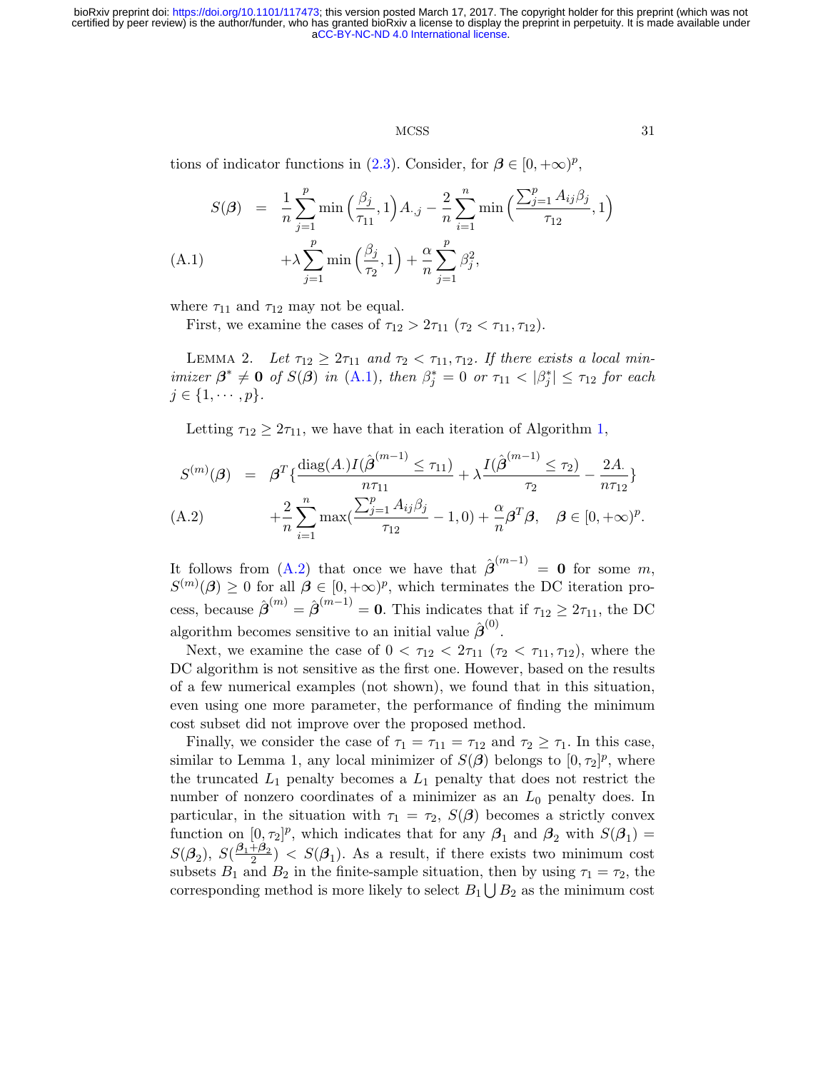tions of indicator functions in (2.3). Consider, for $\boldsymbol{\beta} \in [0, +\infty)^p$,

$$
\begin{aligned}
S(\boldsymbol{\beta}) &= \frac{1}{n}\sum_{j=1}^{p} \min\Big(\frac{\beta_j}{\tau_{11}}, 1\Big) A_{\cdot,j} - \frac{2}{n}\sum_{i=1}^{n} \min\Big(\frac{\sum_{j=1}^{p} A_{ij}\beta_j}{\tau_{12}}, 1\Big) \\
&\quad + \lambda \sum_{j=1}^{p} \min\Big(\frac{\beta_j}{\tau_2}, 1\Big) + \frac{\alpha}{n}\sum_{j=1}^{p} \beta_j^2,
\end{aligned} \tag{A.1}
$$

where $\tau_{11}$ and $\tau_{12}$ may not be equal.

First, we examine the cases of $\tau_{12} > 2\tau_{11}$ ($\tau_2 < \tau_{11}, \tau_{12}$).

Lemma 2. *Let $\tau_{12} \geq 2\tau_{11}$ and $\tau_2 < \tau_{11}, \tau_{12}$. If there exists a local minimizer $\boldsymbol{\beta}^* \neq \mathbf{0}$ of $S(\boldsymbol{\beta})$ in (A.1), then $\beta_j^* = 0$ or $\tau_{11} < |\beta_j^*| \leq \tau_{12}$ for each $j \in \{1, \cdots, p\}$.*

Letting $\tau_{12} \geq 2\tau_{11}$, we have that in each iteration of Algorithm 1,

$$
\begin{aligned}
S^{(m)}(\boldsymbol{\beta}) &= \boldsymbol{\beta}^T \Big\{ \frac{\text{diag}(A_\cdot) I(\hat{\boldsymbol{\beta}}^{(m-1)} \leq \tau_{11})}{n\tau_{11}} + \lambda \frac{I(\hat{\boldsymbol{\beta}}^{(m-1)} \leq \tau_2)}{\tau_2} - \frac{2A_\cdot}{n\tau_{12}} \Big\} \\
&\quad + \frac{2}{n}\sum_{i=1}^{n} \max\Big(\frac{\sum_{j=1}^{p} A_{ij}\beta_j}{\tau_{12}} - 1, 0\Big) + \frac{\alpha}{n}\boldsymbol{\beta}^T\boldsymbol{\beta}, \quad \boldsymbol{\beta} \in [0, +\infty)^p.
\end{aligned} \tag{A.2}
$$

It follows from (A.2) that once we have that $\hat{\boldsymbol{\beta}}^{(m-1)} = \mathbf{0}$ for some $m$, $S^{(m)}(\boldsymbol{\beta}) \geq 0$ for all $\boldsymbol{\beta} \in [0, +\infty)^p$, which terminates the DC iteration process, because $\hat{\boldsymbol{\beta}}^{(m)} = \hat{\boldsymbol{\beta}}^{(m-1)} = \mathbf{0}$. This indicates that if $\tau_{12} \geq 2\tau_{11}$, the DC algorithm becomes sensitive to an initial value $\hat{\boldsymbol{\beta}}^{(0)}$.

Next, we examine the case of $0 < \tau_{12} < 2\tau_{11}$ ($\tau_2 < \tau_{11}, \tau_{12}$), where the DC algorithm is not sensitive as the first one. However, based on the results of a few numerical examples (not shown), we found that in this situation, even using one more parameter, the performance of finding the minimum cost subset did not improve over the proposed method.

Finally, we consider the case of $\tau_1 = \tau_{11} = \tau_{12}$ and $\tau_2 \geq \tau_1$. In this case, similar to Lemma 1, any local minimizer of $S(\boldsymbol{\beta})$ belongs to $[0, \tau_2]^p$, where the truncated $L_1$ penalty becomes a $L_1$ penalty that does not restrict the number of nonzero coordinates of a minimizer as an $L_0$ penalty does. In particular, in the situation with $\tau_1 = \tau_2$, $S(\boldsymbol{\beta})$ becomes a strictly convex function on $[0, \tau_2]^p$, which indicates that for any $\boldsymbol{\beta}_1$ and $\boldsymbol{\beta}_2$ with $S(\boldsymbol{\beta}_1) = S(\boldsymbol{\beta}_2)$, $S(\frac{\boldsymbol{\beta}_1 + \boldsymbol{\beta}_2}{2}) < S(\boldsymbol{\beta}_1)$. As a result, if there exists two minimum cost subsets $B_1$ and $B_2$ in the finite-sample situation, then by using $\tau_1 = \tau_2$, the corresponding method is more likely to select $B_1 \bigcup B_2$ as the minimum cost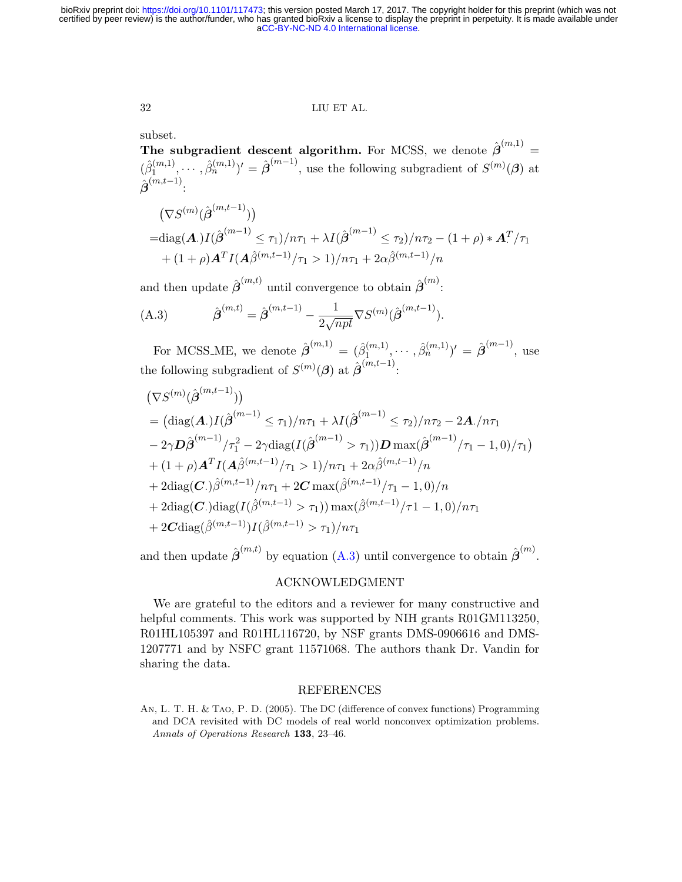subset.

**The subgradient descent algorithm.** For MCSS, we denote $\hat{\boldsymbol{\beta}}^{(m,1)} = (\hat{\beta}_1^{(m,1)}, \cdots, \hat{\beta}_n^{(m,1)})' = \hat{\boldsymbol{\beta}}^{(m-1)}$, use the following subgradient of $S^{(m)}(\boldsymbol{\beta})$ at $\hat{\boldsymbol{\beta}}^{(m,t-1)}$:

$$
\begin{aligned}
&\left(\nabla S^{(m)}(\hat{\boldsymbol{\beta}}^{(m,t-1)})\right) \\
=&\mathrm{diag}(\boldsymbol{A}.)I(\hat{\boldsymbol{\beta}}^{(m-1)} \leq \tau_1)/n\tau_1 + \lambda I(\hat{\boldsymbol{\beta}}^{(m-1)} \leq \tau_2)/n\tau_2 - (1+\rho) * \boldsymbol{A}_.^T/\tau_1 \\
&+ (1+\rho)\boldsymbol{A}^T I(\boldsymbol{A}\hat{\beta}^{(m,t-1)}/\tau_1 > 1)/n\tau_1 + 2\alpha\hat{\beta}^{(m,t-1)}/n
\end{aligned}
$$

and then update $\hat{\boldsymbol{\beta}}^{(m,t)}$ until convergence to obtain $\hat{\boldsymbol{\beta}}^{(m)}$:

$$
\hat{\boldsymbol{\beta}}^{(m,t)} = \hat{\boldsymbol{\beta}}^{(m,t-1)} - \frac{1}{2\sqrt{npt}} \nabla S^{(m)}(\hat{\boldsymbol{\beta}}^{(m,t-1)}). \tag{A.3}
$$

For MCSS_ME, we denote $\hat{\boldsymbol{\beta}}^{(m,1)} = (\hat{\beta}_1^{(m,1)}, \cdots, \hat{\beta}_n^{(m,1)})' = \hat{\boldsymbol{\beta}}^{(m-1)}$, use the following subgradient of $S^{(m)}(\boldsymbol{\beta})$ at $\hat{\boldsymbol{\beta}}^{(m,t-1)}$:

$$
\begin{aligned}
&\left(\nabla S^{(m)}(\hat{\boldsymbol{\beta}}^{(m,t-1)})\right) \\
&= \big(\mathrm{diag}(\boldsymbol{A}.)I(\hat{\boldsymbol{\beta}}^{(m-1)} \leq \tau_1)/n\tau_1 + \lambda I(\hat{\boldsymbol{\beta}}^{(m-1)} \leq \tau_2)/n\tau_2 - 2\boldsymbol{A}./n\tau_1 \\
&- 2\gamma \boldsymbol{D}\hat{\boldsymbol{\beta}}^{(m-1)}/\tau_1^2 - 2\gamma\mathrm{diag}(I(\hat{\boldsymbol{\beta}}^{(m-1)} > \tau_1))\boldsymbol{D}\max(\hat{\boldsymbol{\beta}}^{(m-1)}/\tau_1 - 1, 0)/\tau_1\big) \\
&+ (1+\rho)\boldsymbol{A}^T I(\boldsymbol{A}\hat{\beta}^{(m,t-1)}/\tau_1 > 1)/n\tau_1 + 2\alpha\hat{\beta}^{(m,t-1)}/n \\
&+ 2\mathrm{diag}(\boldsymbol{C}.)\hat{\beta}^{(m,t-1)}/n\tau_1 + 2\boldsymbol{C}\max(\hat{\beta}^{(m,t-1)}/\tau_1 - 1, 0)/n \\
&+ 2\mathrm{diag}(\boldsymbol{C}.)\mathrm{diag}(I(\hat{\beta}^{(m,t-1)} > \tau_1))\max(\hat{\beta}^{(m,t-1)}/\tau 1 - 1, 0)/n\tau_1 \\
&+ 2\boldsymbol{C}\mathrm{diag}(\hat{\beta}^{(m,t-1)})I(\hat{\beta}^{(m,t-1)} > \tau_1)/n\tau_1
\end{aligned}
$$

and then update $\hat{\boldsymbol{\beta}}^{(m,t)}$ by equation (A.3) until convergence to obtain $\hat{\boldsymbol{\beta}}^{(m)}$.

## ACKNOWLEDGMENT

We are grateful to the editors and a reviewer for many constructive and helpful comments. This work was supported by NIH grants R01GM113250, R01HL105397 and R01HL116720, by NSF grants DMS-0906616 and DMS-1207771 and by NSFC grant 11571068. The authors thank Dr. Vandin for sharing the data.

## REFERENCES

An, L. T. H. & Tao, P. D. (2005). The DC (difference of convex functions) Programming and DCA revisited with DC models of real world nonconvex optimization problems. *Annals of Operations Research* **133**, 23–46.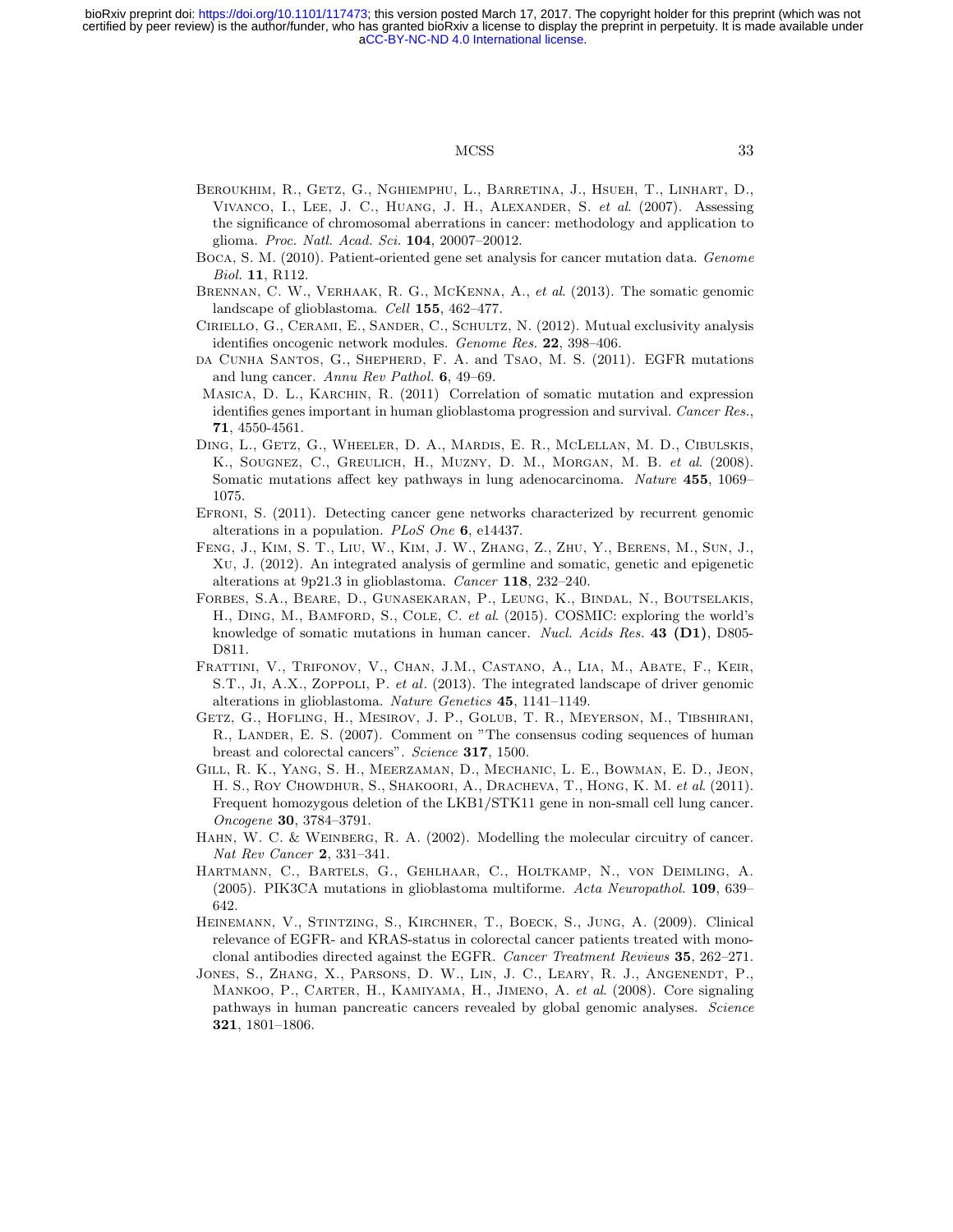Beroukhim, R., Getz, G., Nghiemphu, L., Barretina, J., Hsueh, T., Linhart, D., Vivanco, I., Lee, J. C., Huang, J. H., Alexander, S. *et al*. (2007). Assessing the significance of chromosomal aberrations in cancer: methodology and application to glioma. *Proc. Natl. Acad. Sci.* **104**, 20007–20012.

Boca, S. M. (2010). Patient-oriented gene set analysis for cancer mutation data. *Genome Biol.* **11**, R112.

Brennan, C. W., Verhaak, R. G., McKenna, A., *et al*. (2013). The somatic genomic landscape of glioblastoma. *Cell* **155**, 462–477.

Ciriello, G., Cerami, E., Sander, C., Schultz, N. (2012). Mutual exclusivity analysis identifies oncogenic network modules. *Genome Res.* **22**, 398–406.

da Cunha Santos, G., Shepherd, F. A. and Tsao, M. S. (2011). EGFR mutations and lung cancer. *Annu Rev Pathol.* **6**, 49–69.

Masica, D. L., Karchin, R. (2011) Correlation of somatic mutation and expression identifies genes important in human glioblastoma progression and survival. *Cancer Res.*, **71**, 4550-4561.

Ding, L., Getz, G., Wheeler, D. A., Mardis, E. R., McLellan, M. D., Cibulskis, K., Sougnez, C., Greulich, H., Muzny, D. M., Morgan, M. B. *et al*. (2008). Somatic mutations affect key pathways in lung adenocarcinoma. *Nature* **455**, 1069–1075.

Efroni, S. (2011). Detecting cancer gene networks characterized by recurrent genomic alterations in a population. *PLoS One* **6**, e14437.

Feng, J., Kim, S. T., Liu, W., Kim, J. W., Zhang, Z., Zhu, Y., Berens, M., Sun, J., Xu, J. (2012). An integrated analysis of germline and somatic, genetic and epigenetic alterations at 9p21.3 in glioblastoma. *Cancer* **118**, 232–240.

Forbes, S.A., Beare, D., Gunasekaran, P., Leung, K., Bindal, N., Boutselakis, H., Ding, M., Bamford, S., Cole, C. *et al*. (2015). COSMIC: exploring the world's knowledge of somatic mutations in human cancer. *Nucl. Acids Res.* **43 (D1)**, D805-D811.

Frattini, V., Trifonov, V., Chan, J.M., Castano, A., Lia, M., Abate, F., Keir, S.T., Ji, A.X., Zoppoli, P. *et al*. (2013). The integrated landscape of driver genomic alterations in glioblastoma. *Nature Genetics* **45**, 1141–1149.

Getz, G., Hofling, H., Mesirov, J. P., Golub, T. R., Meyerson, M., Tibshirani, R., Lander, E. S. (2007). Comment on "The consensus coding sequences of human breast and colorectal cancers". *Science* **317**, 1500.

Gill, R. K., Yang, S. H., Meerzaman, D., Mechanic, L. E., Bowman, E. D., Jeon, H. S., Roy Chowdhur, S., Shakoori, A., Dracheva, T., Hong, K. M. *et al*. (2011). Frequent homozygous deletion of the LKB1/STK11 gene in non-small cell lung cancer. *Oncogene* **30**, 3784–3791.

Hahn, W. C. & Weinberg, R. A. (2002). Modelling the molecular circuitry of cancer. *Nat Rev Cancer* **2**, 331–341.

Hartmann, C., Bartels, G., Gehlhaar, C., Holtkamp, N., von Deimling, A. (2005). PIK3CA mutations in glioblastoma multiforme. *Acta Neuropathol.* **109**, 639–642.

Heinemann, V., Stintzing, S., Kirchner, T., Boeck, S., Jung, A. (2009). Clinical relevance of EGFR- and KRAS-status in colorectal cancer patients treated with monoclonal antibodies directed against the EGFR. *Cancer Treatment Reviews* **35**, 262–271.

Jones, S., Zhang, X., Parsons, D. W., Lin, J. C., Leary, R. J., Angenendt, P., Mankoo, P., Carter, H., Kamiyama, H., Jimeno, A. *et al*. (2008). Core signaling pathways in human pancreatic cancers revealed by global genomic analyses. *Science* **321**, 1801–1806.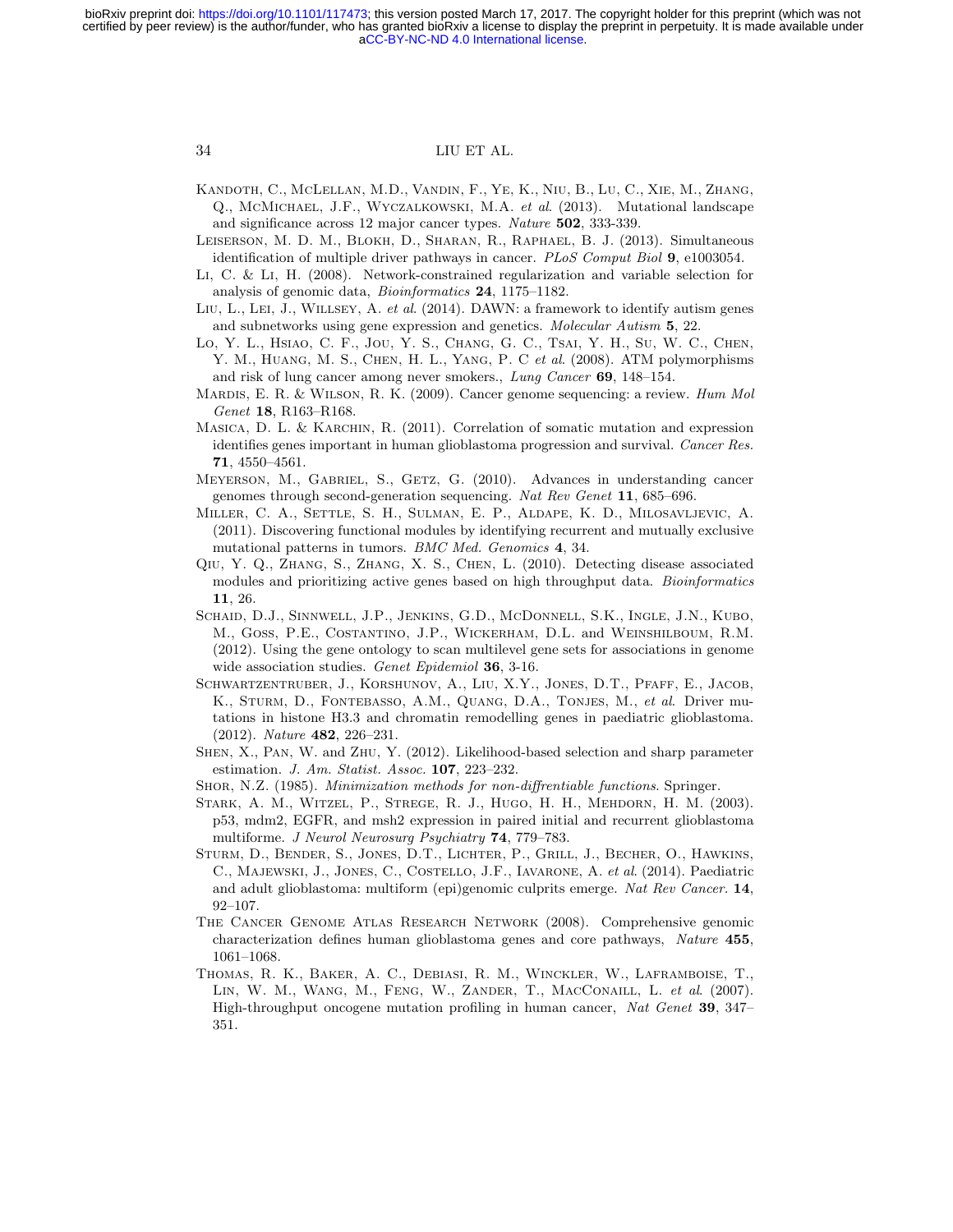Kandoth, C., McLellan, M.D., Vandin, F., Ye, K., Niu, B., Lu, C., Xie, M., Zhang, Q., McMichael, J.F., Wyczalkowski, M.A. *et al.* (2013). Mutational landscape and significance across 12 major cancer types. *Nature* **502**, 333-339.

Leiserson, M. D. M., Blokh, D., Sharan, R., Raphael, B. J. (2013). Simultaneous identification of multiple driver pathways in cancer. *PLoS Comput Biol* **9**, e1003054.

Li, C. & Li, H. (2008). Network-constrained regularization and variable selection for analysis of genomic data, *Bioinformatics* **24**, 1175–1182.

Liu, L., Lei, J., Willsey, A. *et al.* (2014). DAWN: a framework to identify autism genes and subnetworks using gene expression and genetics. *Molecular Autism* **5**, 22.

Lo, Y. L., Hsiao, C. F., Jou, Y. S., Chang, G. C., Tsai, Y. H., Su, W. C., Chen, Y. M., Huang, M. S., Chen, H. L., Yang, P. C *et al.* (2008). ATM polymorphisms and risk of lung cancer among never smokers., *Lung Cancer* **69**, 148–154.

Mardis, E. R. & Wilson, R. K. (2009). Cancer genome sequencing: a review. *Hum Mol Genet* **18**, R163–R168.

Masica, D. L. & Karchin, R. (2011). Correlation of somatic mutation and expression identifies genes important in human glioblastoma progression and survival. *Cancer Res.* **71**, 4550–4561.

Meyerson, M., Gabriel, S., Getz, G. (2010). Advances in understanding cancer genomes through second-generation sequencing. *Nat Rev Genet* **11**, 685–696.

Miller, C. A., Settle, S. H., Sulman, E. P., Aldape, K. D., Milosavljevic, A. (2011). Discovering functional modules by identifying recurrent and mutually exclusive mutational patterns in tumors. *BMC Med. Genomics* **4**, 34.

Qiu, Y. Q., Zhang, S., Zhang, X. S., Chen, L. (2010). Detecting disease associated modules and prioritizing active genes based on high throughput data. *Bioinformatics* **11**, 26.

Schaid, D.J., Sinnwell, J.P., Jenkins, G.D., McDonnell, S.K., Ingle, J.N., Kubo, M., Goss, P.E., Costantino, J.P., Wickerham, D.L. and Weinshilboum, R.M. (2012). Using the gene ontology to scan multilevel gene sets for associations in genome wide association studies. *Genet Epidemiol* **36**, 3-16.

Schwartzentruber, J., Korshunov, A., Liu, X.Y., Jones, D.T., Pfaff, E., Jacob, K., Sturm, D., Fontebasso, A.M., Quang, D.A., Tonjes, M., *et al.* Driver mutations in histone H3.3 and chromatin remodelling genes in paediatric glioblastoma. (2012). *Nature* **482**, 226–231.

Shen, X., Pan, W. and Zhu, Y. (2012). Likelihood-based selection and sharp parameter estimation. *J. Am. Statist. Assoc.* **107**, 223–232.

Shor, N.Z. (1985). *Minimization methods for non-diffrentiable functions*. Springer.

Stark, A. M., Witzel, P., Strege, R. J., Hugo, H. H., Mehdorn, H. M. (2003). p53, mdm2, EGFR, and msh2 expression in paired initial and recurrent glioblastoma multiforme. *J Neurol Neurosurg Psychiatry* **74**, 779–783.

Sturm, D., Bender, S., Jones, D.T., Lichter, P., Grill, J., Becher, O., Hawkins, C., Majewski, J., Jones, C., Costello, J.F., Iavarone, A. *et al.* (2014). Paediatric and adult glioblastoma: multiform (epi)genomic culprits emerge. *Nat Rev Cancer.* **14**, 92–107.

The Cancer Genome Atlas Research Network (2008). Comprehensive genomic characterization defines human glioblastoma genes and core pathways, *Nature* **455**, 1061–1068.

Thomas, R. K., Baker, A. C., Debiasi, R. M., Winckler, W., Laframboise, T., Lin, W. M., Wang, M., Feng, W., Zander, T., MacConaill, L. *et al.* (2007). High-throughput oncogene mutation profiling in human cancer, *Nat Genet* **39**, 347–351.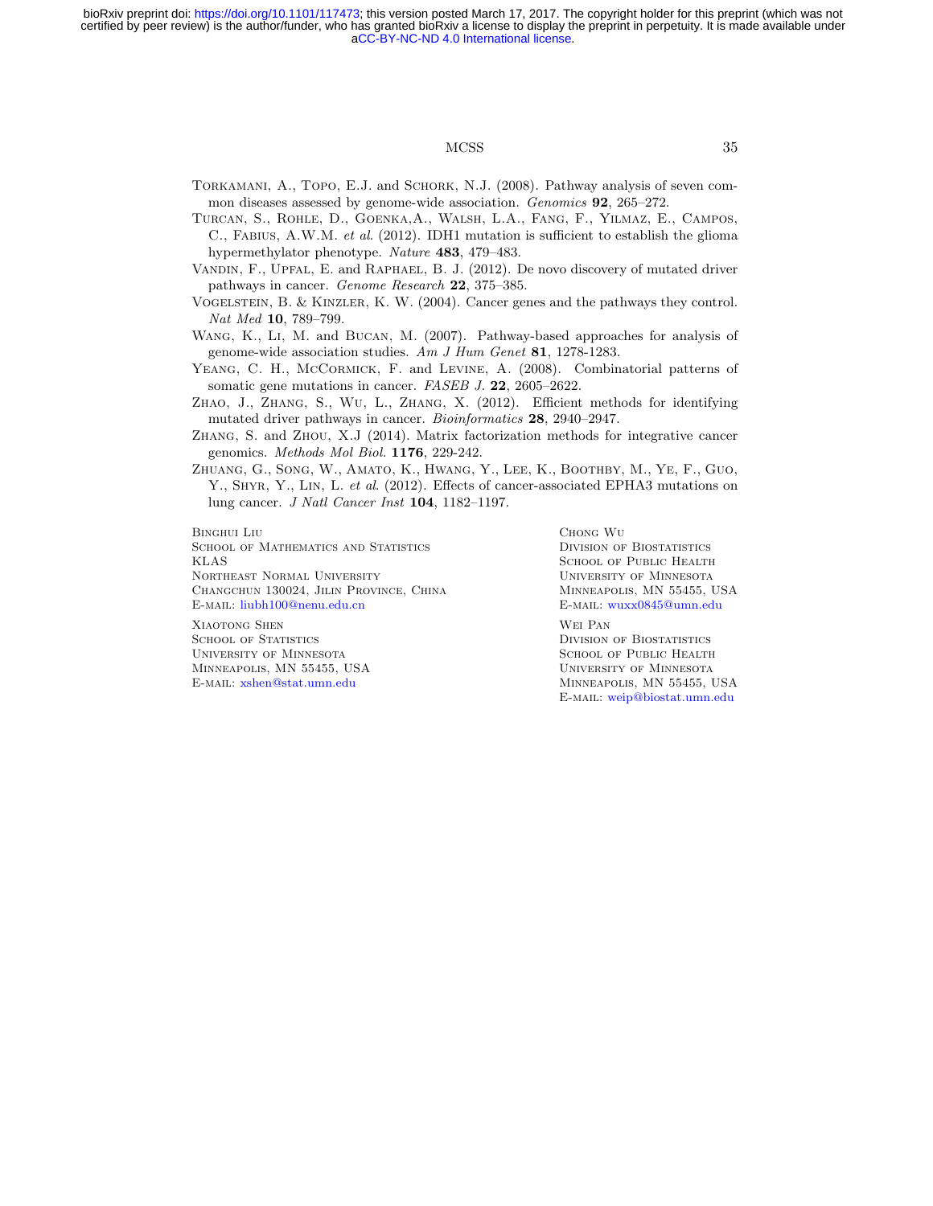Torkamani, A., Topo, E.J. and Schork, N.J. (2008). Pathway analysis of seven common diseases assessed by genome-wide association. *Genomics* **92**, 265–272.

Turcan, S., Rohle, D., Goenka,A., Walsh, L.A., Fang, F., Yilmaz, E., Campos, C., Fabius, A.W.M. *et al*. (2012). IDH1 mutation is sufficient to establish the glioma hypermethylator phenotype. *Nature* **483**, 479–483.

Vandin, F., Upfal, E. and Raphael, B. J. (2012). De novo discovery of mutated driver pathways in cancer. *Genome Research* **22**, 375–385.

Vogelstein, B. & Kinzler, K. W. (2004). Cancer genes and the pathways they control. *Nat Med* **10**, 789–799.

Wang, K., Li, M. and Bucan, M. (2007). Pathway-based approaches for analysis of genome-wide association studies. *Am J Hum Genet* **81**, 1278-1283.

Yeang, C. H., McCormick, F. and Levine, A. (2008). Combinatorial patterns of somatic gene mutations in cancer. *FASEB J.* **22**, 2605–2622.

Zhao, J., Zhang, S., Wu, L., Zhang, X. (2012). Efficient methods for identifying mutated driver pathways in cancer. *Bioinformatics* **28**, 2940–2947.

Zhang, S. and Zhou, X.J (2014). Matrix factorization methods for integrative cancer genomics. *Methods Mol Biol.* **1176**, 229-242.

Zhuang, G., Song, W., Amato, K., Hwang, Y., Lee, K., Boothby, M., Ye, F., Guo, Y., Shyr, Y., Lin, L. *et al*. (2012). Effects of cancer-associated EPHA3 mutations on lung cancer. *J Natl Cancer Inst* **104**, 1182–1197.

Binghui Liu
School of Mathematics and Statistics
KLAS
Northeast Normal University
Changchun 130024, Jilin Province, China
E-mail: liubh100@nenu.edu.cn

Chong Wu
Division of Biostatistics
School of Public Health
University of Minnesota
Minneapolis, MN 55455, USA
E-mail: wuxx0845@umn.edu

Xiaotong Shen
School of Statistics
University of Minnesota
Minneapolis, MN 55455, USA
E-mail: xshen@stat.umn.edu

Wei Pan
Division of Biostatistics
School of Public Health
University of Minnesota
Minneapolis, MN 55455, USA
E-mail: weip@biostat.umn.edu